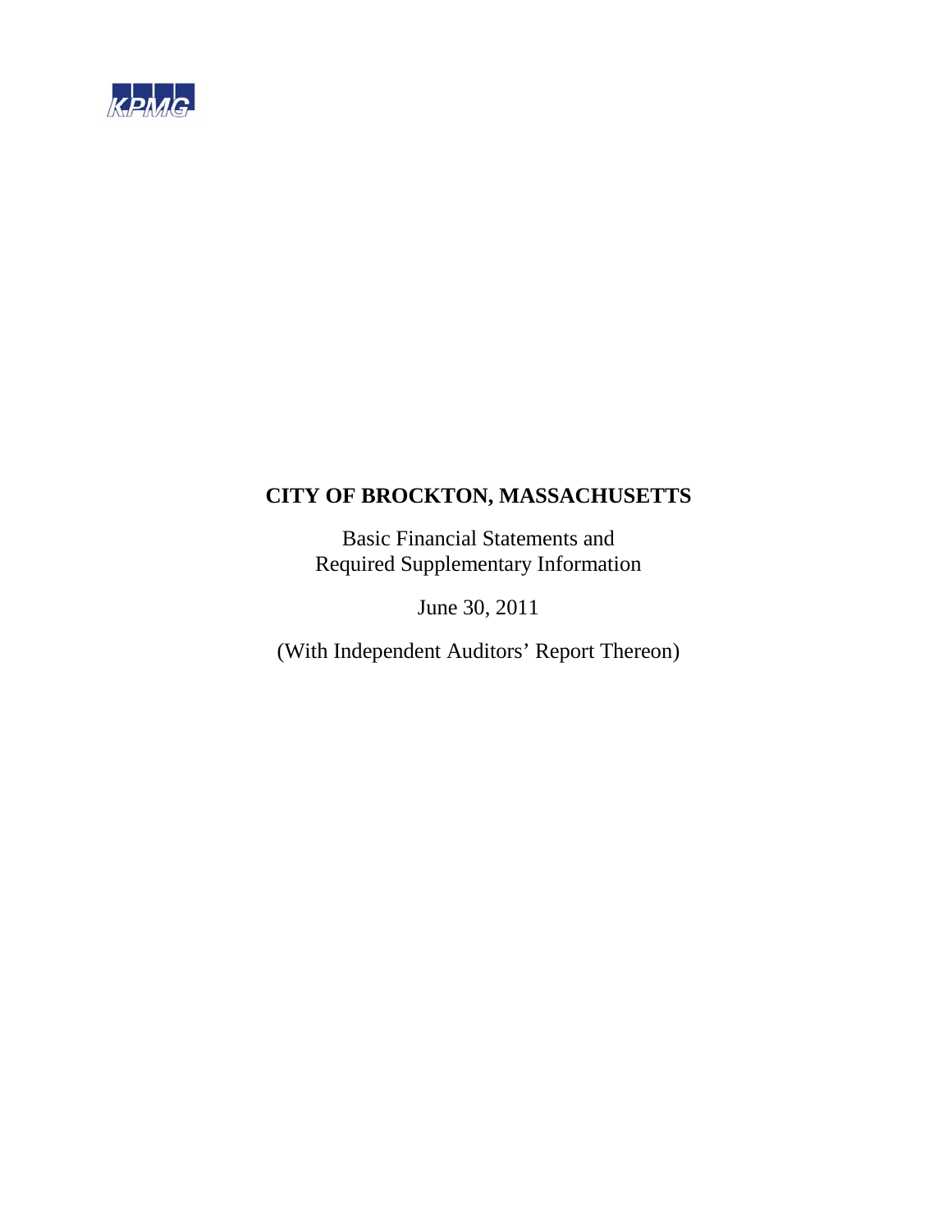KPMG

# CITY OF BROCKTON, MASSACHUSETTS

Basic Financial Statements and
Required Supplementary Information

June 30, 2011

(With Independent Auditors' Report Thereon)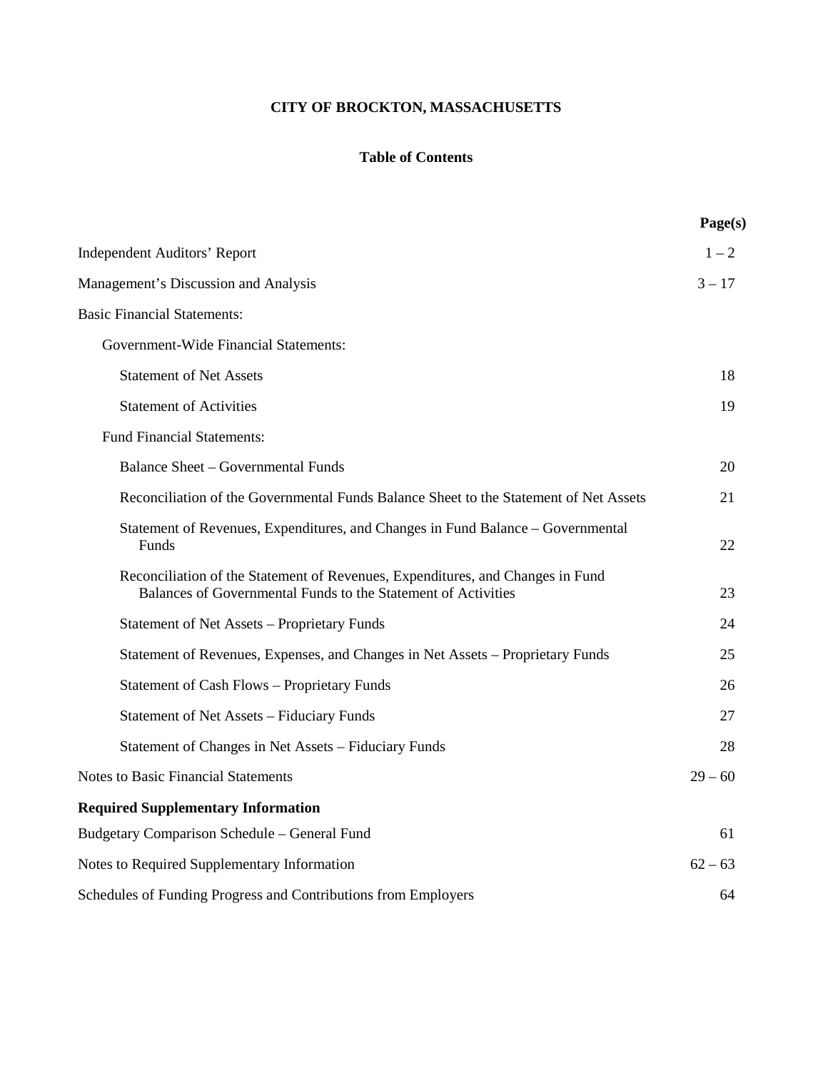# CITY OF BROCKTON, MASSACHUSETTS

## Table of Contents

| | Page(s) |
|---|---|
| Independent Auditors' Report | 1 – 2 |
| Management's Discussion and Analysis | 3 – 17 |
| Basic Financial Statements: | |
| Government-Wide Financial Statements: | |
| Statement of Net Assets | 18 |
| Statement of Activities | 19 |
| Fund Financial Statements: | |
| Balance Sheet – Governmental Funds | 20 |
| Reconciliation of the Governmental Funds Balance Sheet to the Statement of Net Assets | 21 |
| Statement of Revenues, Expenditures, and Changes in Fund Balance – Governmental Funds | 22 |
| Reconciliation of the Statement of Revenues, Expenditures, and Changes in Fund Balances of Governmental Funds to the Statement of Activities | 23 |
| Statement of Net Assets – Proprietary Funds | 24 |
| Statement of Revenues, Expenses, and Changes in Net Assets – Proprietary Funds | 25 |
| Statement of Cash Flows – Proprietary Funds | 26 |
| Statement of Net Assets – Fiduciary Funds | 27 |
| Statement of Changes in Net Assets – Fiduciary Funds | 28 |
| Notes to Basic Financial Statements | 29 – 60 |
| **Required Supplementary Information** | |
| Budgetary Comparison Schedule – General Fund | 61 |
| Notes to Required Supplementary Information | 62 – 63 |
| Schedules of Funding Progress and Contributions from Employers | 64 |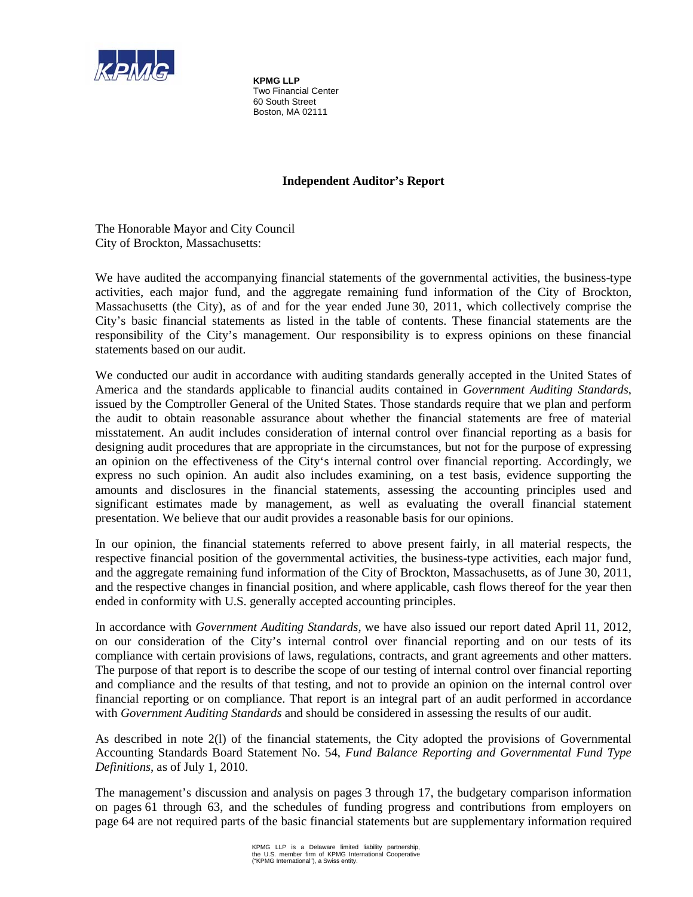**KPMG LLP**
Two Financial Center
60 South Street
Boston, MA 02111

## Independent Auditor's Report

The Honorable Mayor and City Council
City of Brockton, Massachusetts:

We have audited the accompanying financial statements of the governmental activities, the business-type activities, each major fund, and the aggregate remaining fund information of the City of Brockton, Massachusetts (the City), as of and for the year ended June 30, 2011, which collectively comprise the City's basic financial statements as listed in the table of contents. These financial statements are the responsibility of the City's management. Our responsibility is to express opinions on these financial statements based on our audit.

We conducted our audit in accordance with auditing standards generally accepted in the United States of America and the standards applicable to financial audits contained in *Government Auditing Standards*, issued by the Comptroller General of the United States. Those standards require that we plan and perform the audit to obtain reasonable assurance about whether the financial statements are free of material misstatement. An audit includes consideration of internal control over financial reporting as a basis for designing audit procedures that are appropriate in the circumstances, but not for the purpose of expressing an opinion on the effectiveness of the City's internal control over financial reporting. Accordingly, we express no such opinion. An audit also includes examining, on a test basis, evidence supporting the amounts and disclosures in the financial statements, assessing the accounting principles used and significant estimates made by management, as well as evaluating the overall financial statement presentation. We believe that our audit provides a reasonable basis for our opinions.

In our opinion, the financial statements referred to above present fairly, in all material respects, the respective financial position of the governmental activities, the business-type activities, each major fund, and the aggregate remaining fund information of the City of Brockton, Massachusetts, as of June 30, 2011, and the respective changes in financial position, and where applicable, cash flows thereof for the year then ended in conformity with U.S. generally accepted accounting principles.

In accordance with *Government Auditing Standards*, we have also issued our report dated April 11, 2012, on our consideration of the City's internal control over financial reporting and on our tests of its compliance with certain provisions of laws, regulations, contracts, and grant agreements and other matters. The purpose of that report is to describe the scope of our testing of internal control over financial reporting and compliance and the results of that testing, and not to provide an opinion on the internal control over financial reporting or on compliance. That report is an integral part of an audit performed in accordance with *Government Auditing Standards* and should be considered in assessing the results of our audit.

As described in note 2(l) of the financial statements, the City adopted the provisions of Governmental Accounting Standards Board Statement No. 54, *Fund Balance Reporting and Governmental Fund Type Definitions*, as of July 1, 2010.

The management's discussion and analysis on pages 3 through 17, the budgetary comparison information on pages 61 through 63, and the schedules of funding progress and contributions from employers on page 64 are not required parts of the basic financial statements but are supplementary information required

KPMG LLP is a Delaware limited liability partnership, the U.S. member firm of KPMG International Cooperative ("KPMG International"), a Swiss entity.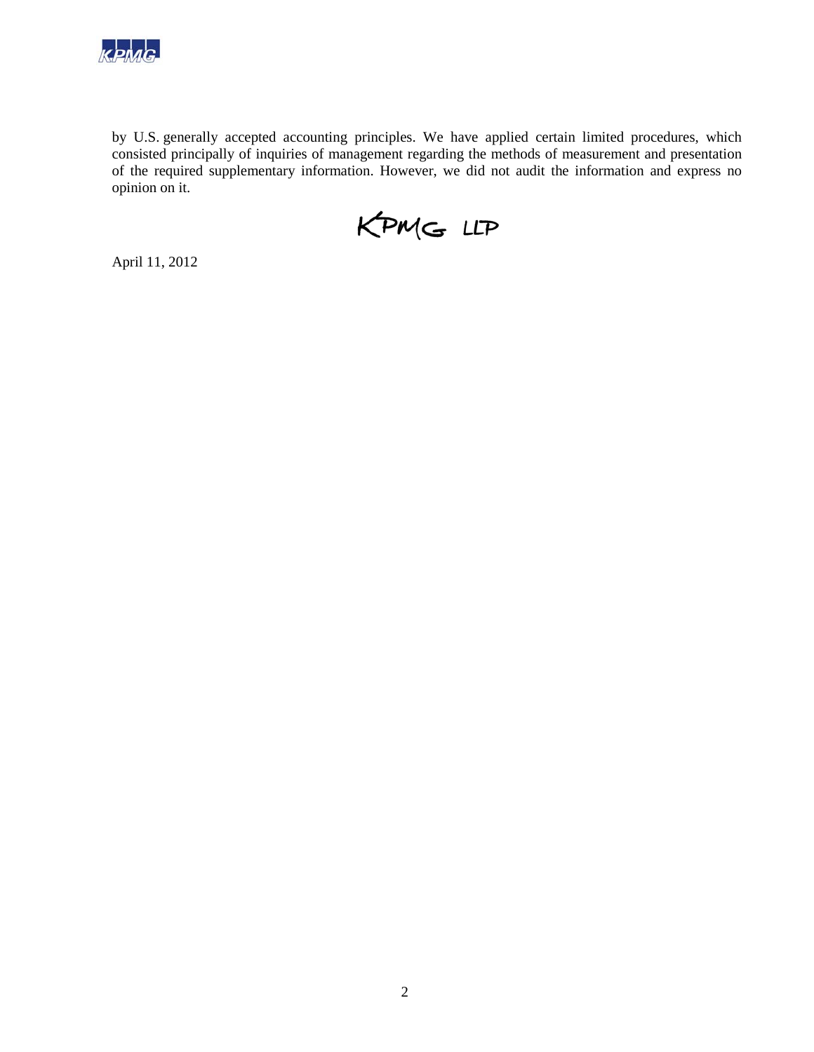by U.S. generally accepted accounting principles. We have applied certain limited procedures, which consisted principally of inquiries of management regarding the methods of measurement and presentation of the required supplementary information. However, we did not audit the information and express no opinion on it.

KPMG LLP

April 11, 2012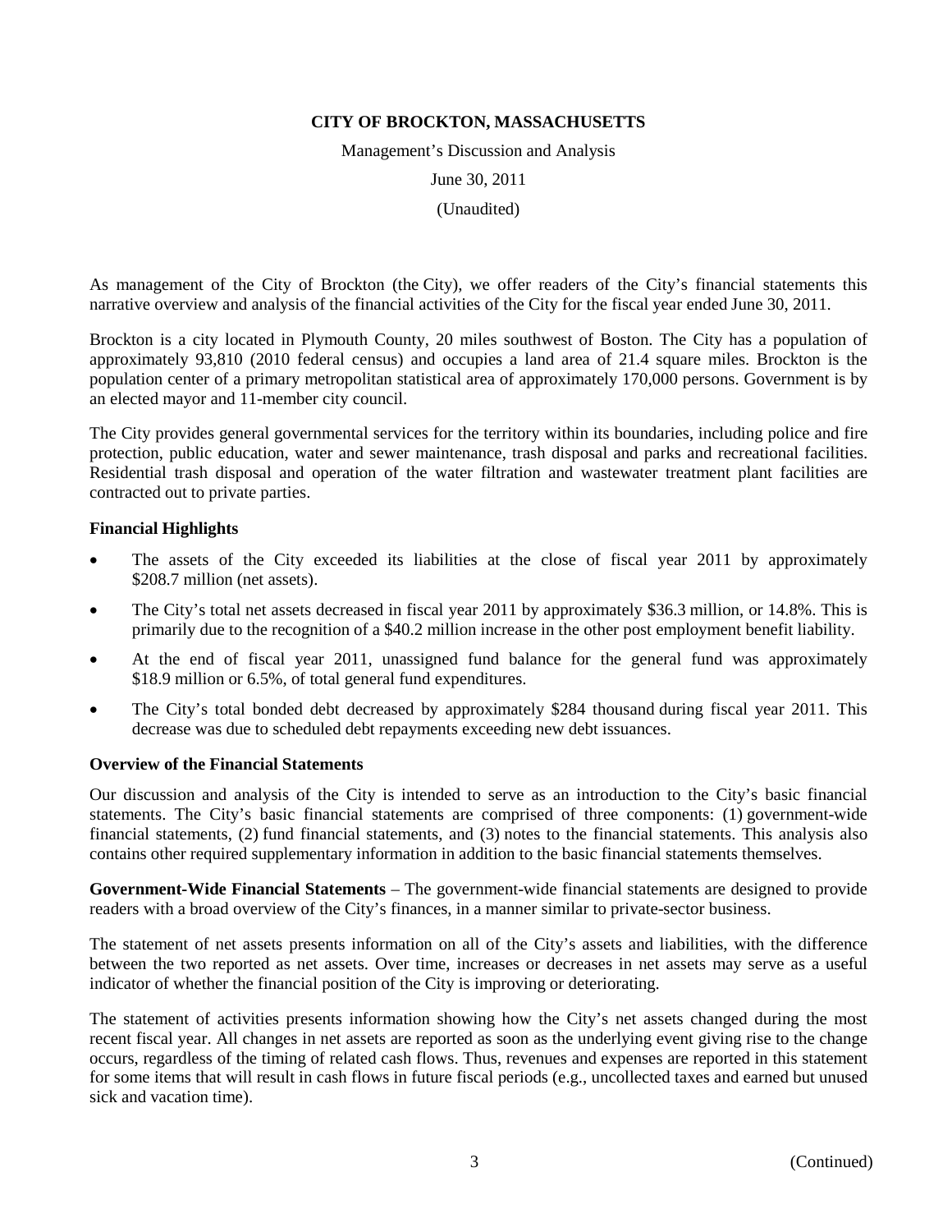**CITY OF BROCKTON, MASSACHUSETTS**

Management's Discussion and Analysis

June 30, 2011

(Unaudited)

As management of the City of Brockton (the City), we offer readers of the City's financial statements this narrative overview and analysis of the financial activities of the City for the fiscal year ended June 30, 2011.

Brockton is a city located in Plymouth County, 20 miles southwest of Boston. The City has a population of approximately 93,810 (2010 federal census) and occupies a land area of 21.4 square miles. Brockton is the population center of a primary metropolitan statistical area of approximately 170,000 persons. Government is by an elected mayor and 11-member city council.

The City provides general governmental services for the territory within its boundaries, including police and fire protection, public education, water and sewer maintenance, trash disposal and parks and recreational facilities. Residential trash disposal and operation of the water filtration and wastewater treatment plant facilities are contracted out to private parties.

### Financial Highlights

- The assets of the City exceeded its liabilities at the close of fiscal year 2011 by approximately $208.7 million (net assets).
- The City's total net assets decreased in fiscal year 2011 by approximately $36.3 million, or 14.8%. This is primarily due to the recognition of a $40.2 million increase in the other post employment benefit liability.
- At the end of fiscal year 2011, unassigned fund balance for the general fund was approximately $18.9 million or 6.5%, of total general fund expenditures.
- The City's total bonded debt decreased by approximately $284 thousand during fiscal year 2011. This decrease was due to scheduled debt repayments exceeding new debt issuances.

### Overview of the Financial Statements

Our discussion and analysis of the City is intended to serve as an introduction to the City's basic financial statements. The City's basic financial statements are comprised of three components: (1) government-wide financial statements, (2) fund financial statements, and (3) notes to the financial statements. This analysis also contains other required supplementary information in addition to the basic financial statements themselves.

**Government-Wide Financial Statements** – The government-wide financial statements are designed to provide readers with a broad overview of the City's finances, in a manner similar to private-sector business.

The statement of net assets presents information on all of the City's assets and liabilities, with the difference between the two reported as net assets. Over time, increases or decreases in net assets may serve as a useful indicator of whether the financial position of the City is improving or deteriorating.

The statement of activities presents information showing how the City's net assets changed during the most recent fiscal year. All changes in net assets are reported as soon as the underlying event giving rise to the change occurs, regardless of the timing of related cash flows. Thus, revenues and expenses are reported in this statement for some items that will result in cash flows in future fiscal periods (e.g., uncollected taxes and earned but unused sick and vacation time).

(Continued)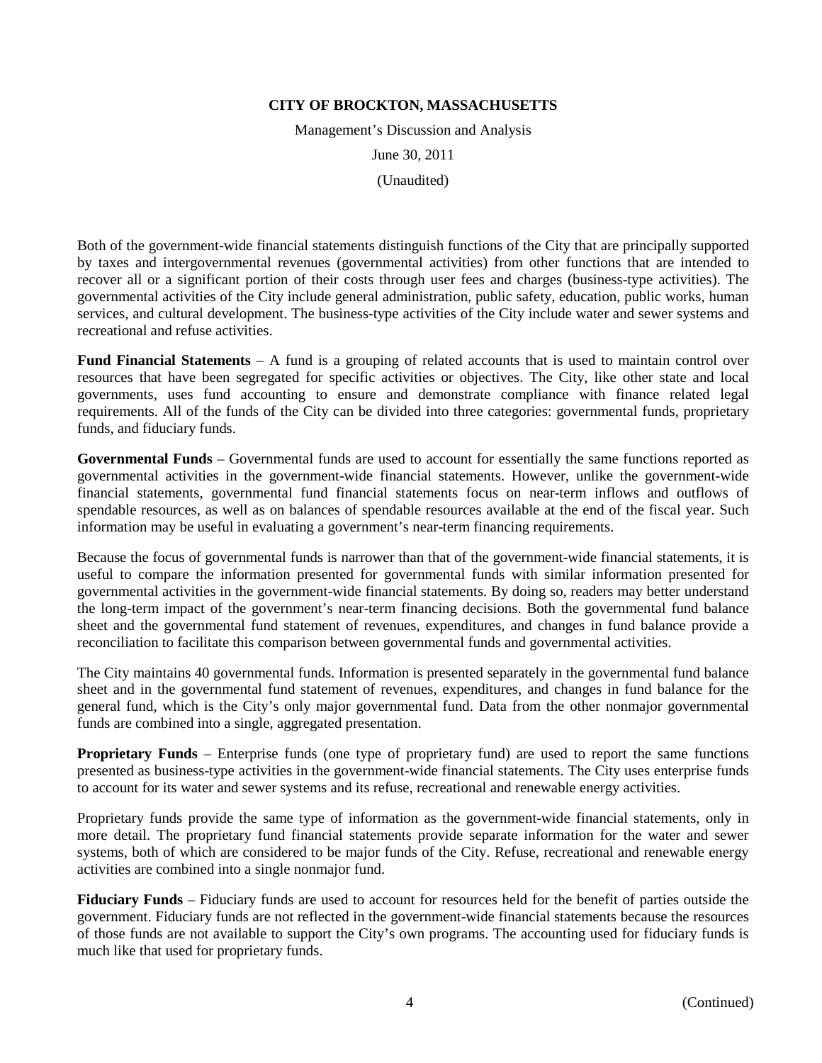Both of the government-wide financial statements distinguish functions of the City that are principally supported by taxes and intergovernmental revenues (governmental activities) from other functions that are intended to recover all or a significant portion of their costs through user fees and charges (business-type activities). The governmental activities of the City include general administration, public safety, education, public works, human services, and cultural development. The business-type activities of the City include water and sewer systems and recreational and refuse activities.

**Fund Financial Statements** – A fund is a grouping of related accounts that is used to maintain control over resources that have been segregated for specific activities or objectives. The City, like other state and local governments, uses fund accounting to ensure and demonstrate compliance with finance related legal requirements. All of the funds of the City can be divided into three categories: governmental funds, proprietary funds, and fiduciary funds.

**Governmental Funds** – Governmental funds are used to account for essentially the same functions reported as governmental activities in the government-wide financial statements. However, unlike the government-wide financial statements, governmental fund financial statements focus on near-term inflows and outflows of spendable resources, as well as on balances of spendable resources available at the end of the fiscal year. Such information may be useful in evaluating a government's near-term financing requirements.

Because the focus of governmental funds is narrower than that of the government-wide financial statements, it is useful to compare the information presented for governmental funds with similar information presented for governmental activities in the government-wide financial statements. By doing so, readers may better understand the long-term impact of the government's near-term financing decisions. Both the governmental fund balance sheet and the governmental fund statement of revenues, expenditures, and changes in fund balance provide a reconciliation to facilitate this comparison between governmental funds and governmental activities.

The City maintains 40 governmental funds. Information is presented separately in the governmental fund balance sheet and in the governmental fund statement of revenues, expenditures, and changes in fund balance for the general fund, which is the City's only major governmental fund. Data from the other nonmajor governmental funds are combined into a single, aggregated presentation.

**Proprietary Funds** – Enterprise funds (one type of proprietary fund) are used to report the same functions presented as business-type activities in the government-wide financial statements. The City uses enterprise funds to account for its water and sewer systems and its refuse, recreational and renewable energy activities.

Proprietary funds provide the same type of information as the government-wide financial statements, only in more detail. The proprietary fund financial statements provide separate information for the water and sewer systems, both of which are considered to be major funds of the City. Refuse, recreational and renewable energy activities are combined into a single nonmajor fund.

**Fiduciary Funds** – Fiduciary funds are used to account for resources held for the benefit of parties outside the government. Fiduciary funds are not reflected in the government-wide financial statements because the resources of those funds are not available to support the City's own programs. The accounting used for fiduciary funds is much like that used for proprietary funds.

(Continued)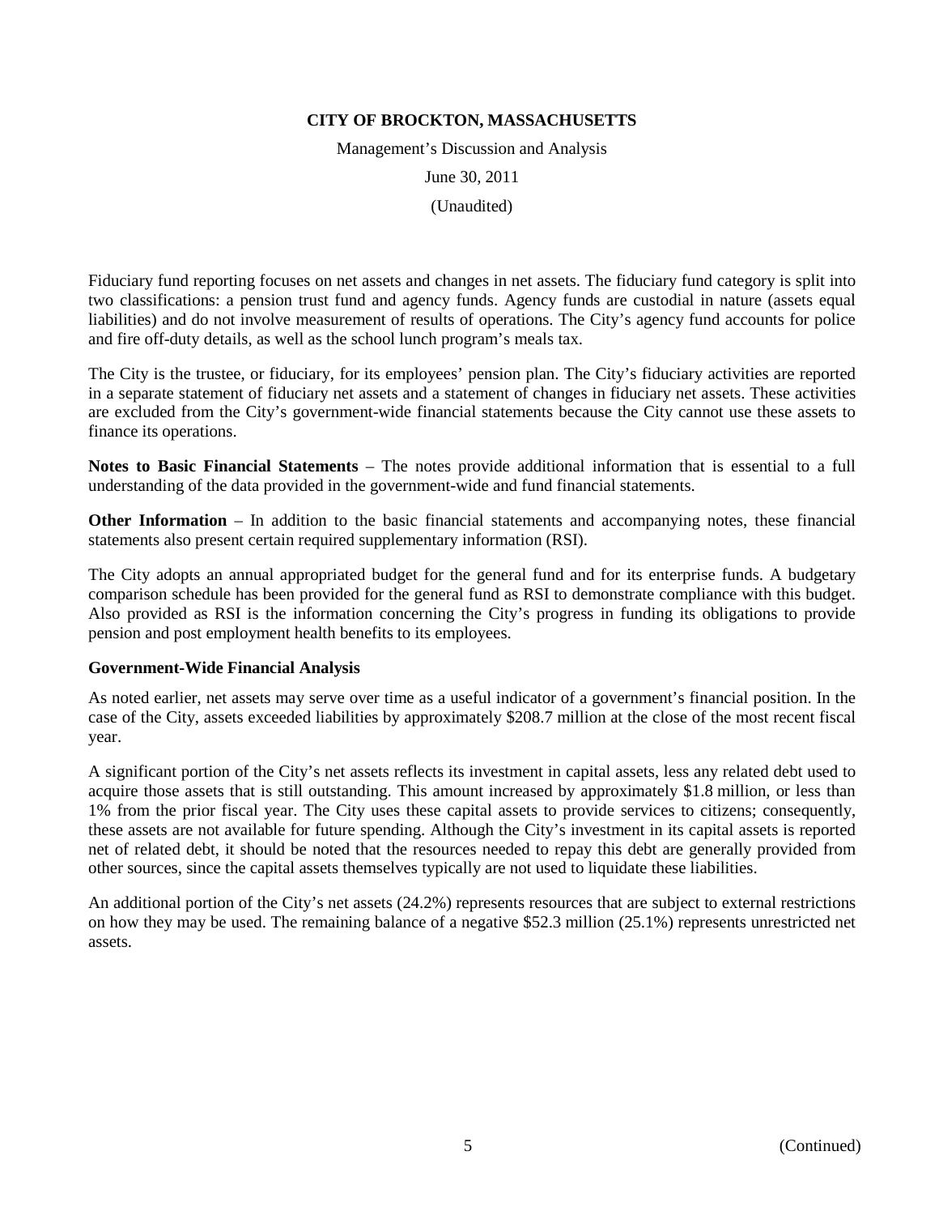Fiduciary fund reporting focuses on net assets and changes in net assets. The fiduciary fund category is split into two classifications: a pension trust fund and agency funds. Agency funds are custodial in nature (assets equal liabilities) and do not involve measurement of results of operations. The City's agency fund accounts for police and fire off-duty details, as well as the school lunch program's meals tax.

The City is the trustee, or fiduciary, for its employees' pension plan. The City's fiduciary activities are reported in a separate statement of fiduciary net assets and a statement of changes in fiduciary net assets. These activities are excluded from the City's government-wide financial statements because the City cannot use these assets to finance its operations.

**Notes to Basic Financial Statements** – The notes provide additional information that is essential to a full understanding of the data provided in the government-wide and fund financial statements.

**Other Information** – In addition to the basic financial statements and accompanying notes, these financial statements also present certain required supplementary information (RSI).

The City adopts an annual appropriated budget for the general fund and for its enterprise funds. A budgetary comparison schedule has been provided for the general fund as RSI to demonstrate compliance with this budget. Also provided as RSI is the information concerning the City's progress in funding its obligations to provide pension and post employment health benefits to its employees.

**Government-Wide Financial Analysis**

As noted earlier, net assets may serve over time as a useful indicator of a government's financial position. In the case of the City, assets exceeded liabilities by approximately $208.7 million at the close of the most recent fiscal year.

A significant portion of the City's net assets reflects its investment in capital assets, less any related debt used to acquire those assets that is still outstanding. This amount increased by approximately $1.8 million, or less than 1% from the prior fiscal year. The City uses these capital assets to provide services to citizens; consequently, these assets are not available for future spending. Although the City's investment in its capital assets is reported net of related debt, it should be noted that the resources needed to repay this debt are generally provided from other sources, since the capital assets themselves typically are not used to liquidate these liabilities.

An additional portion of the City's net assets (24.2%) represents resources that are subject to external restrictions on how they may be used. The remaining balance of a negative $52.3 million (25.1%) represents unrestricted net assets.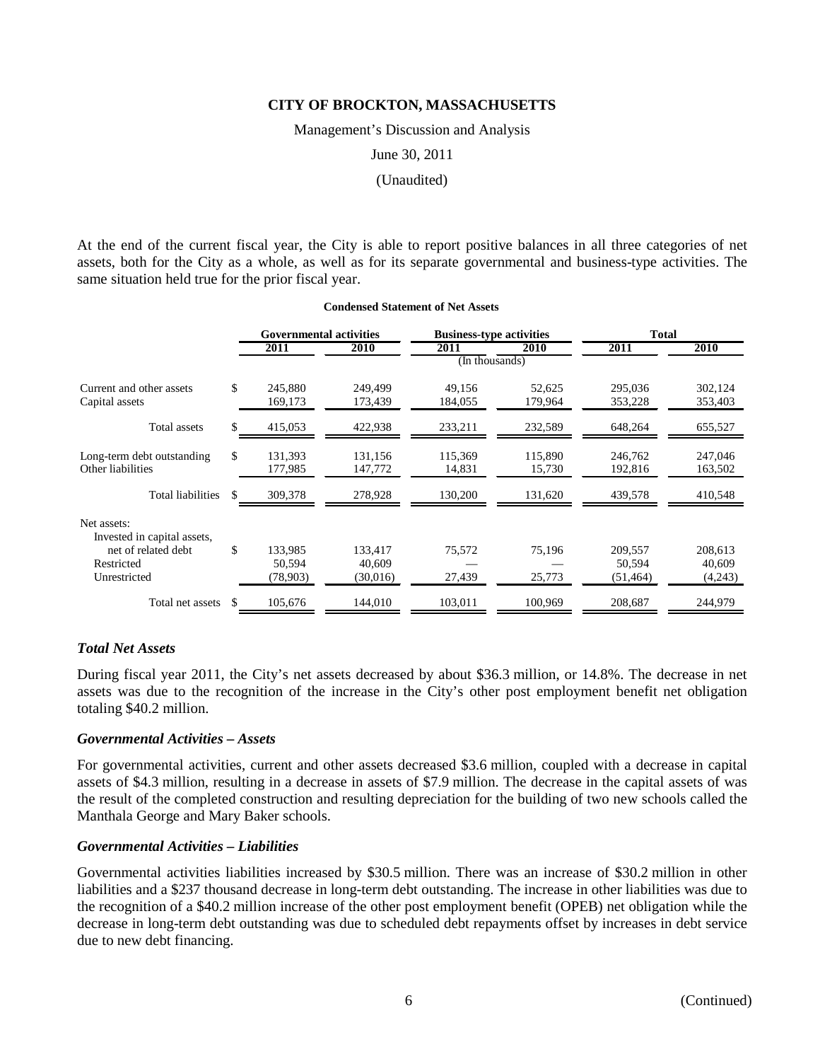**CITY OF BROCKTON, MASSACHUSETTS**

Management's Discussion and Analysis

June 30, 2011

(Unaudited)

At the end of the current fiscal year, the City is able to report positive balances in all three categories of net assets, both for the City as a whole, as well as for its separate governmental and business-type activities. The same situation held true for the prior fiscal year.

**Condensed Statement of Net Assets**

| | | Governmental activities | | Business-type activities | | Total | |
|---|---|---|---|---|---|---|---|
| | | 2011 | 2010 | 2011 | 2010 | 2011 | 2010 |
| | | | | (In thousands) | | | |
| Current and other assets | $ | 245,880 | 249,499 | 49,156 | 52,625 | 295,036 | 302,124 |
| Capital assets | | 169,173 | 173,439 | 184,055 | 179,964 | 353,228 | 353,403 |
| Total assets | $ | 415,053 | 422,938 | 233,211 | 232,589 | 648,264 | 655,527 |
| Long-term debt outstanding | $ | 131,393 | 131,156 | 115,369 | 115,890 | 246,762 | 247,046 |
| Other liabilities | | 177,985 | 147,772 | 14,831 | 15,730 | 192,816 | 163,502 |
| Total liabilities | $ | 309,378 | 278,928 | 130,200 | 131,620 | 439,578 | 410,548 |
| Net assets: | | | | | | | |
| Invested in capital assets, net of related debt | $ | 133,985 | 133,417 | 75,572 | 75,196 | 209,557 | 208,613 |
| Restricted | | 50,594 | 40,609 | — | — | 50,594 | 40,609 |
| Unrestricted | | (78,903) | (30,016) | 27,439 | 25,773 | (51,464) | (4,243) |
| Total net assets | $ | 105,676 | 144,010 | 103,011 | 100,969 | 208,687 | 244,979 |

### *Total Net Assets*

During fiscal year 2011, the City's net assets decreased by about $36.3 million, or 14.8%. The decrease in net assets was due to the recognition of the increase in the City's other post employment benefit net obligation totaling $40.2 million.

### *Governmental Activities – Assets*

For governmental activities, current and other assets decreased $3.6 million, coupled with a decrease in capital assets of $4.3 million, resulting in a decrease in assets of $7.9 million. The decrease in the capital assets of was the result of the completed construction and resulting depreciation for the building of two new schools called the Manthala George and Mary Baker schools.

### *Governmental Activities – Liabilities*

Governmental activities liabilities increased by $30.5 million. There was an increase of $30.2 million in other liabilities and a $237 thousand decrease in long-term debt outstanding. The increase in other liabilities was due to the recognition of a $40.2 million increase of the other post employment benefit (OPEB) net obligation while the decrease in long-term debt outstanding was due to scheduled debt repayments offset by increases in debt service due to new debt financing.

(Continued)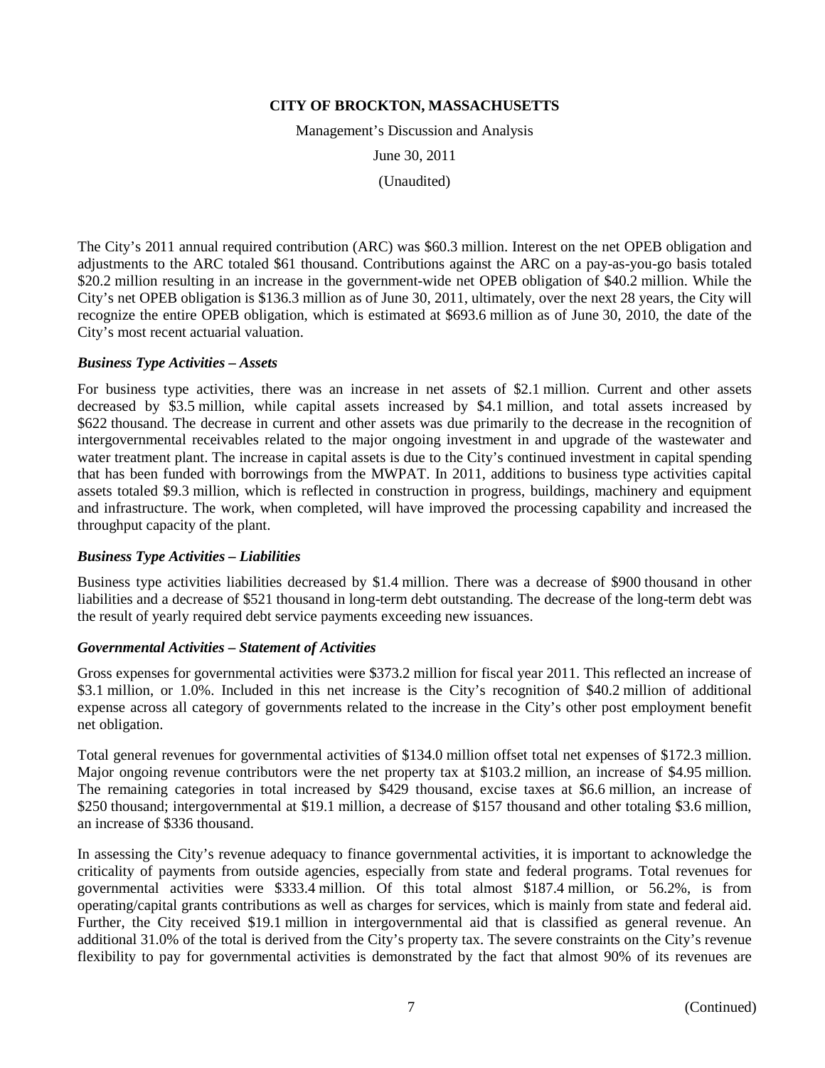The City's 2011 annual required contribution (ARC) was $60.3 million. Interest on the net OPEB obligation and adjustments to the ARC totaled $61 thousand. Contributions against the ARC on a pay-as-you-go basis totaled $20.2 million resulting in an increase in the government-wide net OPEB obligation of $40.2 million. While the City's net OPEB obligation is $136.3 million as of June 30, 2011, ultimately, over the next 28 years, the City will recognize the entire OPEB obligation, which is estimated at $693.6 million as of June 30, 2010, the date of the City's most recent actuarial valuation.

### *Business Type Activities – Assets*

For business type activities, there was an increase in net assets of $2.1 million. Current and other assets decreased by $3.5 million, while capital assets increased by $4.1 million, and total assets increased by $622 thousand. The decrease in current and other assets was due primarily to the decrease in the recognition of intergovernmental receivables related to the major ongoing investment in and upgrade of the wastewater and water treatment plant. The increase in capital assets is due to the City's continued investment in capital spending that has been funded with borrowings from the MWPAT. In 2011, additions to business type activities capital assets totaled $9.3 million, which is reflected in construction in progress, buildings, machinery and equipment and infrastructure. The work, when completed, will have improved the processing capability and increased the throughput capacity of the plant.

### *Business Type Activities – Liabilities*

Business type activities liabilities decreased by $1.4 million. There was a decrease of $900 thousand in other liabilities and a decrease of $521 thousand in long-term debt outstanding. The decrease of the long-term debt was the result of yearly required debt service payments exceeding new issuances.

### *Governmental Activities – Statement of Activities*

Gross expenses for governmental activities were $373.2 million for fiscal year 2011. This reflected an increase of $3.1 million, or 1.0%. Included in this net increase is the City's recognition of $40.2 million of additional expense across all category of governments related to the increase in the City's other post employment benefit net obligation.

Total general revenues for governmental activities of $134.0 million offset total net expenses of $172.3 million. Major ongoing revenue contributors were the net property tax at $103.2 million, an increase of $4.95 million. The remaining categories in total increased by $429 thousand, excise taxes at $6.6 million, an increase of $250 thousand; intergovernmental at $19.1 million, a decrease of $157 thousand and other totaling $3.6 million, an increase of $336 thousand.

In assessing the City's revenue adequacy to finance governmental activities, it is important to acknowledge the criticality of payments from outside agencies, especially from state and federal programs. Total revenues for governmental activities were $333.4 million. Of this total almost $187.4 million, or 56.2%, is from operating/capital grants contributions as well as charges for services, which is mainly from state and federal aid. Further, the City received $19.1 million in intergovernmental aid that is classified as general revenue. An additional 31.0% of the total is derived from the City's property tax. The severe constraints on the City's revenue flexibility to pay for governmental activities is demonstrated by the fact that almost 90% of its revenues are

(Continued)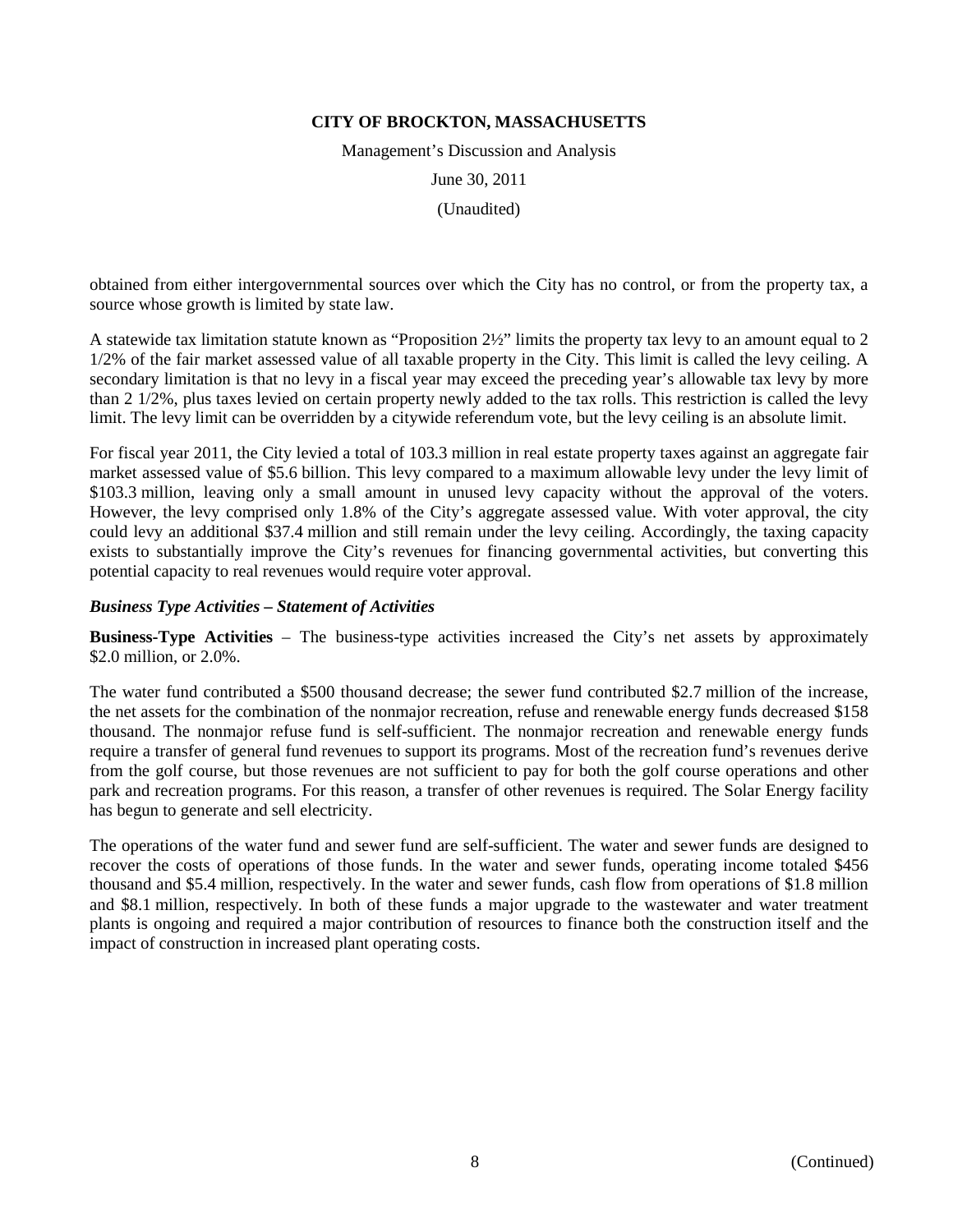obtained from either intergovernmental sources over which the City has no control, or from the property tax, a source whose growth is limited by state law.

A statewide tax limitation statute known as "Proposition 2½" limits the property tax levy to an amount equal to 2 1/2% of the fair market assessed value of all taxable property in the City. This limit is called the levy ceiling. A secondary limitation is that no levy in a fiscal year may exceed the preceding year's allowable tax levy by more than 2 1/2%, plus taxes levied on certain property newly added to the tax rolls. This restriction is called the levy limit. The levy limit can be overridden by a citywide referendum vote, but the levy ceiling is an absolute limit.

For fiscal year 2011, the City levied a total of 103.3 million in real estate property taxes against an aggregate fair market assessed value of $5.6 billion. This levy compared to a maximum allowable levy under the levy limit of $103.3 million, leaving only a small amount in unused levy capacity without the approval of the voters. However, the levy comprised only 1.8% of the City's aggregate assessed value. With voter approval, the city could levy an additional $37.4 million and still remain under the levy ceiling. Accordingly, the taxing capacity exists to substantially improve the City's revenues for financing governmental activities, but converting this potential capacity to real revenues would require voter approval.

### *Business Type Activities – Statement of Activities*

**Business-Type Activities** – The business-type activities increased the City's net assets by approximately $2.0 million, or 2.0%.

The water fund contributed a $500 thousand decrease; the sewer fund contributed $2.7 million of the increase, the net assets for the combination of the nonmajor recreation, refuse and renewable energy funds decreased $158 thousand. The nonmajor refuse fund is self-sufficient. The nonmajor recreation and renewable energy funds require a transfer of general fund revenues to support its programs. Most of the recreation fund's revenues derive from the golf course, but those revenues are not sufficient to pay for both the golf course operations and other park and recreation programs. For this reason, a transfer of other revenues is required. The Solar Energy facility has begun to generate and sell electricity.

The operations of the water fund and sewer fund are self-sufficient. The water and sewer funds are designed to recover the costs of operations of those funds. In the water and sewer funds, operating income totaled $456 thousand and $5.4 million, respectively. In the water and sewer funds, cash flow from operations of $1.8 million and $8.1 million, respectively. In both of these funds a major upgrade to the wastewater and water treatment plants is ongoing and required a major contribution of resources to finance both the construction itself and the impact of construction in increased plant operating costs.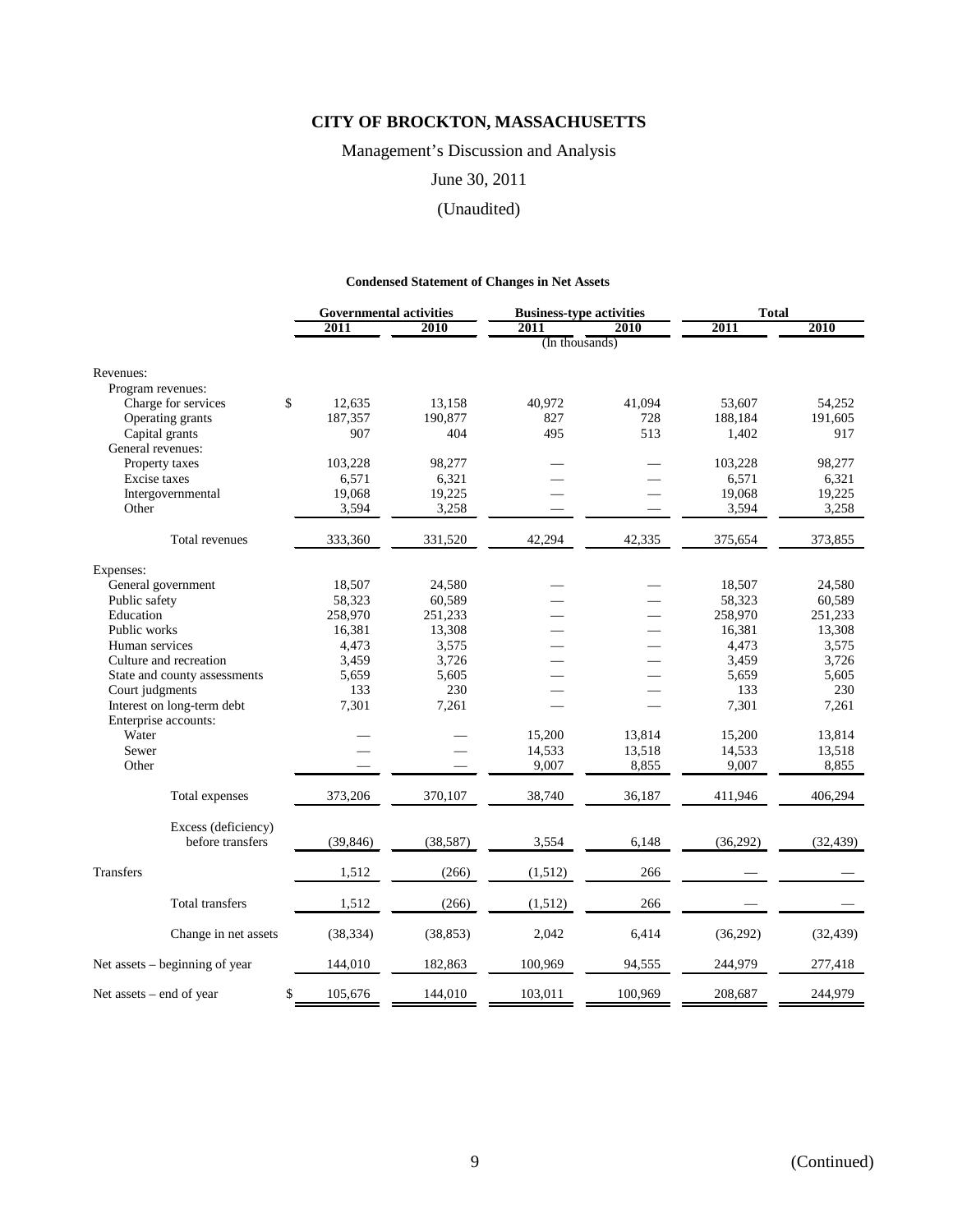# CITY OF BROCKTON, MASSACHUSETTS

Management's Discussion and Analysis

June 30, 2011

(Unaudited)

**Condensed Statement of Changes in Net Assets**

| | Governmental activities | | Business-type activities | | Total | |
|---|---|---|---|---|---|---|
| | 2011 | 2010 | 2011 | 2010 | 2011 | 2010 |
| | | | (In thousands) | | | |
| Revenues: | | | | | | |
| Program revenues: | | | | | | |
| Charge for services | $ 12,635 | 13,158 | 40,972 | 41,094 | 53,607 | 54,252 |
| Operating grants | 187,357 | 190,877 | 827 | 728 | 188,184 | 191,605 |
| Capital grants | 907 | 404 | 495 | 513 | 1,402 | 917 |
| General revenues: | | | | | | |
| Property taxes | 103,228 | 98,277 | — | — | 103,228 | 98,277 |
| Excise taxes | 6,571 | 6,321 | — | — | 6,571 | 6,321 |
| Intergovernmental | 19,068 | 19,225 | — | — | 19,068 | 19,225 |
| Other | 3,594 | 3,258 | — | — | 3,594 | 3,258 |
| Total revenues | 333,360 | 331,520 | 42,294 | 42,335 | 375,654 | 373,855 |
| Expenses: | | | | | | |
| General government | 18,507 | 24,580 | — | — | 18,507 | 24,580 |
| Public safety | 58,323 | 60,589 | — | — | 58,323 | 60,589 |
| Education | 258,970 | 251,233 | — | — | 258,970 | 251,233 |
| Public works | 16,381 | 13,308 | — | — | 16,381 | 13,308 |
| Human services | 4,473 | 3,575 | — | — | 4,473 | 3,575 |
| Culture and recreation | 3,459 | 3,726 | — | — | 3,459 | 3,726 |
| State and county assessments | 5,659 | 5,605 | — | — | 5,659 | 5,605 |
| Court judgments | 133 | 230 | — | — | 133 | 230 |
| Interest on long-term debt | 7,301 | 7,261 | — | — | 7,301 | 7,261 |
| Enterprise accounts: | | | | | | |
| Water | — | — | 15,200 | 13,814 | 15,200 | 13,814 |
| Sewer | — | — | 14,533 | 13,518 | 14,533 | 13,518 |
| Other | — | — | 9,007 | 8,855 | 9,007 | 8,855 |
| Total expenses | 373,206 | 370,107 | 38,740 | 36,187 | 411,946 | 406,294 |
| Excess (deficiency) before transfers | (39,846) | (38,587) | 3,554 | 6,148 | (36,292) | (32,439) |
| Transfers | 1,512 | (266) | (1,512) | 266 | — | — |
| Total transfers | 1,512 | (266) | (1,512) | 266 | — | — |
| Change in net assets | (38,334) | (38,853) | 2,042 | 6,414 | (36,292) | (32,439) |
| Net assets – beginning of year | 144,010 | 182,863 | 100,969 | 94,555 | 244,979 | 277,418 |
| Net assets – end of year | $ 105,676 | 144,010 | 103,011 | 100,969 | 208,687 | 244,979 |

(Continued)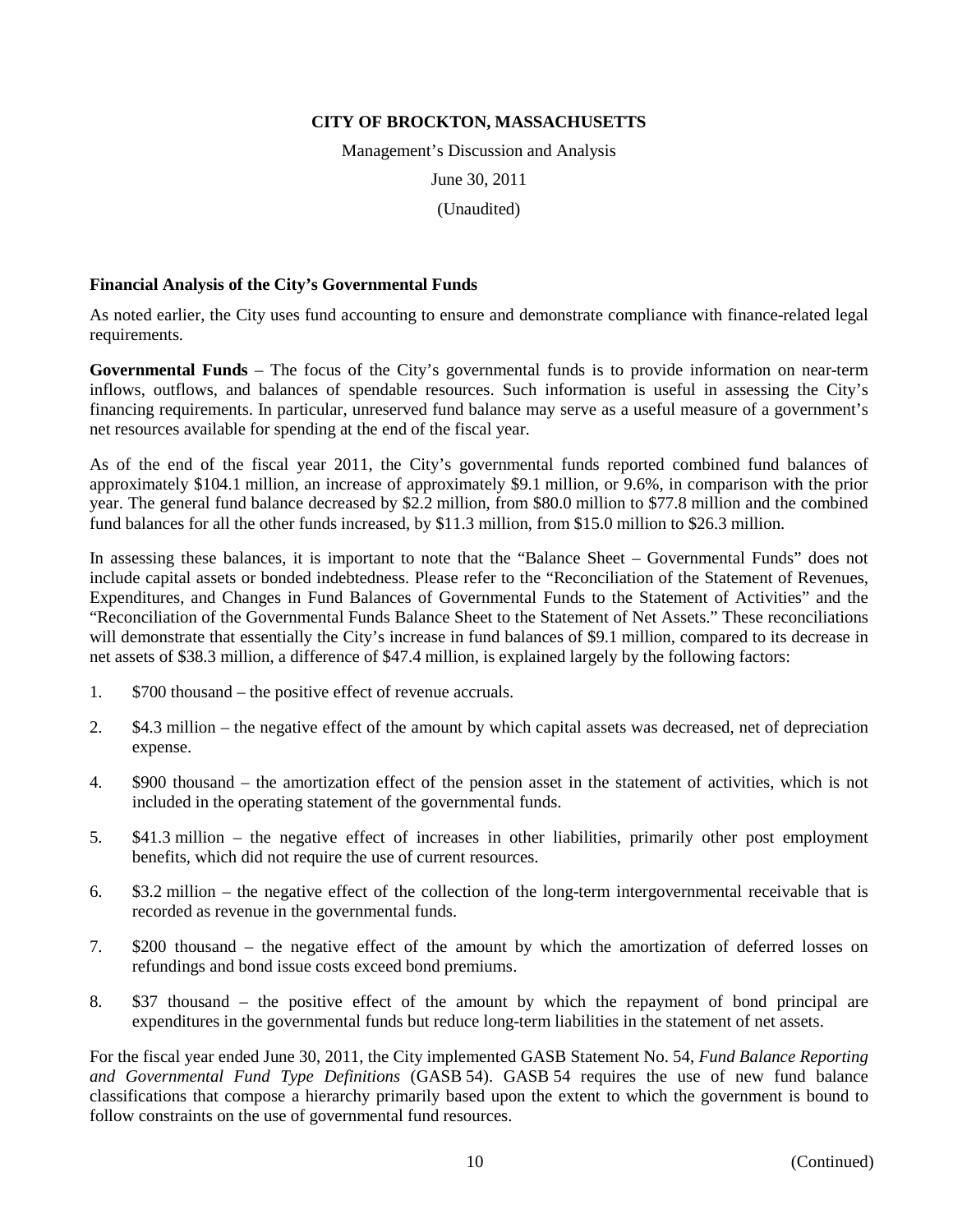**CITY OF BROCKTON, MASSACHUSETTS**

Management's Discussion and Analysis

June 30, 2011

(Unaudited)

**Financial Analysis of the City's Governmental Funds**

As noted earlier, the City uses fund accounting to ensure and demonstrate compliance with finance-related legal requirements.

**Governmental Funds** – The focus of the City's governmental funds is to provide information on near-term inflows, outflows, and balances of spendable resources. Such information is useful in assessing the City's financing requirements. In particular, unreserved fund balance may serve as a useful measure of a government's net resources available for spending at the end of the fiscal year.

As of the end of the fiscal year 2011, the City's governmental funds reported combined fund balances of approximately $104.1 million, an increase of approximately $9.1 million, or 9.6%, in comparison with the prior year. The general fund balance decreased by $2.2 million, from $80.0 million to $77.8 million and the combined fund balances for all the other funds increased, by $11.3 million, from $15.0 million to $26.3 million.

In assessing these balances, it is important to note that the "Balance Sheet – Governmental Funds" does not include capital assets or bonded indebtedness. Please refer to the "Reconciliation of the Statement of Revenues, Expenditures, and Changes in Fund Balances of Governmental Funds to the Statement of Activities" and the "Reconciliation of the Governmental Funds Balance Sheet to the Statement of Net Assets." These reconciliations will demonstrate that essentially the City's increase in fund balances of $9.1 million, compared to its decrease in net assets of $38.3 million, a difference of $47.4 million, is explained largely by the following factors:

1. $700 thousand – the positive effect of revenue accruals.
2. $4.3 million – the negative effect of the amount by which capital assets was decreased, net of depreciation expense.
4. $900 thousand – the amortization effect of the pension asset in the statement of activities, which is not included in the operating statement of the governmental funds.
5. $41.3 million – the negative effect of increases in other liabilities, primarily other post employment benefits, which did not require the use of current resources.
6. $3.2 million – the negative effect of the collection of the long-term intergovernmental receivable that is recorded as revenue in the governmental funds.
7. $200 thousand – the negative effect of the amount by which the amortization of deferred losses on refundings and bond issue costs exceed bond premiums.
8. $37 thousand – the positive effect of the amount by which the repayment of bond principal are expenditures in the governmental funds but reduce long-term liabilities in the statement of net assets.

For the fiscal year ended June 30, 2011, the City implemented GASB Statement No. 54, *Fund Balance Reporting and Governmental Fund Type Definitions* (GASB 54). GASB 54 requires the use of new fund balance classifications that compose a hierarchy primarily based upon the extent to which the government is bound to follow constraints on the use of governmental fund resources.

(Continued)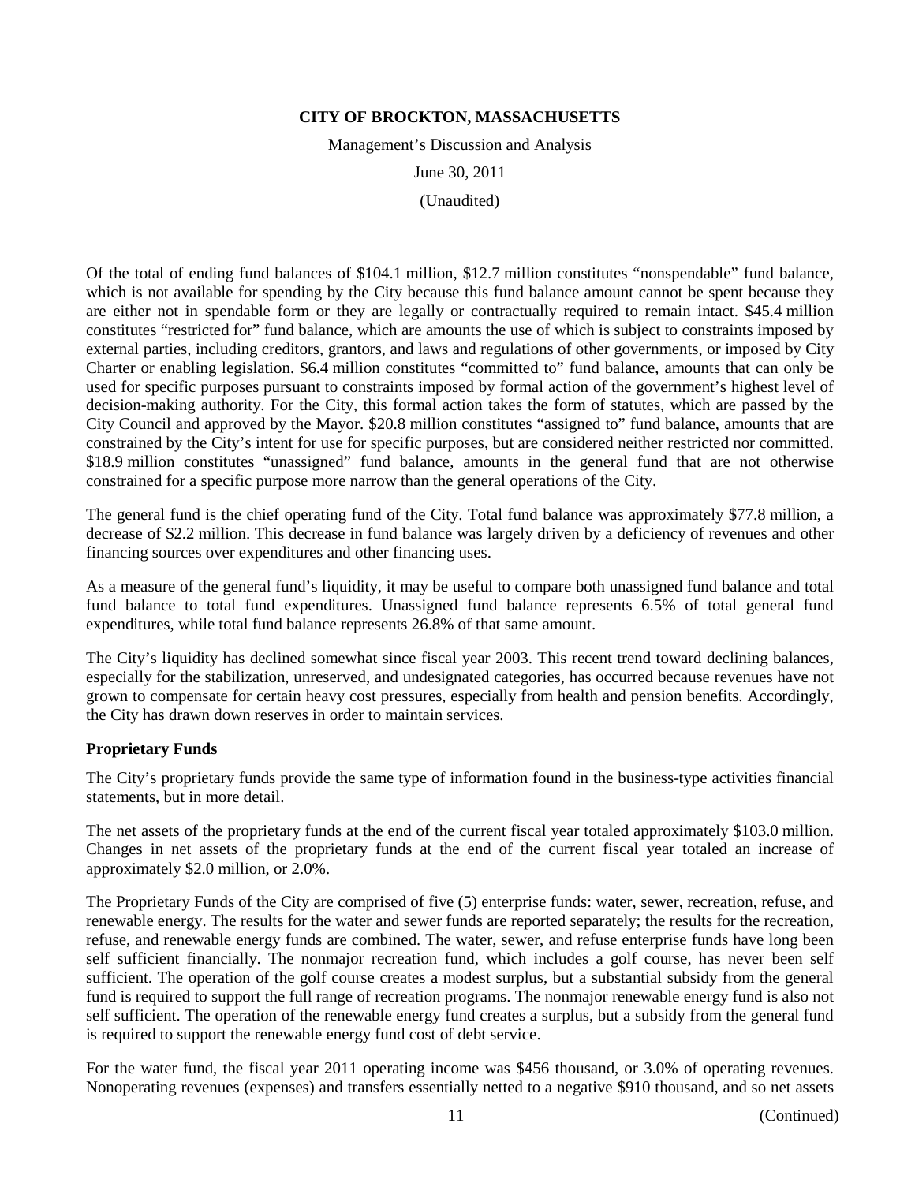Of the total of ending fund balances of $104.1 million, $12.7 million constitutes "nonspendable" fund balance, which is not available for spending by the City because this fund balance amount cannot be spent because they are either not in spendable form or they are legally or contractually required to remain intact. $45.4 million constitutes "restricted for" fund balance, which are amounts the use of which is subject to constraints imposed by external parties, including creditors, grantors, and laws and regulations of other governments, or imposed by City Charter or enabling legislation. $6.4 million constitutes "committed to" fund balance, amounts that can only be used for specific purposes pursuant to constraints imposed by formal action of the government's highest level of decision-making authority. For the City, this formal action takes the form of statutes, which are passed by the City Council and approved by the Mayor. $20.8 million constitutes "assigned to" fund balance, amounts that are constrained by the City's intent for use for specific purposes, but are considered neither restricted nor committed. $18.9 million constitutes "unassigned" fund balance, amounts in the general fund that are not otherwise constrained for a specific purpose more narrow than the general operations of the City.

The general fund is the chief operating fund of the City. Total fund balance was approximately $77.8 million, a decrease of $2.2 million. This decrease in fund balance was largely driven by a deficiency of revenues and other financing sources over expenditures and other financing uses.

As a measure of the general fund's liquidity, it may be useful to compare both unassigned fund balance and total fund balance to total fund expenditures. Unassigned fund balance represents 6.5% of total general fund expenditures, while total fund balance represents 26.8% of that same amount.

The City's liquidity has declined somewhat since fiscal year 2003. This recent trend toward declining balances, especially for the stabilization, unreserved, and undesignated categories, has occurred because revenues have not grown to compensate for certain heavy cost pressures, especially from health and pension benefits. Accordingly, the City has drawn down reserves in order to maintain services.

**Proprietary Funds**

The City's proprietary funds provide the same type of information found in the business-type activities financial statements, but in more detail.

The net assets of the proprietary funds at the end of the current fiscal year totaled approximately $103.0 million. Changes in net assets of the proprietary funds at the end of the current fiscal year totaled an increase of approximately $2.0 million, or 2.0%.

The Proprietary Funds of the City are comprised of five (5) enterprise funds: water, sewer, recreation, refuse, and renewable energy. The results for the water and sewer funds are reported separately; the results for the recreation, refuse, and renewable energy funds are combined. The water, sewer, and refuse enterprise funds have long been self sufficient financially. The nonmajor recreation fund, which includes a golf course, has never been self sufficient. The operation of the golf course creates a modest surplus, but a substantial subsidy from the general fund is required to support the full range of recreation programs. The nonmajor renewable energy fund is also not self sufficient. The operation of the renewable energy fund creates a surplus, but a subsidy from the general fund is required to support the renewable energy fund cost of debt service.

For the water fund, the fiscal year 2011 operating income was $456 thousand, or 3.0% of operating revenues. Nonoperating revenues (expenses) and transfers essentially netted to a negative $910 thousand, and so net assets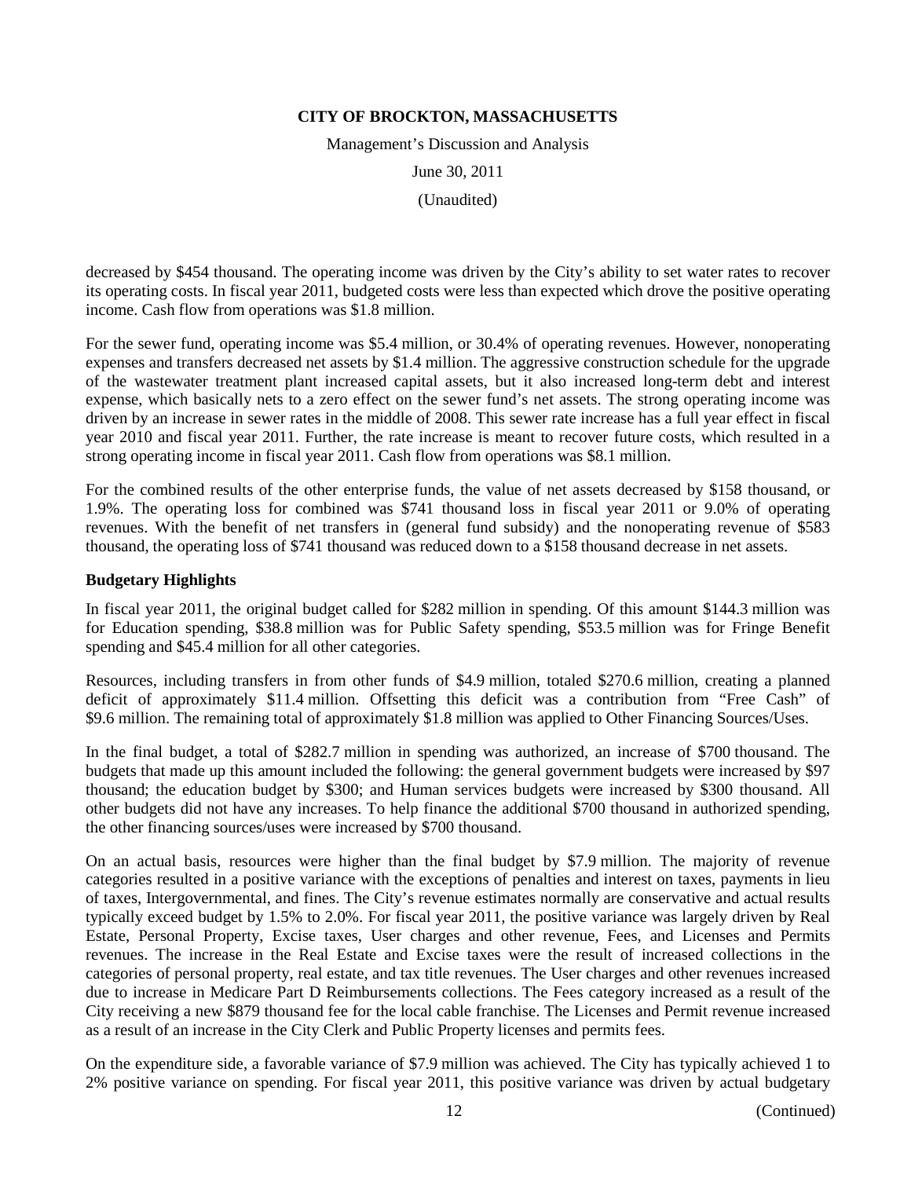decreased by $454 thousand. The operating income was driven by the City's ability to set water rates to recover its operating costs. In fiscal year 2011, budgeted costs were less than expected which drove the positive operating income. Cash flow from operations was $1.8 million.

For the sewer fund, operating income was $5.4 million, or 30.4% of operating revenues. However, nonoperating expenses and transfers decreased net assets by $1.4 million. The aggressive construction schedule for the upgrade of the wastewater treatment plant increased capital assets, but it also increased long-term debt and interest expense, which basically nets to a zero effect on the sewer fund's net assets. The strong operating income was driven by an increase in sewer rates in the middle of 2008. This sewer rate increase has a full year effect in fiscal year 2010 and fiscal year 2011. Further, the rate increase is meant to recover future costs, which resulted in a strong operating income in fiscal year 2011. Cash flow from operations was $8.1 million.

For the combined results of the other enterprise funds, the value of net assets decreased by $158 thousand, or 1.9%. The operating loss for combined was $741 thousand loss in fiscal year 2011 or 9.0% of operating revenues. With the benefit of net transfers in (general fund subsidy) and the nonoperating revenue of $583 thousand, the operating loss of $741 thousand was reduced down to a $158 thousand decrease in net assets.

**Budgetary Highlights**

In fiscal year 2011, the original budget called for $282 million in spending. Of this amount $144.3 million was for Education spending, $38.8 million was for Public Safety spending, $53.5 million was for Fringe Benefit spending and $45.4 million for all other categories.

Resources, including transfers in from other funds of $4.9 million, totaled $270.6 million, creating a planned deficit of approximately $11.4 million. Offsetting this deficit was a contribution from "Free Cash" of $9.6 million. The remaining total of approximately $1.8 million was applied to Other Financing Sources/Uses.

In the final budget, a total of $282.7 million in spending was authorized, an increase of $700 thousand. The budgets that made up this amount included the following: the general government budgets were increased by $97 thousand; the education budget by $300; and Human services budgets were increased by $300 thousand. All other budgets did not have any increases. To help finance the additional $700 thousand in authorized spending, the other financing sources/uses were increased by $700 thousand.

On an actual basis, resources were higher than the final budget by $7.9 million. The majority of revenue categories resulted in a positive variance with the exceptions of penalties and interest on taxes, payments in lieu of taxes, Intergovernmental, and fines. The City's revenue estimates normally are conservative and actual results typically exceed budget by 1.5% to 2.0%. For fiscal year 2011, the positive variance was largely driven by Real Estate, Personal Property, Excise taxes, User charges and other revenue, Fees, and Licenses and Permits revenues. The increase in the Real Estate and Excise taxes were the result of increased collections in the categories of personal property, real estate, and tax title revenues. The User charges and other revenues increased due to increase in Medicare Part D Reimbursements collections. The Fees category increased as a result of the City receiving a new $879 thousand fee for the local cable franchise. The Licenses and Permit revenue increased as a result of an increase in the City Clerk and Public Property licenses and permits fees.

On the expenditure side, a favorable variance of $7.9 million was achieved. The City has typically achieved 1 to 2% positive variance on spending. For fiscal year 2011, this positive variance was driven by actual budgetary

(Continued)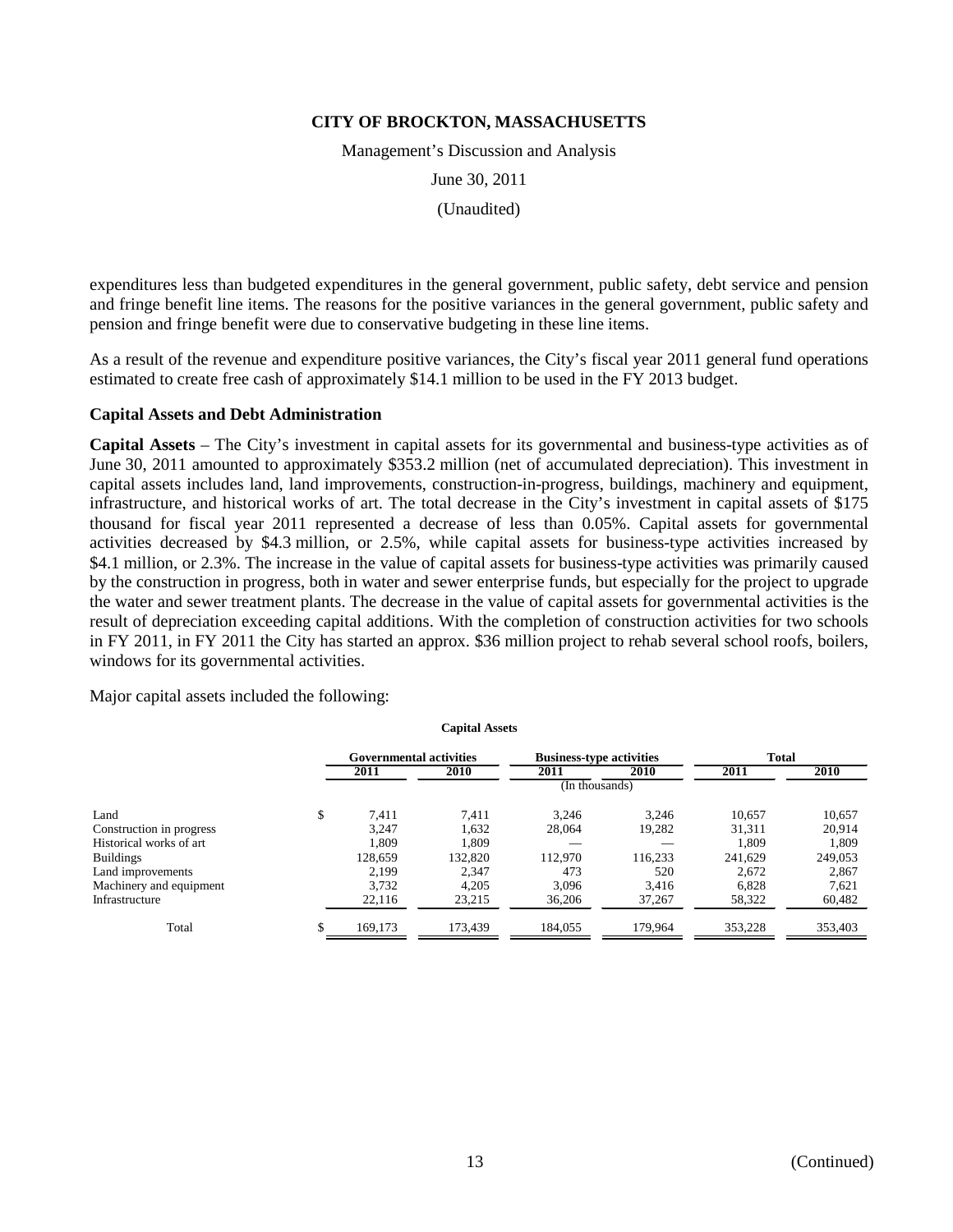expenditures less than budgeted expenditures in the general government, public safety, debt service and pension and fringe benefit line items. The reasons for the positive variances in the general government, public safety and pension and fringe benefit were due to conservative budgeting in these line items.

As a result of the revenue and expenditure positive variances, the City's fiscal year 2011 general fund operations estimated to create free cash of approximately \$14.1 million to be used in the FY 2013 budget.

### Capital Assets and Debt Administration

**Capital Assets** – The City's investment in capital assets for its governmental and business-type activities as of June 30, 2011 amounted to approximately \$353.2 million (net of accumulated depreciation). This investment in capital assets includes land, land improvements, construction-in-progress, buildings, machinery and equipment, infrastructure, and historical works of art. The total decrease in the City's investment in capital assets of \$175 thousand for fiscal year 2011 represented a decrease of less than 0.05%. Capital assets for governmental activities decreased by \$4.3 million, or 2.5%, while capital assets for business-type activities increased by \$4.1 million, or 2.3%. The increase in the value of capital assets for business-type activities was primarily caused by the construction in progress, both in water and sewer enterprise funds, but especially for the project to upgrade the water and sewer treatment plants. The decrease in the value of capital assets for governmental activities is the result of depreciation exceeding capital additions. With the completion of construction activities for two schools in FY 2011, in FY 2011 the City has started an approx. \$36 million project to rehab several school roofs, boilers, windows for its governmental activities.

Major capital assets included the following:

**Capital Assets**

| | Governmental activities | | Business-type activities | | Total | |
|---|---|---|---|---|---|---|
| | 2011 | 2010 | 2011 | 2010 | 2011 | 2010 |
| | | | (In thousands) | | | |
| Land | $ 7,411 | 7,411 | 3,246 | 3,246 | 10,657 | 10,657 |
| Construction in progress | 3,247 | 1,632 | 28,064 | 19,282 | 31,311 | 20,914 |
| Historical works of art | 1,809 | 1,809 | — | — | 1,809 | 1,809 |
| Buildings | 128,659 | 132,820 | 112,970 | 116,233 | 241,629 | 249,053 |
| Land improvements | 2,199 | 2,347 | 473 | 520 | 2,672 | 2,867 |
| Machinery and equipment | 3,732 | 4,205 | 3,096 | 3,416 | 6,828 | 7,621 |
| Infrastructure | 22,116 | 23,215 | 36,206 | 37,267 | 58,322 | 60,482 |
| Total | $ 169,173 | 173,439 | 184,055 | 179,964 | 353,228 | 353,403 |

(Continued)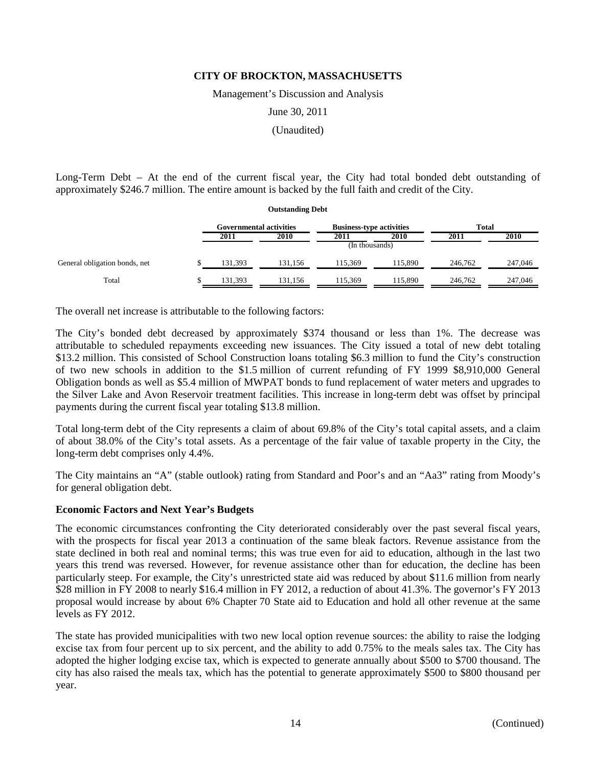**CITY OF BROCKTON, MASSACHUSETTS**

Management's Discussion and Analysis

June 30, 2011

(Unaudited)

Long-Term Debt – At the end of the current fiscal year, the City had total bonded debt outstanding of approximately \$246.7 million. The entire amount is backed by the full faith and credit of the City.

**Outstanding Debt**

| | Governmental activities | | Business-type activities | | Total | |
|---|---|---|---|---|---|---|
| | 2011 | 2010 | 2011 | 2010 | 2011 | 2010 |
| | (In thousands) | | | | | |
| General obligation bonds, net | \$ 131,393 | 131,156 | 115,369 | 115,890 | 246,762 | 247,046 |
| Total | \$ 131,393 | 131,156 | 115,369 | 115,890 | 246,762 | 247,046 |

The overall net increase is attributable to the following factors:

The City's bonded debt decreased by approximately \$374 thousand or less than 1%. The decrease was attributable to scheduled repayments exceeding new issuances. The City issued a total of new debt totaling \$13.2 million. This consisted of School Construction loans totaling \$6.3 million to fund the City's construction of two new schools in addition to the \$1.5 million of current refunding of FY 1999 \$8,910,000 General Obligation bonds as well as \$5.4 million of MWPAT bonds to fund replacement of water meters and upgrades to the Silver Lake and Avon Reservoir treatment facilities. This increase in long-term debt was offset by principal payments during the current fiscal year totaling \$13.8 million.

Total long-term debt of the City represents a claim of about 69.8% of the City's total capital assets, and a claim of about 38.0% of the City's total assets. As a percentage of the fair value of taxable property in the City, the long-term debt comprises only 4.4%.

The City maintains an "A" (stable outlook) rating from Standard and Poor's and an "Aa3" rating from Moody's for general obligation debt.

**Economic Factors and Next Year's Budgets**

The economic circumstances confronting the City deteriorated considerably over the past several fiscal years, with the prospects for fiscal year 2013 a continuation of the same bleak factors. Revenue assistance from the state declined in both real and nominal terms; this was true even for aid to education, although in the last two years this trend was reversed. However, for revenue assistance other than for education, the decline has been particularly steep. For example, the City's unrestricted state aid was reduced by about \$11.6 million from nearly \$28 million in FY 2008 to nearly \$16.4 million in FY 2012, a reduction of about 41.3%. The governor's FY 2013 proposal would increase by about 6% Chapter 70 State aid to Education and hold all other revenue at the same levels as FY 2012.

The state has provided municipalities with two new local option revenue sources: the ability to raise the lodging excise tax from four percent up to six percent, and the ability to add 0.75% to the meals sales tax. The City has adopted the higher lodging excise tax, which is expected to generate annually about \$500 to \$700 thousand. The city has also raised the meals tax, which has the potential to generate approximately \$500 to \$800 thousand per year.

(Continued)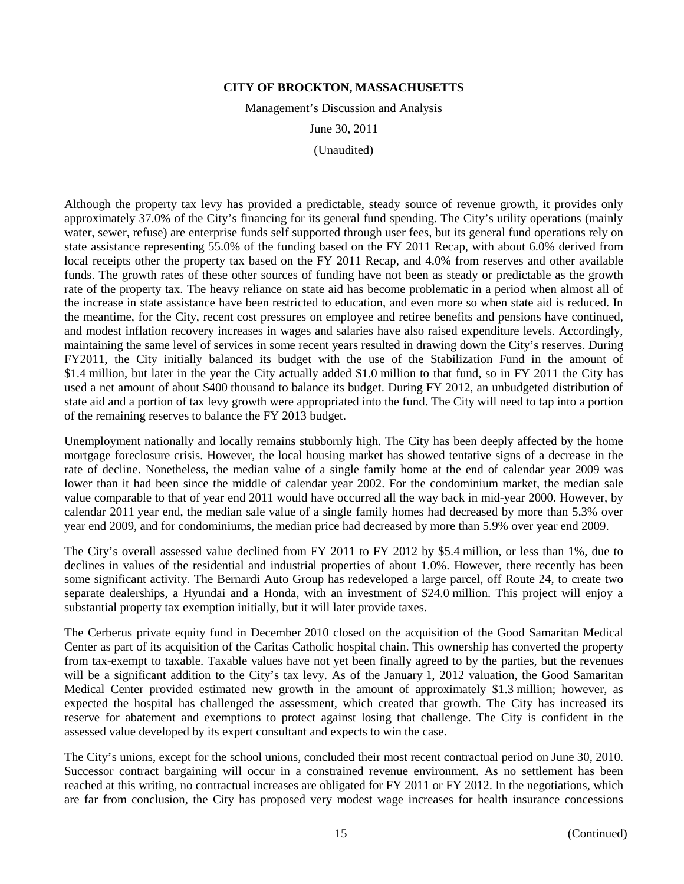Although the property tax levy has provided a predictable, steady source of revenue growth, it provides only approximately 37.0% of the City's financing for its general fund spending. The City's utility operations (mainly water, sewer, refuse) are enterprise funds self supported through user fees, but its general fund operations rely on state assistance representing 55.0% of the funding based on the FY 2011 Recap, with about 6.0% derived from local receipts other the property tax based on the FY 2011 Recap, and 4.0% from reserves and other available funds. The growth rates of these other sources of funding have not been as steady or predictable as the growth rate of the property tax. The heavy reliance on state aid has become problematic in a period when almost all of the increase in state assistance have been restricted to education, and even more so when state aid is reduced. In the meantime, for the City, recent cost pressures on employee and retiree benefits and pensions have continued, and modest inflation recovery increases in wages and salaries have also raised expenditure levels. Accordingly, maintaining the same level of services in some recent years resulted in drawing down the City's reserves. During FY2011, the City initially balanced its budget with the use of the Stabilization Fund in the amount of $1.4 million, but later in the year the City actually added $1.0 million to that fund, so in FY 2011 the City has used a net amount of about $400 thousand to balance its budget. During FY 2012, an unbudgeted distribution of state aid and a portion of tax levy growth were appropriated into the fund. The City will need to tap into a portion of the remaining reserves to balance the FY 2013 budget.

Unemployment nationally and locally remains stubbornly high. The City has been deeply affected by the home mortgage foreclosure crisis. However, the local housing market has showed tentative signs of a decrease in the rate of decline. Nonetheless, the median value of a single family home at the end of calendar year 2009 was lower than it had been since the middle of calendar year 2002. For the condominium market, the median sale value comparable to that of year end 2011 would have occurred all the way back in mid-year 2000. However, by calendar 2011 year end, the median sale value of a single family homes had decreased by more than 5.3% over year end 2009, and for condominiums, the median price had decreased by more than 5.9% over year end 2009.

The City's overall assessed value declined from FY 2011 to FY 2012 by $5.4 million, or less than 1%, due to declines in values of the residential and industrial properties of about 1.0%. However, there recently has been some significant activity. The Bernardi Auto Group has redeveloped a large parcel, off Route 24, to create two separate dealerships, a Hyundai and a Honda, with an investment of $24.0 million. This project will enjoy a substantial property tax exemption initially, but it will later provide taxes.

The Cerberus private equity fund in December 2010 closed on the acquisition of the Good Samaritan Medical Center as part of its acquisition of the Caritas Catholic hospital chain. This ownership has converted the property from tax-exempt to taxable. Taxable values have not yet been finally agreed to by the parties, but the revenues will be a significant addition to the City's tax levy. As of the January 1, 2012 valuation, the Good Samaritan Medical Center provided estimated new growth in the amount of approximately $1.3 million; however, as expected the hospital has challenged the assessment, which created that growth. The City has increased its reserve for abatement and exemptions to protect against losing that challenge. The City is confident in the assessed value developed by its expert consultant and expects to win the case.

The City's unions, except for the school unions, concluded their most recent contractual period on June 30, 2010. Successor contract bargaining will occur in a constrained revenue environment. As no settlement has been reached at this writing, no contractual increases are obligated for FY 2011 or FY 2012. In the negotiations, which are far from conclusion, the City has proposed very modest wage increases for health insurance concessions

(Continued)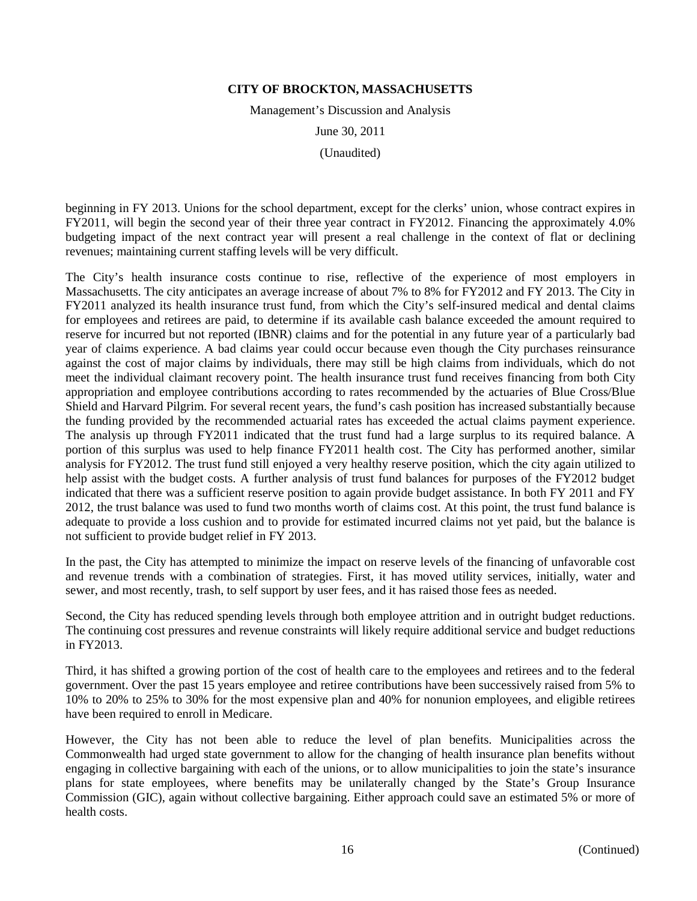beginning in FY 2013. Unions for the school department, except for the clerks' union, whose contract expires in FY2011, will begin the second year of their three year contract in FY2012. Financing the approximately 4.0% budgeting impact of the next contract year will present a real challenge in the context of flat or declining revenues; maintaining current staffing levels will be very difficult.

The City's health insurance costs continue to rise, reflective of the experience of most employers in Massachusetts. The city anticipates an average increase of about 7% to 8% for FY2012 and FY 2013. The City in FY2011 analyzed its health insurance trust fund, from which the City's self-insured medical and dental claims for employees and retirees are paid, to determine if its available cash balance exceeded the amount required to reserve for incurred but not reported (IBNR) claims and for the potential in any future year of a particularly bad year of claims experience. A bad claims year could occur because even though the City purchases reinsurance against the cost of major claims by individuals, there may still be high claims from individuals, which do not meet the individual claimant recovery point. The health insurance trust fund receives financing from both City appropriation and employee contributions according to rates recommended by the actuaries of Blue Cross/Blue Shield and Harvard Pilgrim. For several recent years, the fund's cash position has increased substantially because the funding provided by the recommended actuarial rates has exceeded the actual claims payment experience. The analysis up through FY2011 indicated that the trust fund had a large surplus to its required balance. A portion of this surplus was used to help finance FY2011 health cost. The City has performed another, similar analysis for FY2012. The trust fund still enjoyed a very healthy reserve position, which the city again utilized to help assist with the budget costs. A further analysis of trust fund balances for purposes of the FY2012 budget indicated that there was a sufficient reserve position to again provide budget assistance. In both FY 2011 and FY 2012, the trust balance was used to fund two months worth of claims cost. At this point, the trust fund balance is adequate to provide a loss cushion and to provide for estimated incurred claims not yet paid, but the balance is not sufficient to provide budget relief in FY 2013.

In the past, the City has attempted to minimize the impact on reserve levels of the financing of unfavorable cost and revenue trends with a combination of strategies. First, it has moved utility services, initially, water and sewer, and most recently, trash, to self support by user fees, and it has raised those fees as needed.

Second, the City has reduced spending levels through both employee attrition and in outright budget reductions. The continuing cost pressures and revenue constraints will likely require additional service and budget reductions in FY2013.

Third, it has shifted a growing portion of the cost of health care to the employees and retirees and to the federal government. Over the past 15 years employee and retiree contributions have been successively raised from 5% to 10% to 20% to 25% to 30% for the most expensive plan and 40% for nonunion employees, and eligible retirees have been required to enroll in Medicare.

However, the City has not been able to reduce the level of plan benefits. Municipalities across the Commonwealth had urged state government to allow for the changing of health insurance plan benefits without engaging in collective bargaining with each of the unions, or to allow municipalities to join the state's insurance plans for state employees, where benefits may be unilaterally changed by the State's Group Insurance Commission (GIC), again without collective bargaining. Either approach could save an estimated 5% or more of health costs.

(Continued)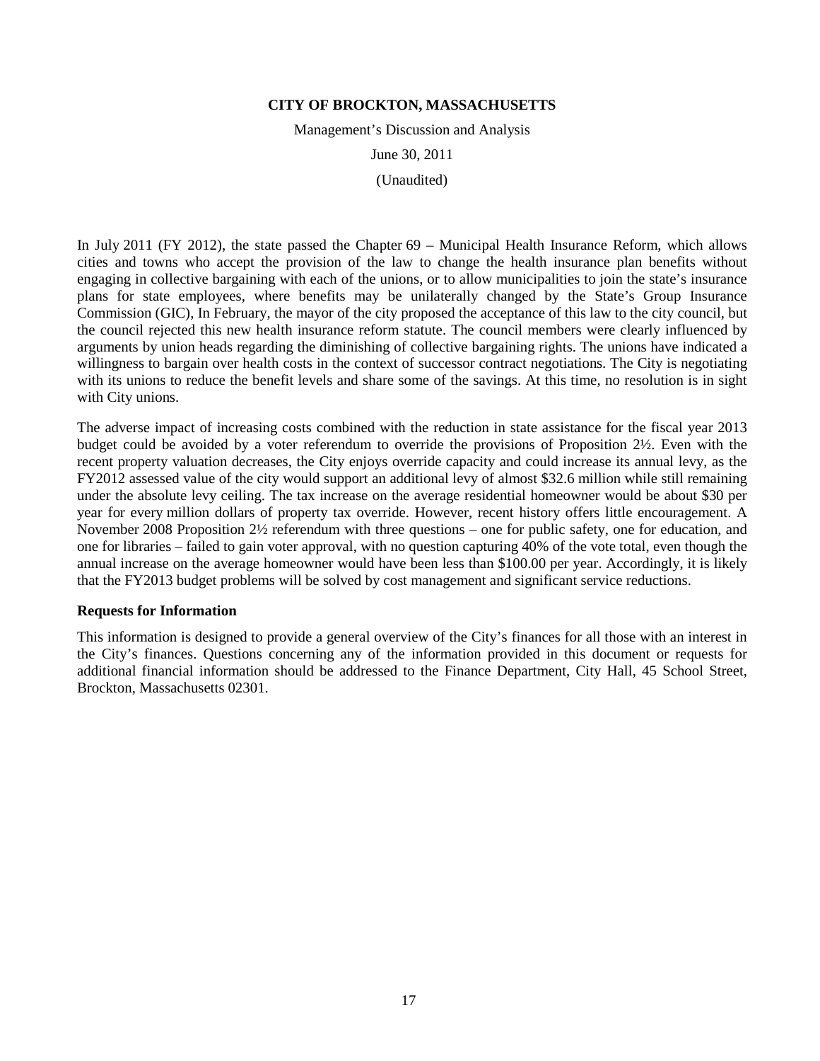In July 2011 (FY 2012), the state passed the Chapter 69 – Municipal Health Insurance Reform, which allows cities and towns who accept the provision of the law to change the health insurance plan benefits without engaging in collective bargaining with each of the unions, or to allow municipalities to join the state's insurance plans for state employees, where benefits may be unilaterally changed by the State's Group Insurance Commission (GIC), In February, the mayor of the city proposed the acceptance of this law to the city council, but the council rejected this new health insurance reform statute. The council members were clearly influenced by arguments by union heads regarding the diminishing of collective bargaining rights. The unions have indicated a willingness to bargain over health costs in the context of successor contract negotiations. The City is negotiating with its unions to reduce the benefit levels and share some of the savings. At this time, no resolution is in sight with City unions.

The adverse impact of increasing costs combined with the reduction in state assistance for the fiscal year 2013 budget could be avoided by a voter referendum to override the provisions of Proposition 2½. Even with the recent property valuation decreases, the City enjoys override capacity and could increase its annual levy, as the FY2012 assessed value of the city would support an additional levy of almost $32.6 million while still remaining under the absolute levy ceiling. The tax increase on the average residential homeowner would be about $30 per year for every million dollars of property tax override. However, recent history offers little encouragement. A November 2008 Proposition 2½ referendum with three questions – one for public safety, one for education, and one for libraries – failed to gain voter approval, with no question capturing 40% of the vote total, even though the annual increase on the average homeowner would have been less than $100.00 per year. Accordingly, it is likely that the FY2013 budget problems will be solved by cost management and significant service reductions.

**Requests for Information**

This information is designed to provide a general overview of the City's finances for all those with an interest in the City's finances. Questions concerning any of the information provided in this document or requests for additional financial information should be addressed to the Finance Department, City Hall, 45 School Street, Brockton, Massachusetts 02301.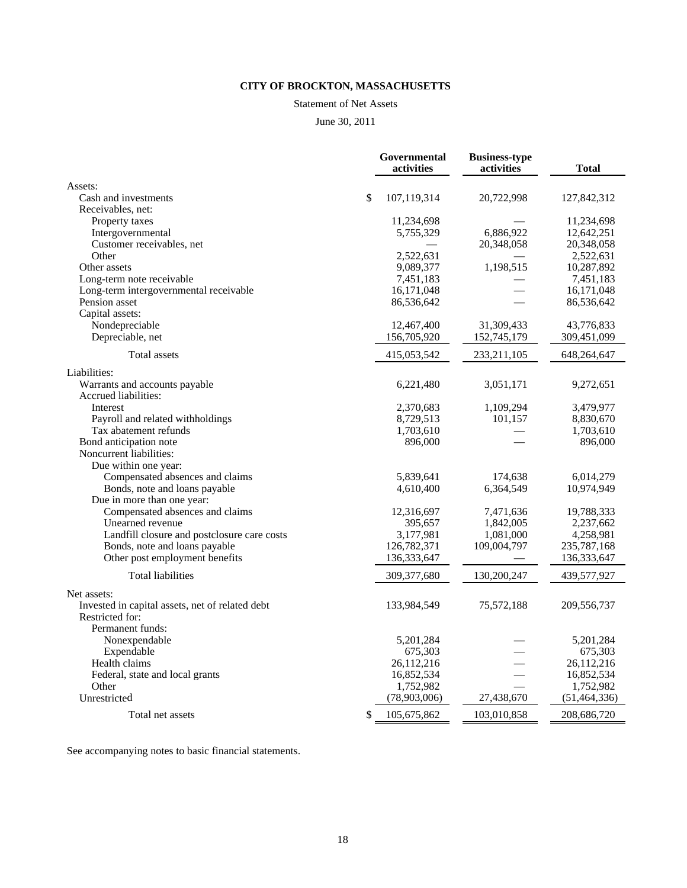# CITY OF BROCKTON, MASSACHUSETTS

Statement of Net Assets

June 30, 2011

| | Governmental activities | Business-type activities | Total |
|---|---|---|---|
| Assets: | | | |
| Cash and investments | $ 107,119,314 | 20,722,998 | 127,842,312 |
| Receivables, net: | | | |
| Property taxes | 11,234,698 | — | 11,234,698 |
| Intergovernmental | 5,755,329 | 6,886,922 | 12,642,251 |
| Customer receivables, net | — | 20,348,058 | 20,348,058 |
| Other | 2,522,631 | — | 2,522,631 |
| Other assets | 9,089,377 | 1,198,515 | 10,287,892 |
| Long-term note receivable | 7,451,183 | — | 7,451,183 |
| Long-term intergovernmental receivable | 16,171,048 | — | 16,171,048 |
| Pension asset | 86,536,642 | — | 86,536,642 |
| Capital assets: | | | |
| Nondepreciable | 12,467,400 | 31,309,433 | 43,776,833 |
| Depreciable, net | 156,705,920 | 152,745,179 | 309,451,099 |
| Total assets | 415,053,542 | 233,211,105 | 648,264,647 |
| Liabilities: | | | |
| Warrants and accounts payable | 6,221,480 | 3,051,171 | 9,272,651 |
| Accrued liabilities: | | | |
| Interest | 2,370,683 | 1,109,294 | 3,479,977 |
| Payroll and related withholdings | 8,729,513 | 101,157 | 8,830,670 |
| Tax abatement refunds | 1,703,610 | — | 1,703,610 |
| Bond anticipation note | 896,000 | — | 896,000 |
| Noncurrent liabilities: | | | |
| Due within one year: | | | |
| Compensated absences and claims | 5,839,641 | 174,638 | 6,014,279 |
| Bonds, note and loans payable | 4,610,400 | 6,364,549 | 10,974,949 |
| Due in more than one year: | | | |
| Compensated absences and claims | 12,316,697 | 7,471,636 | 19,788,333 |
| Unearned revenue | 395,657 | 1,842,005 | 2,237,662 |
| Landfill closure and postclosure care costs | 3,177,981 | 1,081,000 | 4,258,981 |
| Bonds, note and loans payable | 126,782,371 | 109,004,797 | 235,787,168 |
| Other post employment benefits | 136,333,647 | — | 136,333,647 |
| Total liabilities | 309,377,680 | 130,200,247 | 439,577,927 |
| Net assets: | | | |
| Invested in capital assets, net of related debt | 133,984,549 | 75,572,188 | 209,556,737 |
| Restricted for: | | | |
| Permanent funds: | | | |
| Nonexpendable | 5,201,284 | — | 5,201,284 |
| Expendable | 675,303 | — | 675,303 |
| Health claims | 26,112,216 | — | 26,112,216 |
| Federal, state and local grants | 16,852,534 | — | 16,852,534 |
| Other | 1,752,982 | — | 1,752,982 |
| Unrestricted | (78,903,006) | 27,438,670 | (51,464,336) |
| Total net assets | $ 105,675,862 | 103,010,858 | 208,686,720 |

See accompanying notes to basic financial statements.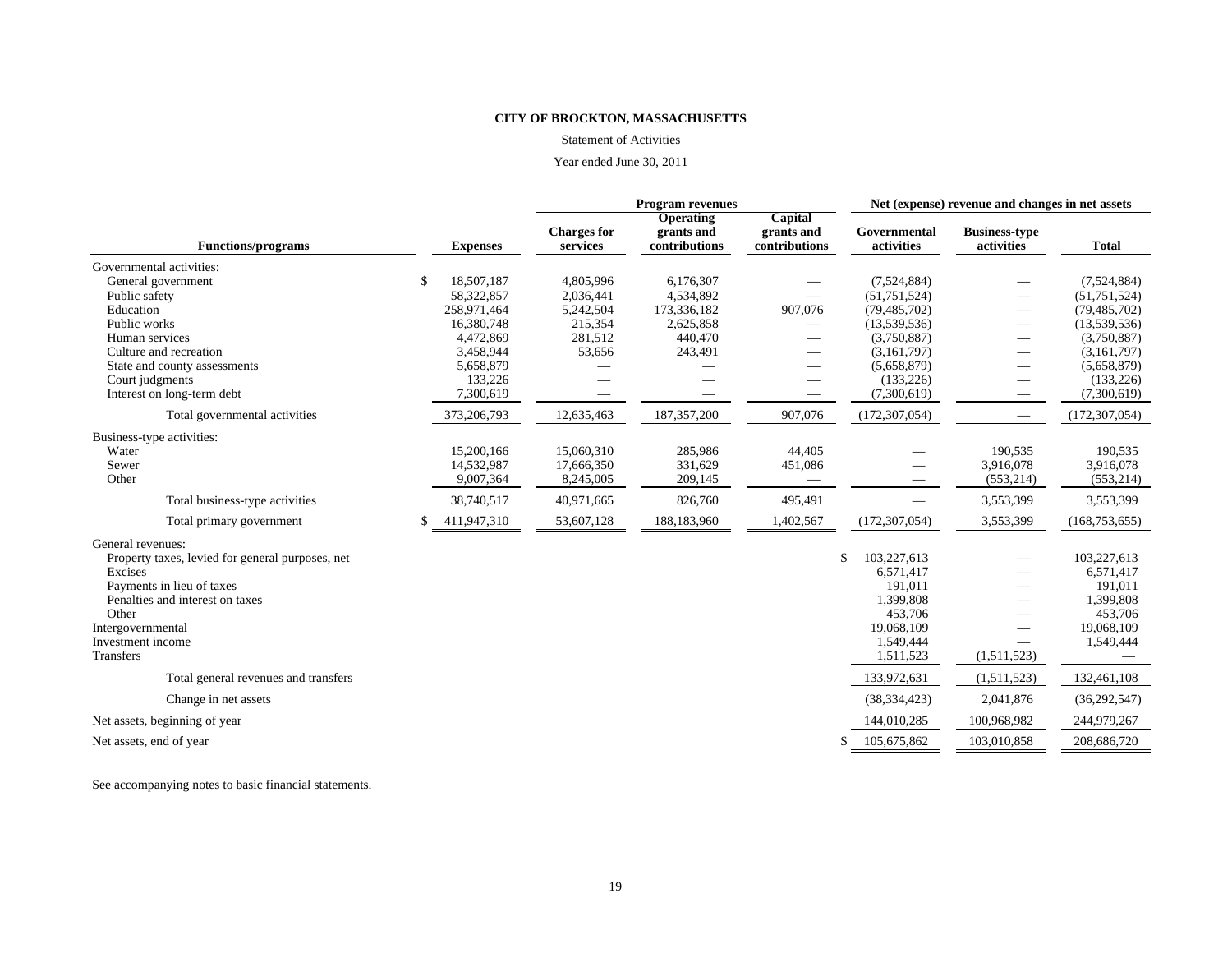**CITY OF BROCKTON, MASSACHUSETTS**

Statement of Activities

Year ended June 30, 2011

| Functions/programs | Expenses | Program revenues: Charges for services | Program revenues: Operating grants and contributions | Program revenues: Capital grants and contributions | Net (expense) revenue and changes in net assets: Governmental activities | Net (expense) revenue and changes in net assets: Business-type activities | Net (expense) revenue and changes in net assets: Total |
|---|---|---|---|---|---|---|---|
| Governmental activities: | | | | | | | |
| General government | $ 18,507,187 | 4,805,996 | 6,176,307 | — | (7,524,884) | — | (7,524,884) |
| Public safety | 58,322,857 | 2,036,441 | 4,534,892 | — | (51,751,524) | — | (51,751,524) |
| Education | 258,971,464 | 5,242,504 | 173,336,182 | 907,076 | (79,485,702) | — | (79,485,702) |
| Public works | 16,380,748 | 215,354 | 2,625,858 | — | (13,539,536) | — | (13,539,536) |
| Human services | 4,472,869 | 281,512 | 440,470 | — | (3,750,887) | — | (3,750,887) |
| Culture and recreation | 3,458,944 | 53,656 | 243,491 | — | (3,161,797) | — | (3,161,797) |
| State and county assessments | 5,658,879 | — | — | — | (5,658,879) | — | (5,658,879) |
| Court judgments | 133,226 | — | — | — | (133,226) | — | (133,226) |
| Interest on long-term debt | 7,300,619 | — | — | — | (7,300,619) | — | (7,300,619) |
| Total governmental activities | 373,206,793 | 12,635,463 | 187,357,200 | 907,076 | (172,307,054) | — | (172,307,054) |
| Business-type activities: | | | | | | | |
| Water | 15,200,166 | 15,060,310 | 285,986 | 44,405 | — | 190,535 | 190,535 |
| Sewer | 14,532,987 | 17,666,350 | 331,629 | 451,086 | — | 3,916,078 | 3,916,078 |
| Other | 9,007,364 | 8,245,005 | 209,145 | — | — | (553,214) | (553,214) |
| Total business-type activities | 38,740,517 | 40,971,665 | 826,760 | 495,491 | — | 3,553,399 | 3,553,399 |
| Total primary government | $ 411,947,310 | 53,607,128 | 188,183,960 | 1,402,567 | (172,307,054) | 3,553,399 | (168,753,655) |
| General revenues: | | | | | | | |
| Property taxes, levied for general purposes, net | | | | | $ 103,227,613 | — | 103,227,613 |
| Excises | | | | | 6,571,417 | — | 6,571,417 |
| Payments in lieu of taxes | | | | | 191,011 | — | 191,011 |
| Penalties and interest on taxes | | | | | 1,399,808 | — | 1,399,808 |
| Other | | | | | 453,706 | — | 453,706 |
| Intergovernmental | | | | | 19,068,109 | — | 19,068,109 |
| Investment income | | | | | 1,549,444 | — | 1,549,444 |
| Transfers | | | | | 1,511,523 | (1,511,523) | — |
| Total general revenues and transfers | | | | | 133,972,631 | (1,511,523) | 132,461,108 |
| Change in net assets | | | | | (38,334,423) | 2,041,876 | (36,292,547) |
| Net assets, beginning of year | | | | | 144,010,285 | 100,968,982 | 244,979,267 |
| Net assets, end of year | | | | | $ 105,675,862 | 103,010,858 | 208,686,720 |

See accompanying notes to basic financial statements.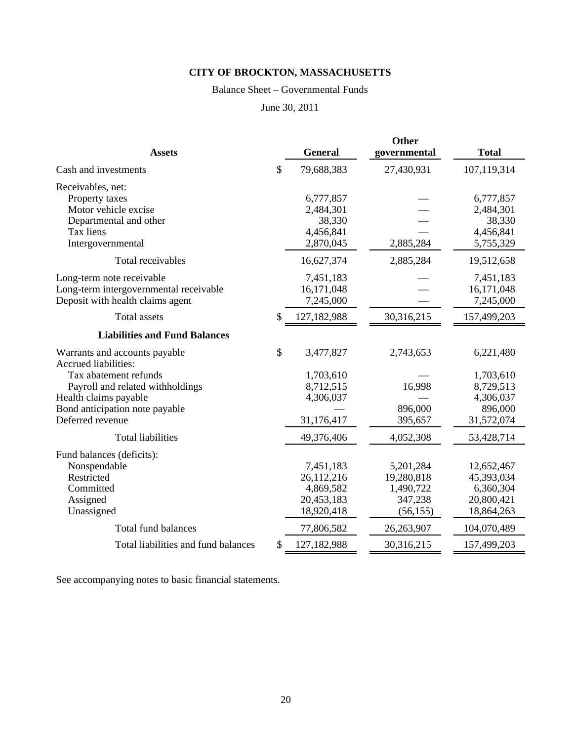# CITY OF BROCKTON, MASSACHUSETTS

Balance Sheet – Governmental Funds

June 30, 2011

| Assets | | General | Other governmental | Total |
|---|---|---|---|---|
| Cash and investments | $ | 79,688,383 | 27,430,931 | 107,119,314 |
| Receivables, net: | | | | |
| Property taxes | | 6,777,857 | — | 6,777,857 |
| Motor vehicle excise | | 2,484,301 | — | 2,484,301 |
| Departmental and other | | 38,330 | — | 38,330 |
| Tax liens | | 4,456,841 | — | 4,456,841 |
| Intergovernmental | | 2,870,045 | 2,885,284 | 5,755,329 |
| Total receivables | | 16,627,374 | 2,885,284 | 19,512,658 |
| Long-term note receivable | | 7,451,183 | — | 7,451,183 |
| Long-term intergovernmental receivable | | 16,171,048 | — | 16,171,048 |
| Deposit with health claims agent | | 7,245,000 | — | 7,245,000 |
| Total assets | $ | 127,182,988 | 30,316,215 | 157,499,203 |
| **Liabilities and Fund Balances** | | | | |
| Warrants and accounts payable | $ | 3,477,827 | 2,743,653 | 6,221,480 |
| Accrued liabilities: | | | | |
| Tax abatement refunds | | 1,703,610 | — | 1,703,610 |
| Payroll and related withholdings | | 8,712,515 | 16,998 | 8,729,513 |
| Health claims payable | | 4,306,037 | — | 4,306,037 |
| Bond anticipation note payable | | — | 896,000 | 896,000 |
| Deferred revenue | | 31,176,417 | 395,657 | 31,572,074 |
| Total liabilities | | 49,376,406 | 4,052,308 | 53,428,714 |
| Fund balances (deficits): | | | | |
| Nonspendable | | 7,451,183 | 5,201,284 | 12,652,467 |
| Restricted | | 26,112,216 | 19,280,818 | 45,393,034 |
| Committed | | 4,869,582 | 1,490,722 | 6,360,304 |
| Assigned | | 20,453,183 | 347,238 | 20,800,421 |
| Unassigned | | 18,920,418 | (56,155) | 18,864,263 |
| Total fund balances | | 77,806,582 | 26,263,907 | 104,070,489 |
| Total liabilities and fund balances | $ | 127,182,988 | 30,316,215 | 157,499,203 |

See accompanying notes to basic financial statements.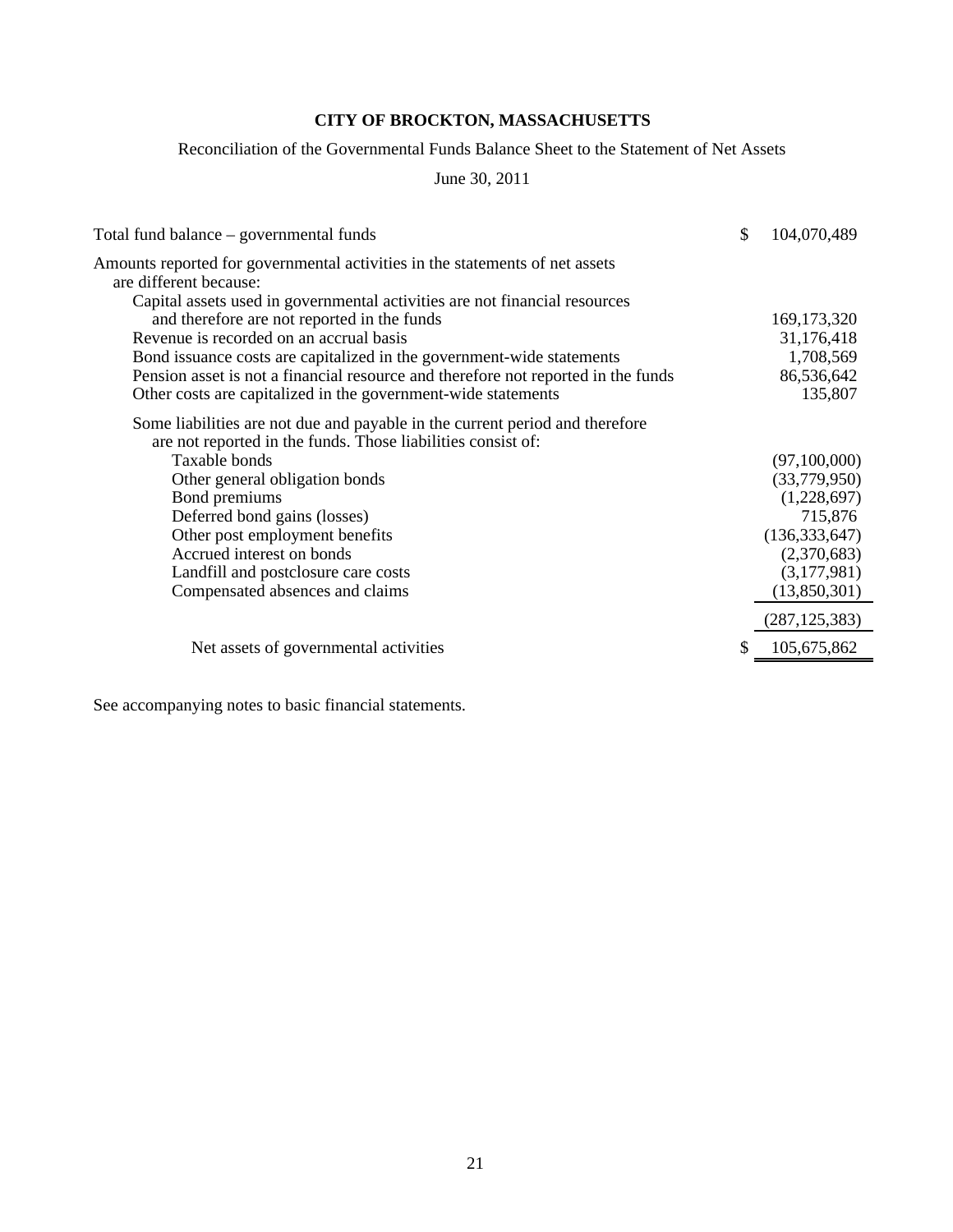**CITY OF BROCKTON, MASSACHUSETTS**

Reconciliation of the Governmental Funds Balance Sheet to the Statement of Net Assets

June 30, 2011

| | | |
|---|---|---|
| Total fund balance – governmental funds | $ | 104,070,489 |
| Amounts reported for governmental activities in the statements of net assets are different because: | | |
| Capital assets used in governmental activities are not financial resources and therefore are not reported in the funds | | 169,173,320 |
| Revenue is recorded on an accrual basis | | 31,176,418 |
| Bond issuance costs are capitalized in the government-wide statements | | 1,708,569 |
| Pension asset is not a financial resource and therefore not reported in the funds | | 86,536,642 |
| Other costs are capitalized in the government-wide statements | | 135,807 |
| Some liabilities are not due and payable in the current period and therefore are not reported in the funds. Those liabilities consist of: | | |
| Taxable bonds | | (97,100,000) |
| Other general obligation bonds | | (33,779,950) |
| Bond premiums | | (1,228,697) |
| Deferred bond gains (losses) | | 715,876 |
| Other post employment benefits | | (136,333,647) |
| Accrued interest on bonds | | (2,370,683) |
| Landfill and postclosure care costs | | (3,177,981) |
| Compensated absences and claims | | (13,850,301) |
| | | (287,125,383) |
| Net assets of governmental activities | $ | 105,675,862 |

See accompanying notes to basic financial statements.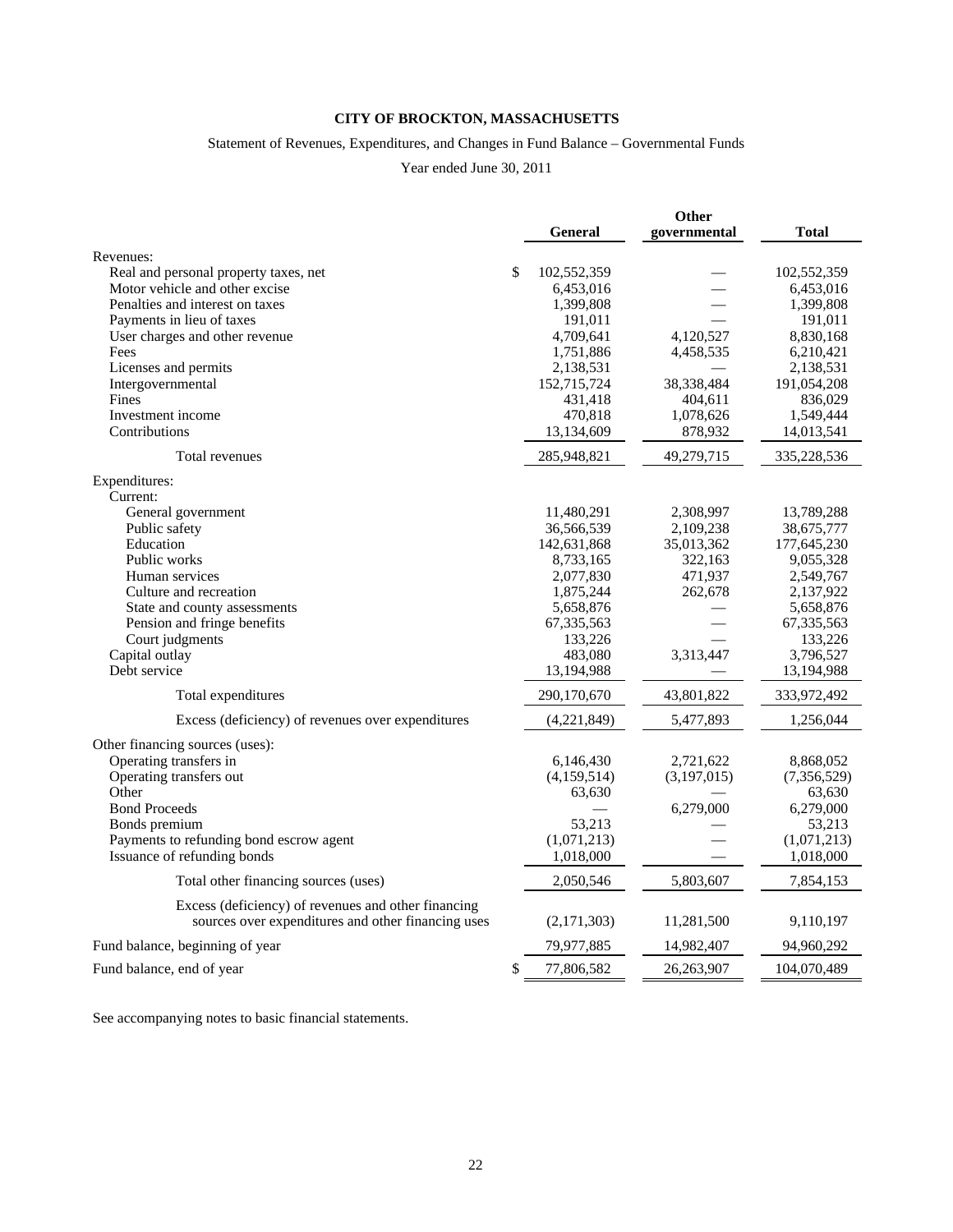# CITY OF BROCKTON, MASSACHUSETTS

Statement of Revenues, Expenditures, and Changes in Fund Balance – Governmental Funds

Year ended June 30, 2011

| | General | Other governmental | Total |
|---|---|---|---|
| Revenues: | | | |
| Real and personal property taxes, net | $ 102,552,359 | — | 102,552,359 |
| Motor vehicle and other excise | 6,453,016 | — | 6,453,016 |
| Penalties and interest on taxes | 1,399,808 | — | 1,399,808 |
| Payments in lieu of taxes | 191,011 | — | 191,011 |
| User charges and other revenue | 4,709,641 | 4,120,527 | 8,830,168 |
| Fees | 1,751,886 | 4,458,535 | 6,210,421 |
| Licenses and permits | 2,138,531 | — | 2,138,531 |
| Intergovernmental | 152,715,724 | 38,338,484 | 191,054,208 |
| Fines | 431,418 | 404,611 | 836,029 |
| Investment income | 470,818 | 1,078,626 | 1,549,444 |
| Contributions | 13,134,609 | 878,932 | 14,013,541 |
| Total revenues | 285,948,821 | 49,279,715 | 335,228,536 |
| Expenditures: | | | |
| Current: | | | |
| General government | 11,480,291 | 2,308,997 | 13,789,288 |
| Public safety | 36,566,539 | 2,109,238 | 38,675,777 |
| Education | 142,631,868 | 35,013,362 | 177,645,230 |
| Public works | 8,733,165 | 322,163 | 9,055,328 |
| Human services | 2,077,830 | 471,937 | 2,549,767 |
| Culture and recreation | 1,875,244 | 262,678 | 2,137,922 |
| State and county assessments | 5,658,876 | — | 5,658,876 |
| Pension and fringe benefits | 67,335,563 | — | 67,335,563 |
| Court judgments | 133,226 | — | 133,226 |
| Capital outlay | 483,080 | 3,313,447 | 3,796,527 |
| Debt service | 13,194,988 | — | 13,194,988 |
| Total expenditures | 290,170,670 | 43,801,822 | 333,972,492 |
| Excess (deficiency) of revenues over expenditures | (4,221,849) | 5,477,893 | 1,256,044 |
| Other financing sources (uses): | | | |
| Operating transfers in | 6,146,430 | 2,721,622 | 8,868,052 |
| Operating transfers out | (4,159,514) | (3,197,015) | (7,356,529) |
| Other | 63,630 | — | 63,630 |
| Bond Proceeds | — | 6,279,000 | 6,279,000 |
| Bonds premium | 53,213 | — | 53,213 |
| Payments to refunding bond escrow agent | (1,071,213) | — | (1,071,213) |
| Issuance of refunding bonds | 1,018,000 | — | 1,018,000 |
| Total other financing sources (uses) | 2,050,546 | 5,803,607 | 7,854,153 |
| Excess (deficiency) of revenues and other financing sources over expenditures and other financing uses | (2,171,303) | 11,281,500 | 9,110,197 |
| Fund balance, beginning of year | 79,977,885 | 14,982,407 | 94,960,292 |
| Fund balance, end of year | $ 77,806,582 | 26,263,907 | 104,070,489 |

See accompanying notes to basic financial statements.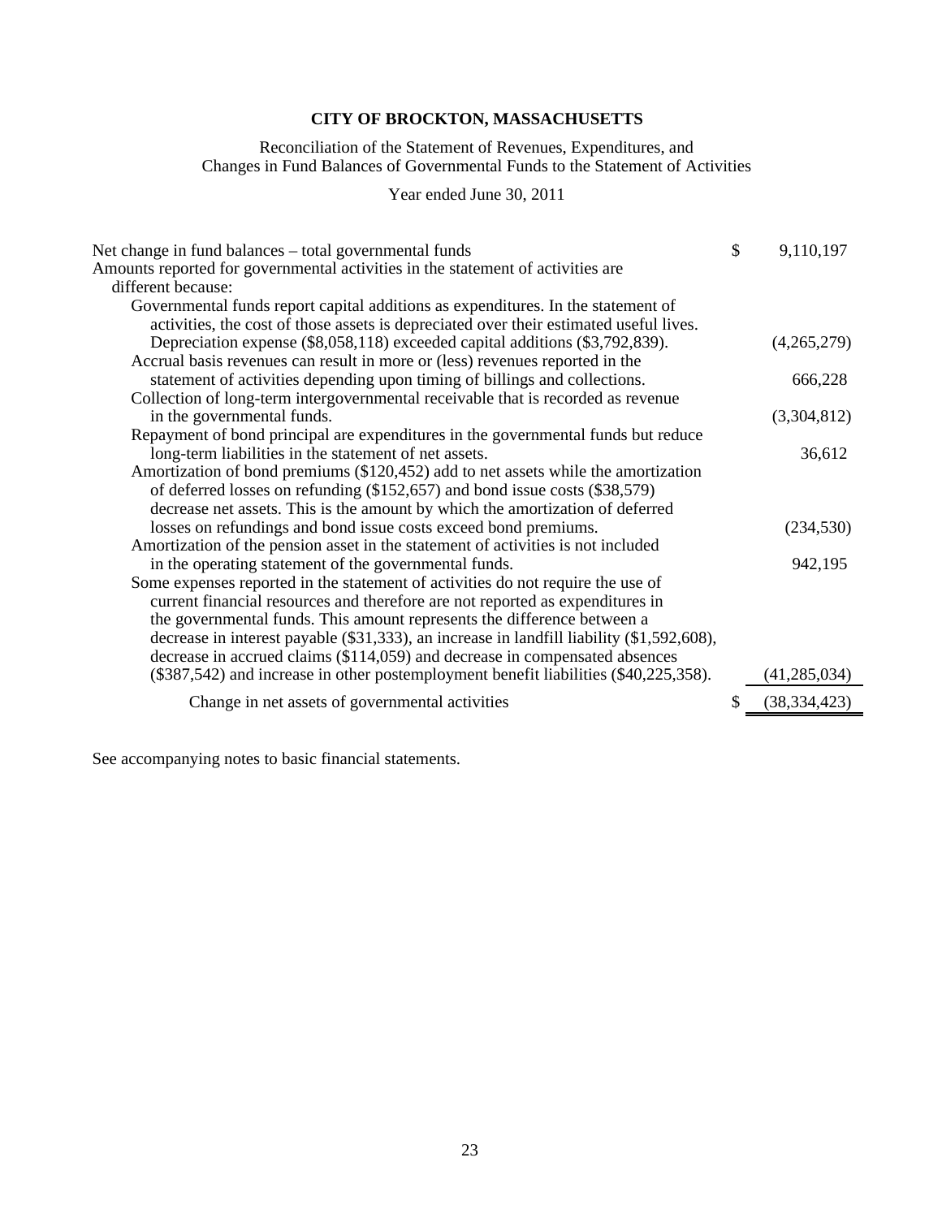# CITY OF BROCKTON, MASSACHUSETTS

Reconciliation of the Statement of Revenues, Expenditures, and
Changes in Fund Balances of Governmental Funds to the Statement of Activities

Year ended June 30, 2011

| | | |
|---|---|---|
| Net change in fund balances – total governmental funds | $ | 9,110,197 |
| Amounts reported for governmental activities in the statement of activities are different because: | | |
| Governmental funds report capital additions as expenditures. In the statement of activities, the cost of those assets is depreciated over their estimated useful lives. Depreciation expense ($8,058,118) exceeded capital additions ($3,792,839). | | (4,265,279) |
| Accrual basis revenues can result in more or (less) revenues reported in the statement of activities depending upon timing of billings and collections. | | 666,228 |
| Collection of long-term intergovernmental receivable that is recorded as revenue in the governmental funds. | | (3,304,812) |
| Repayment of bond principal are expenditures in the governmental funds but reduce long-term liabilities in the statement of net assets. | | 36,612 |
| Amortization of bond premiums ($120,452) add to net assets while the amortization of deferred losses on refunding ($152,657) and bond issue costs ($38,579) decrease net assets. This is the amount by which the amortization of deferred losses on refundings and bond issue costs exceed bond premiums. | | (234,530) |
| Amortization of the pension asset in the statement of activities is not included in the operating statement of the governmental funds. | | 942,195 |
| Some expenses reported in the statement of activities do not require the use of current financial resources and therefore are not reported as expenditures in the governmental funds. This amount represents the difference between a decrease in interest payable ($31,333), an increase in landfill liability ($1,592,608), decrease in accrued claims ($114,059) and decrease in compensated absences ($387,542) and increase in other postemployment benefit liabilities ($40,225,358). | | (41,285,034) |
| Change in net assets of governmental activities | $ | (38,334,423) |

See accompanying notes to basic financial statements.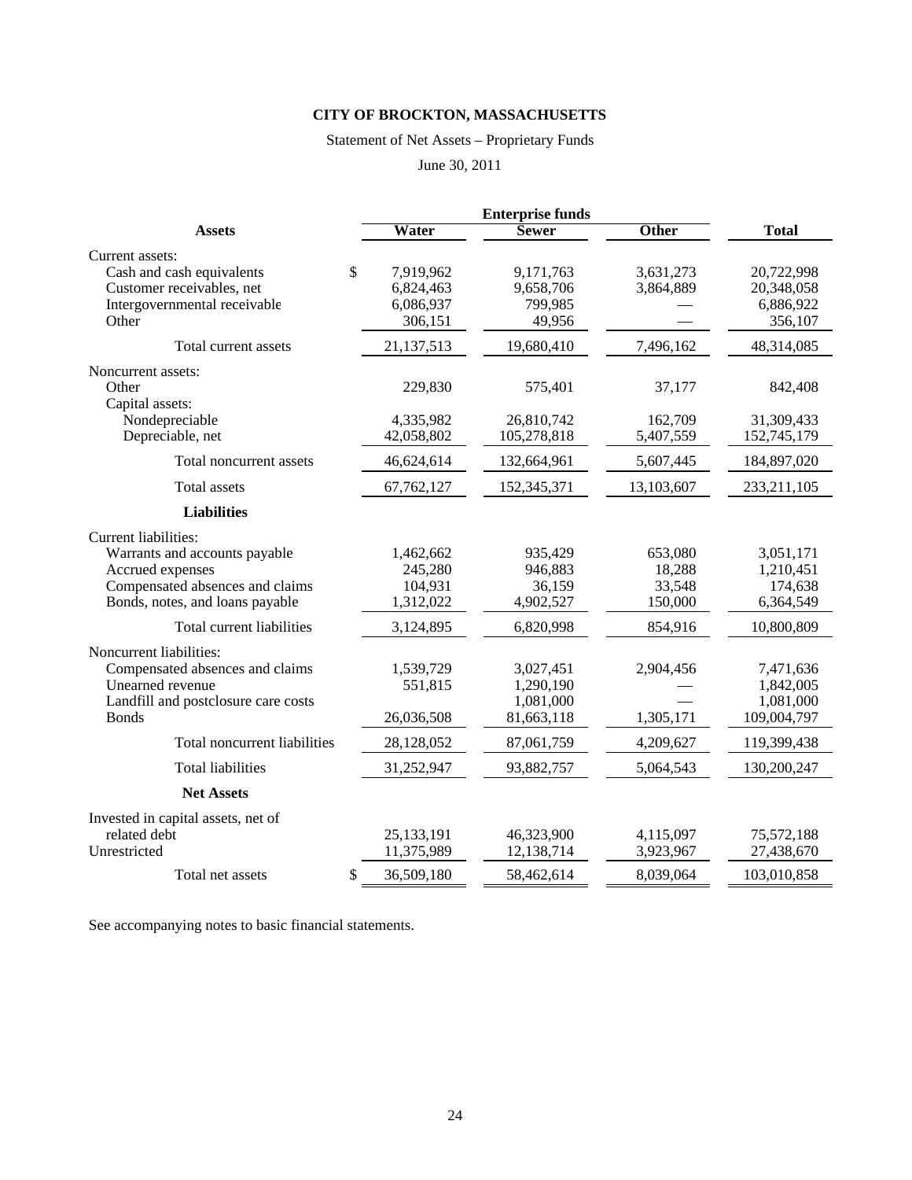# CITY OF BROCKTON, MASSACHUSETTS

Statement of Net Assets – Proprietary Funds

June 30, 2011

| | Enterprise funds | | | |
|---|---|---|---|---|
| **Assets** | **Water** | **Sewer** | **Other** | **Total** |
| Current assets: | | | | |
| Cash and cash equivalents | $ 7,919,962 | 9,171,763 | 3,631,273 | 20,722,998 |
| Customer receivables, net | 6,824,463 | 9,658,706 | 3,864,889 | 20,348,058 |
| Intergovernmental receivable | 6,086,937 | 799,985 | — | 6,886,922 |
| Other | 306,151 | 49,956 | — | 356,107 |
| Total current assets | 21,137,513 | 19,680,410 | 7,496,162 | 48,314,085 |
| Noncurrent assets: | | | | |
| Other | 229,830 | 575,401 | 37,177 | 842,408 |
| Capital assets: | | | | |
| Nondepreciable | 4,335,982 | 26,810,742 | 162,709 | 31,309,433 |
| Depreciable, net | 42,058,802 | 105,278,818 | 5,407,559 | 152,745,179 |
| Total noncurrent assets | 46,624,614 | 132,664,961 | 5,607,445 | 184,897,020 |
| Total assets | 67,762,127 | 152,345,371 | 13,103,607 | 233,211,105 |
| **Liabilities** | | | | |
| Current liabilities: | | | | |
| Warrants and accounts payable | 1,462,662 | 935,429 | 653,080 | 3,051,171 |
| Accrued expenses | 245,280 | 946,883 | 18,288 | 1,210,451 |
| Compensated absences and claims | 104,931 | 36,159 | 33,548 | 174,638 |
| Bonds, notes, and loans payable | 1,312,022 | 4,902,527 | 150,000 | 6,364,549 |
| Total current liabilities | 3,124,895 | 6,820,998 | 854,916 | 10,800,809 |
| Noncurrent liabilities: | | | | |
| Compensated absences and claims | 1,539,729 | 3,027,451 | 2,904,456 | 7,471,636 |
| Unearned revenue | 551,815 | 1,290,190 | — | 1,842,005 |
| Landfill and postclosure care costs | | 1,081,000 | — | 1,081,000 |
| Bonds | 26,036,508 | 81,663,118 | 1,305,171 | 109,004,797 |
| Total noncurrent liabilities | 28,128,052 | 87,061,759 | 4,209,627 | 119,399,438 |
| Total liabilities | 31,252,947 | 93,882,757 | 5,064,543 | 130,200,247 |
| **Net Assets** | | | | |
| Invested in capital assets, net of related debt | 25,133,191 | 46,323,900 | 4,115,097 | 75,572,188 |
| Unrestricted | 11,375,989 | 12,138,714 | 3,923,967 | 27,438,670 |
| Total net assets | $ 36,509,180 | 58,462,614 | 8,039,064 | 103,010,858 |

See accompanying notes to basic financial statements.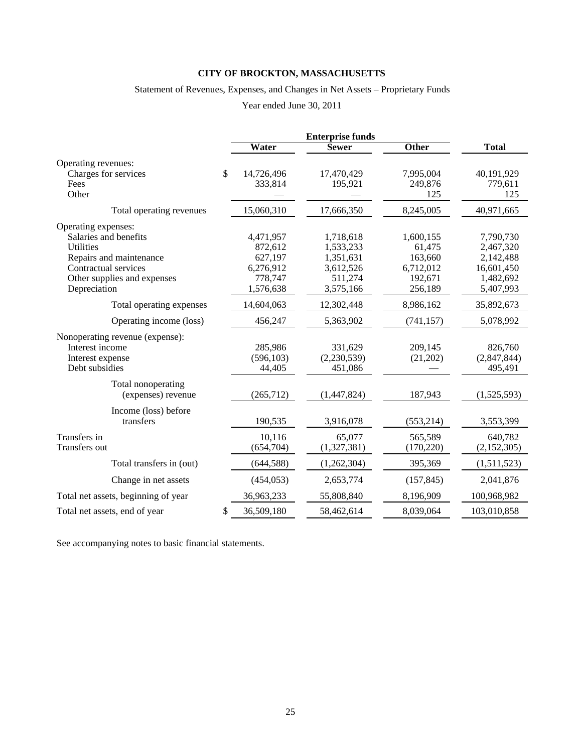**CITY OF BROCKTON, MASSACHUSETTS**

Statement of Revenues, Expenses, and Changes in Net Assets – Proprietary Funds

Year ended June 30, 2011

| | Enterprise funds | | | |
|---|---|---|---|---|
| | **Water** | **Sewer** | **Other** | **Total** |
| Operating revenues: | | | | |
| Charges for services | $ 14,726,496 | 17,470,429 | 7,995,004 | 40,191,929 |
| Fees | 333,814 | 195,921 | 249,876 | 779,611 |
| Other | — | — | 125 | 125 |
| Total operating revenues | 15,060,310 | 17,666,350 | 8,245,005 | 40,971,665 |
| Operating expenses: | | | | |
| Salaries and benefits | 4,471,957 | 1,718,618 | 1,600,155 | 7,790,730 |
| Utilities | 872,612 | 1,533,233 | 61,475 | 2,467,320 |
| Repairs and maintenance | 627,197 | 1,351,631 | 163,660 | 2,142,488 |
| Contractual services | 6,276,912 | 3,612,526 | 6,712,012 | 16,601,450 |
| Other supplies and expenses | 778,747 | 511,274 | 192,671 | 1,482,692 |
| Depreciation | 1,576,638 | 3,575,166 | 256,189 | 5,407,993 |
| Total operating expenses | 14,604,063 | 12,302,448 | 8,986,162 | 35,892,673 |
| Operating income (loss) | 456,247 | 5,363,902 | (741,157) | 5,078,992 |
| Nonoperating revenue (expense): | | | | |
| Interest income | 285,986 | 331,629 | 209,145 | 826,760 |
| Interest expense | (596,103) | (2,230,539) | (21,202) | (2,847,844) |
| Debt subsidies | 44,405 | 451,086 | — | 495,491 |
| Total nonoperating (expenses) revenue | (265,712) | (1,447,824) | 187,943 | (1,525,593) |
| Income (loss) before transfers | 190,535 | 3,916,078 | (553,214) | 3,553,399 |
| Transfers in | 10,116 | 65,077 | 565,589 | 640,782 |
| Transfers out | (654,704) | (1,327,381) | (170,220) | (2,152,305) |
| Total transfers in (out) | (644,588) | (1,262,304) | 395,369 | (1,511,523) |
| Change in net assets | (454,053) | 2,653,774 | (157,845) | 2,041,876 |
| Total net assets, beginning of year | 36,963,233 | 55,808,840 | 8,196,909 | 100,968,982 |
| Total net assets, end of year | $ 36,509,180 | 58,462,614 | 8,039,064 | 103,010,858 |

See accompanying notes to basic financial statements.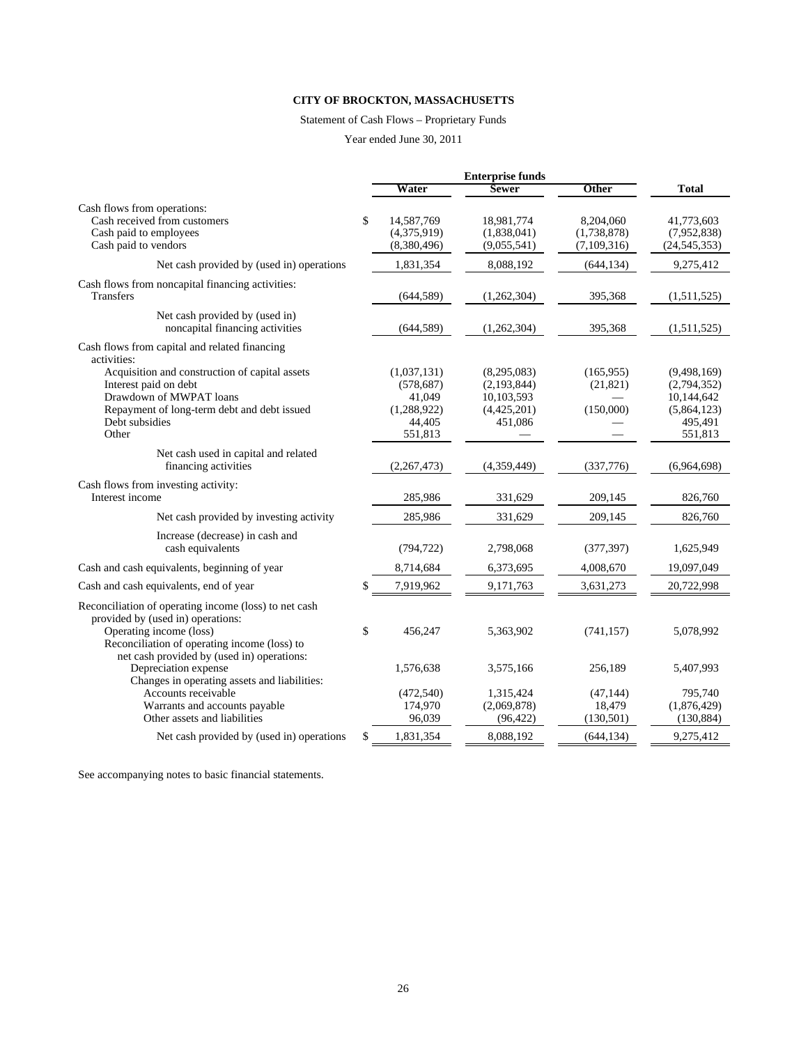**CITY OF BROCKTON, MASSACHUSETTS**

Statement of Cash Flows – Proprietary Funds

Year ended June 30, 2011

| | Enterprise funds | | | |
|---|---|---|---|---|
| | Water | Sewer | Other | Total |
| Cash flows from operations: | | | | |
| Cash received from customers | $ 14,587,769 | 18,981,774 | 8,204,060 | 41,773,603 |
| Cash paid to employees | (4,375,919) | (1,838,041) | (1,738,878) | (7,952,838) |
| Cash paid to vendors | (8,380,496) | (9,055,541) | (7,109,316) | (24,545,353) |
| Net cash provided by (used in) operations | 1,831,354 | 8,088,192 | (644,134) | 9,275,412 |
| Cash flows from noncapital financing activities: | | | | |
| Transfers | (644,589) | (1,262,304) | 395,368 | (1,511,525) |
| Net cash provided by (used in) noncapital financing activities | (644,589) | (1,262,304) | 395,368 | (1,511,525) |
| Cash flows from capital and related financing activities: | | | | |
| Acquisition and construction of capital assets | (1,037,131) | (8,295,083) | (165,955) | (9,498,169) |
| Interest paid on debt | (578,687) | (2,193,844) | (21,821) | (2,794,352) |
| Drawdown of MWPAT loans | 41,049 | 10,103,593 | — | 10,144,642 |
| Repayment of long-term debt and debt issued | (1,288,922) | (4,425,201) | (150,000) | (5,864,123) |
| Debt subsidies | 44,405 | 451,086 | — | 495,491 |
| Other | 551,813 | — | — | 551,813 |
| Net cash used in capital and related financing activities | (2,267,473) | (4,359,449) | (337,776) | (6,964,698) |
| Cash flows from investing activity: | | | | |
| Interest income | 285,986 | 331,629 | 209,145 | 826,760 |
| Net cash provided by investing activity | 285,986 | 331,629 | 209,145 | 826,760 |
| Increase (decrease) in cash and cash equivalents | (794,722) | 2,798,068 | (377,397) | 1,625,949 |
| Cash and cash equivalents, beginning of year | 8,714,684 | 6,373,695 | 4,008,670 | 19,097,049 |
| Cash and cash equivalents, end of year | $ 7,919,962 | 9,171,763 | 3,631,273 | 20,722,998 |
| Reconciliation of operating income (loss) to net cash provided by (used in) operations: | | | | |
| Operating income (loss) | $ 456,247 | 5,363,902 | (741,157) | 5,078,992 |
| Reconciliation of operating income (loss) to net cash provided by (used in) operations: | | | | |
| Depreciation expense | 1,576,638 | 3,575,166 | 256,189 | 5,407,993 |
| Changes in operating assets and liabilities: | | | | |
| Accounts receivable | (472,540) | 1,315,424 | (47,144) | 795,740 |
| Warrants and accounts payable | 174,970 | (2,069,878) | 18,479 | (1,876,429) |
| Other assets and liabilities | 96,039 | (96,422) | (130,501) | (130,884) |
| Net cash provided by (used in) operations | $ 1,831,354 | 8,088,192 | (644,134) | 9,275,412 |

See accompanying notes to basic financial statements.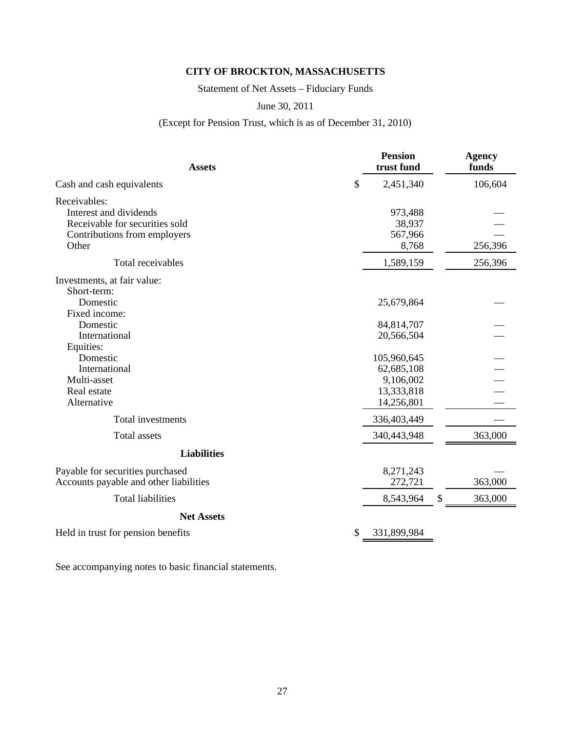**CITY OF BROCKTON, MASSACHUSETTS**

Statement of Net Assets – Fiduciary Funds

June 30, 2011

(Except for Pension Trust, which is as of December 31, 2010)

| Assets | Pension trust fund | Agency funds |
|---|---|---|
| Cash and cash equivalents | $ 2,451,340 | 106,604 |
| Receivables: | | |
| Interest and dividends | 973,488 | — |
| Receivable for securities sold | 38,937 | — |
| Contributions from employers | 567,966 | — |
| Other | 8,768 | 256,396 |
| Total receivables | 1,589,159 | 256,396 |
| Investments, at fair value: | | |
| Short-term: | | |
| Domestic | 25,679,864 | — |
| Fixed income: | | |
| Domestic | 84,814,707 | — |
| International | 20,566,504 | — |
| Equities: | | |
| Domestic | 105,960,645 | — |
| International | 62,685,108 | — |
| Multi-asset | 9,106,002 | — |
| Real estate | 13,333,818 | — |
| Alternative | 14,256,801 | — |
| Total investments | 336,403,449 | — |
| Total assets | 340,443,948 | 363,000 |
| **Liabilities** | | |
| Payable for securities purchased | 8,271,243 | — |
| Accounts payable and other liabilities | 272,721 | 363,000 |
| Total liabilities | 8,543,964 | $ 363,000 |
| **Net Assets** | | |
| Held in trust for pension benefits | $ 331,899,984 | |

See accompanying notes to basic financial statements.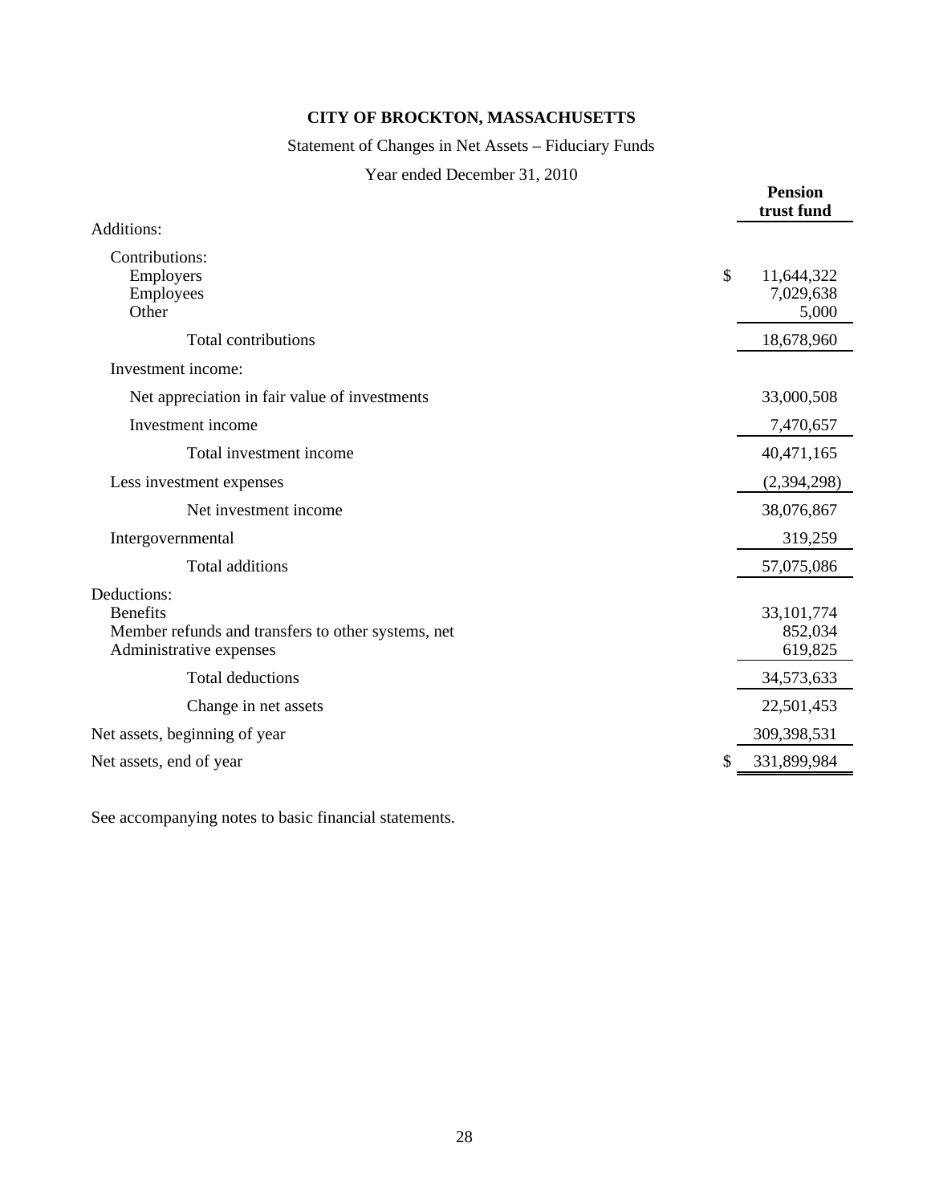# CITY OF BROCKTON, MASSACHUSETTS

Statement of Changes in Net Assets – Fiduciary Funds

Year ended December 31, 2010

| | Pension trust fund |
|---|---|
| Additions: | |
| Contributions: | |
| Employers | $ 11,644,322 |
| Employees | 7,029,638 |
| Other | 5,000 |
| Total contributions | 18,678,960 |
| Investment income: | |
| Net appreciation in fair value of investments | 33,000,508 |
| Investment income | 7,470,657 |
| Total investment income | 40,471,165 |
| Less investment expenses | (2,394,298) |
| Net investment income | 38,076,867 |
| Intergovernmental | 319,259 |
| Total additions | 57,075,086 |
| Deductions: | |
| Benefits | 33,101,774 |
| Member refunds and transfers to other systems, net | 852,034 |
| Administrative expenses | 619,825 |
| Total deductions | 34,573,633 |
| Change in net assets | 22,501,453 |
| Net assets, beginning of year | 309,398,531 |
| Net assets, end of year | $ 331,899,984 |

See accompanying notes to basic financial statements.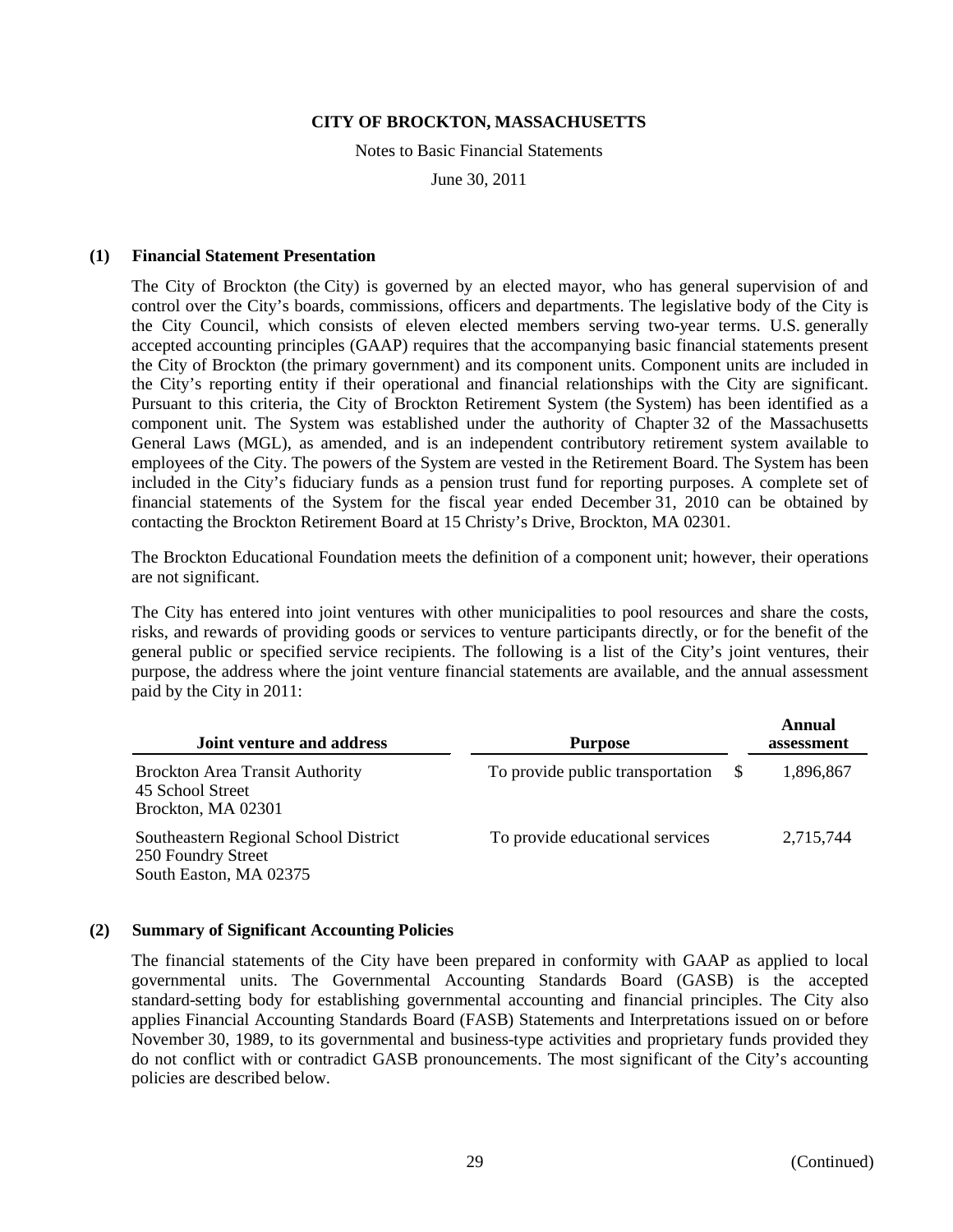# CITY OF BROCKTON, MASSACHUSETTS

Notes to Basic Financial Statements

June 30, 2011

## (1) Financial Statement Presentation

The City of Brockton (the City) is governed by an elected mayor, who has general supervision of and control over the City's boards, commissions, officers and departments. The legislative body of the City is the City Council, which consists of eleven elected members serving two-year terms. U.S. generally accepted accounting principles (GAAP) requires that the accompanying basic financial statements present the City of Brockton (the primary government) and its component units. Component units are included in the City's reporting entity if their operational and financial relationships with the City are significant. Pursuant to this criteria, the City of Brockton Retirement System (the System) has been identified as a component unit. The System was established under the authority of Chapter 32 of the Massachusetts General Laws (MGL), as amended, and is an independent contributory retirement system available to employees of the City. The powers of the System are vested in the Retirement Board. The System has been included in the City's fiduciary funds as a pension trust fund for reporting purposes. A complete set of financial statements of the System for the fiscal year ended December 31, 2010 can be obtained by contacting the Brockton Retirement Board at 15 Christy's Drive, Brockton, MA 02301.

The Brockton Educational Foundation meets the definition of a component unit; however, their operations are not significant.

The City has entered into joint ventures with other municipalities to pool resources and share the costs, risks, and rewards of providing goods or services to venture participants directly, or for the benefit of the general public or specified service recipients. The following is a list of the City's joint ventures, their purpose, the address where the joint venture financial statements are available, and the annual assessment paid by the City in 2011:

| Joint venture and address | Purpose | Annual assessment |
|---|---|---|
| Brockton Area Transit Authority<br>45 School Street<br>Brockton, MA 02301 | To provide public transportation | $ 1,896,867 |
| Southeastern Regional School District<br>250 Foundry Street<br>South Easton, MA 02375 | To provide educational services | 2,715,744 |

## (2) Summary of Significant Accounting Policies

The financial statements of the City have been prepared in conformity with GAAP as applied to local governmental units. The Governmental Accounting Standards Board (GASB) is the accepted standard-setting body for establishing governmental accounting and financial principles. The City also applies Financial Accounting Standards Board (FASB) Statements and Interpretations issued on or before November 30, 1989, to its governmental and business-type activities and proprietary funds provided they do not conflict with or contradict GASB pronouncements. The most significant of the City's accounting policies are described below.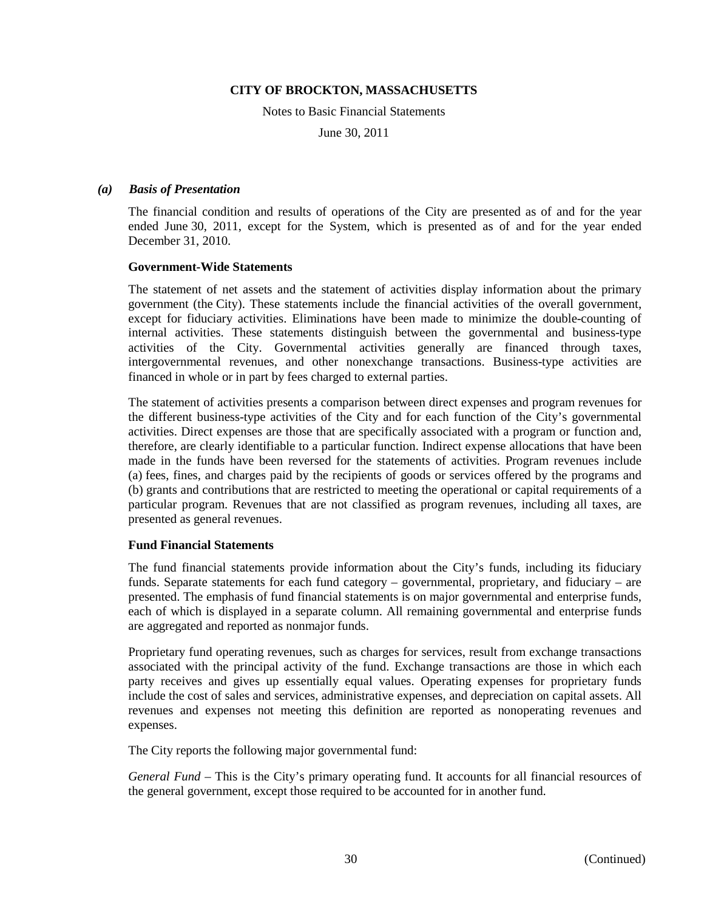### *(a) Basis of Presentation*

The financial condition and results of operations of the City are presented as of and for the year ended June 30, 2011, except for the System, which is presented as of and for the year ended December 31, 2010.

**Government-Wide Statements**

The statement of net assets and the statement of activities display information about the primary government (the City). These statements include the financial activities of the overall government, except for fiduciary activities. Eliminations have been made to minimize the double-counting of internal activities. These statements distinguish between the governmental and business-type activities of the City. Governmental activities generally are financed through taxes, intergovernmental revenues, and other nonexchange transactions. Business-type activities are financed in whole or in part by fees charged to external parties.

The statement of activities presents a comparison between direct expenses and program revenues for the different business-type activities of the City and for each function of the City's governmental activities. Direct expenses are those that are specifically associated with a program or function and, therefore, are clearly identifiable to a particular function. Indirect expense allocations that have been made in the funds have been reversed for the statements of activities. Program revenues include (a) fees, fines, and charges paid by the recipients of goods or services offered by the programs and (b) grants and contributions that are restricted to meeting the operational or capital requirements of a particular program. Revenues that are not classified as program revenues, including all taxes, are presented as general revenues.

**Fund Financial Statements**

The fund financial statements provide information about the City's funds, including its fiduciary funds. Separate statements for each fund category – governmental, proprietary, and fiduciary – are presented. The emphasis of fund financial statements is on major governmental and enterprise funds, each of which is displayed in a separate column. All remaining governmental and enterprise funds are aggregated and reported as nonmajor funds.

Proprietary fund operating revenues, such as charges for services, result from exchange transactions associated with the principal activity of the fund. Exchange transactions are those in which each party receives and gives up essentially equal values. Operating expenses for proprietary funds include the cost of sales and services, administrative expenses, and depreciation on capital assets. All revenues and expenses not meeting this definition are reported as nonoperating revenues and expenses.

The City reports the following major governmental fund:

*General Fund* – This is the City's primary operating fund. It accounts for all financial resources of the general government, except those required to be accounted for in another fund.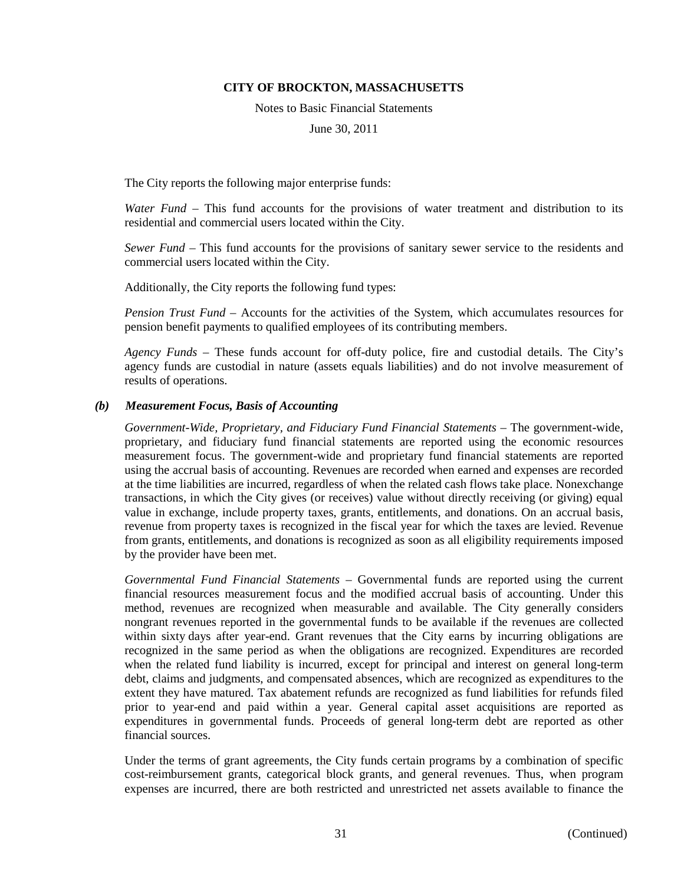The City reports the following major enterprise funds:

*Water Fund* – This fund accounts for the provisions of water treatment and distribution to its residential and commercial users located within the City.

*Sewer Fund* – This fund accounts for the provisions of sanitary sewer service to the residents and commercial users located within the City.

Additionally, the City reports the following fund types:

*Pension Trust Fund* – Accounts for the activities of the System, which accumulates resources for pension benefit payments to qualified employees of its contributing members.

*Agency Funds* – These funds account for off-duty police, fire and custodial details. The City's agency funds are custodial in nature (assets equals liabilities) and do not involve measurement of results of operations.

### *(b) Measurement Focus, Basis of Accounting*

*Government-Wide, Proprietary, and Fiduciary Fund Financial Statements* – The government-wide, proprietary, and fiduciary fund financial statements are reported using the economic resources measurement focus. The government-wide and proprietary fund financial statements are reported using the accrual basis of accounting. Revenues are recorded when earned and expenses are recorded at the time liabilities are incurred, regardless of when the related cash flows take place. Nonexchange transactions, in which the City gives (or receives) value without directly receiving (or giving) equal value in exchange, include property taxes, grants, entitlements, and donations. On an accrual basis, revenue from property taxes is recognized in the fiscal year for which the taxes are levied. Revenue from grants, entitlements, and donations is recognized as soon as all eligibility requirements imposed by the provider have been met.

*Governmental Fund Financial Statements* – Governmental funds are reported using the current financial resources measurement focus and the modified accrual basis of accounting. Under this method, revenues are recognized when measurable and available. The City generally considers nongrant revenues reported in the governmental funds to be available if the revenues are collected within sixty days after year-end. Grant revenues that the City earns by incurring obligations are recognized in the same period as when the obligations are recognized. Expenditures are recorded when the related fund liability is incurred, except for principal and interest on general long-term debt, claims and judgments, and compensated absences, which are recognized as expenditures to the extent they have matured. Tax abatement refunds are recognized as fund liabilities for refunds filed prior to year-end and paid within a year. General capital asset acquisitions are reported as expenditures in governmental funds. Proceeds of general long-term debt are reported as other financial sources.

Under the terms of grant agreements, the City funds certain programs by a combination of specific cost-reimbursement grants, categorical block grants, and general revenues. Thus, when program expenses are incurred, there are both restricted and unrestricted net assets available to finance the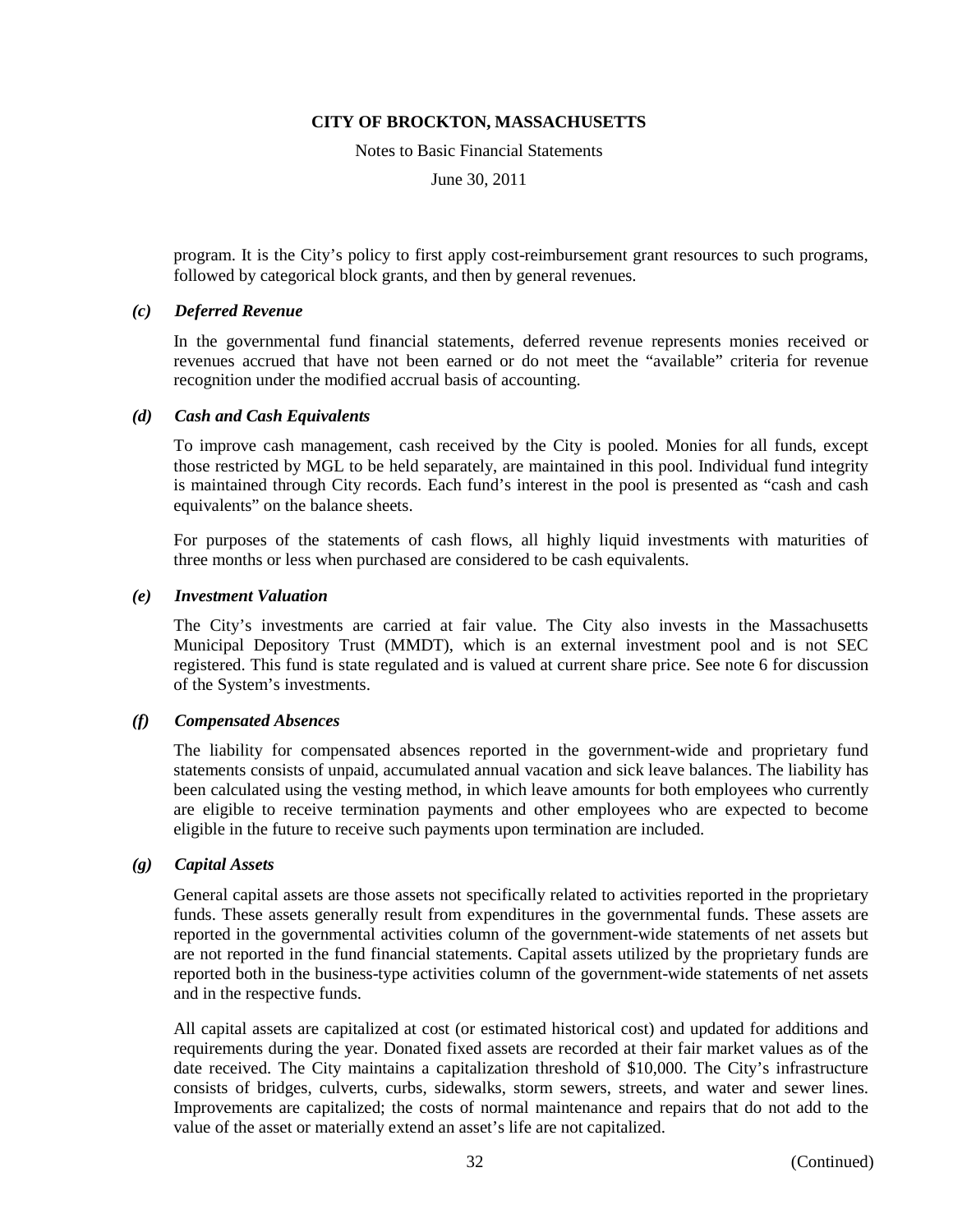program. It is the City's policy to first apply cost-reimbursement grant resources to such programs, followed by categorical block grants, and then by general revenues.

### *(c) Deferred Revenue*

In the governmental fund financial statements, deferred revenue represents monies received or revenues accrued that have not been earned or do not meet the "available" criteria for revenue recognition under the modified accrual basis of accounting.

### *(d) Cash and Cash Equivalents*

To improve cash management, cash received by the City is pooled. Monies for all funds, except those restricted by MGL to be held separately, are maintained in this pool. Individual fund integrity is maintained through City records. Each fund's interest in the pool is presented as "cash and cash equivalents" on the balance sheets.

For purposes of the statements of cash flows, all highly liquid investments with maturities of three months or less when purchased are considered to be cash equivalents.

### *(e) Investment Valuation*

The City's investments are carried at fair value. The City also invests in the Massachusetts Municipal Depository Trust (MMDT), which is an external investment pool and is not SEC registered. This fund is state regulated and is valued at current share price. See note 6 for discussion of the System's investments.

### *(f) Compensated Absences*

The liability for compensated absences reported in the government-wide and proprietary fund statements consists of unpaid, accumulated annual vacation and sick leave balances. The liability has been calculated using the vesting method, in which leave amounts for both employees who currently are eligible to receive termination payments and other employees who are expected to become eligible in the future to receive such payments upon termination are included.

### *(g) Capital Assets*

General capital assets are those assets not specifically related to activities reported in the proprietary funds. These assets generally result from expenditures in the governmental funds. These assets are reported in the governmental activities column of the government-wide statements of net assets but are not reported in the fund financial statements. Capital assets utilized by the proprietary funds are reported both in the business-type activities column of the government-wide statements of net assets and in the respective funds.

All capital assets are capitalized at cost (or estimated historical cost) and updated for additions and requirements during the year. Donated fixed assets are recorded at their fair market values as of the date received. The City maintains a capitalization threshold of $10,000. The City's infrastructure consists of bridges, culverts, curbs, sidewalks, storm sewers, streets, and water and sewer lines. Improvements are capitalized; the costs of normal maintenance and repairs that do not add to the value of the asset or materially extend an asset's life are not capitalized.

(Continued)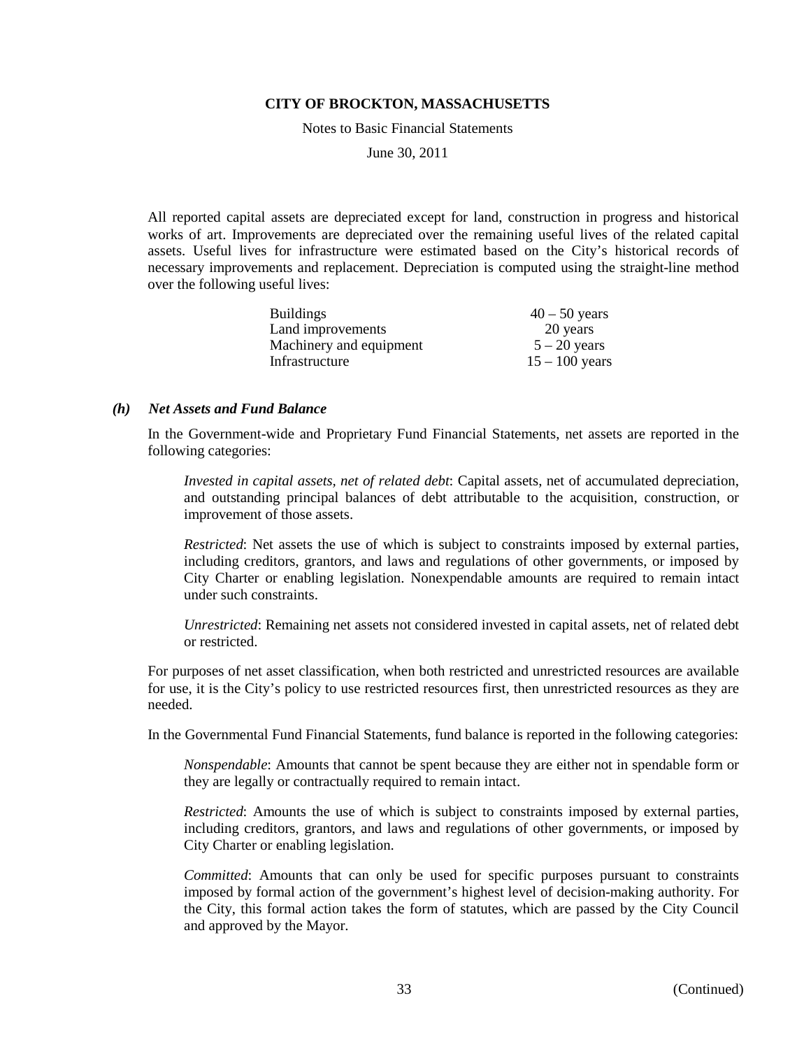All reported capital assets are depreciated except for land, construction in progress and historical works of art. Improvements are depreciated over the remaining useful lives of the related capital assets. Useful lives for infrastructure were estimated based on the City's historical records of necessary improvements and replacement. Depreciation is computed using the straight-line method over the following useful lives:

| | |
|---|---|
| Buildings | 40 – 50 years |
| Land improvements | 20 years |
| Machinery and equipment | 5 – 20 years |
| Infrastructure | 15 – 100 years |

### *(h) Net Assets and Fund Balance*

In the Government-wide and Proprietary Fund Financial Statements, net assets are reported in the following categories:

*Invested in capital assets, net of related debt*: Capital assets, net of accumulated depreciation, and outstanding principal balances of debt attributable to the acquisition, construction, or improvement of those assets.

*Restricted*: Net assets the use of which is subject to constraints imposed by external parties, including creditors, grantors, and laws and regulations of other governments, or imposed by City Charter or enabling legislation. Nonexpendable amounts are required to remain intact under such constraints.

*Unrestricted*: Remaining net assets not considered invested in capital assets, net of related debt or restricted.

For purposes of net asset classification, when both restricted and unrestricted resources are available for use, it is the City's policy to use restricted resources first, then unrestricted resources as they are needed.

In the Governmental Fund Financial Statements, fund balance is reported in the following categories:

*Nonspendable*: Amounts that cannot be spent because they are either not in spendable form or they are legally or contractually required to remain intact.

*Restricted*: Amounts the use of which is subject to constraints imposed by external parties, including creditors, grantors, and laws and regulations of other governments, or imposed by City Charter or enabling legislation.

*Committed*: Amounts that can only be used for specific purposes pursuant to constraints imposed by formal action of the government's highest level of decision-making authority. For the City, this formal action takes the form of statutes, which are passed by the City Council and approved by the Mayor.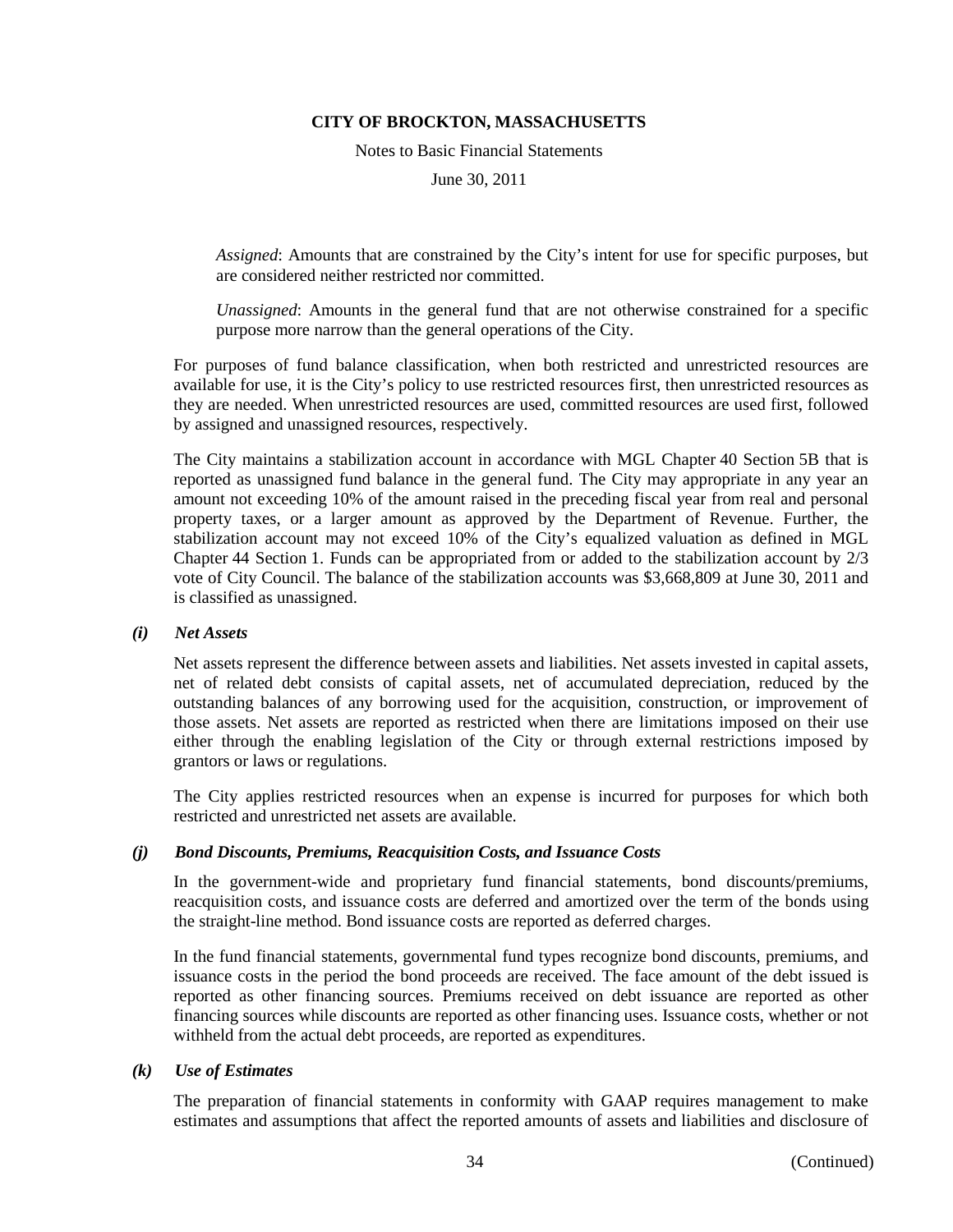*Assigned*: Amounts that are constrained by the City's intent for use for specific purposes, but are considered neither restricted nor committed.

*Unassigned*: Amounts in the general fund that are not otherwise constrained for a specific purpose more narrow than the general operations of the City.

For purposes of fund balance classification, when both restricted and unrestricted resources are available for use, it is the City's policy to use restricted resources first, then unrestricted resources as they are needed. When unrestricted resources are used, committed resources are used first, followed by assigned and unassigned resources, respectively.

The City maintains a stabilization account in accordance with MGL Chapter 40 Section 5B that is reported as unassigned fund balance in the general fund. The City may appropriate in any year an amount not exceeding 10% of the amount raised in the preceding fiscal year from real and personal property taxes, or a larger amount as approved by the Department of Revenue. Further, the stabilization account may not exceed 10% of the City's equalized valuation as defined in MGL Chapter 44 Section 1. Funds can be appropriated from or added to the stabilization account by 2/3 vote of City Council. The balance of the stabilization accounts was $3,668,809 at June 30, 2011 and is classified as unassigned.

### *(i) Net Assets*

Net assets represent the difference between assets and liabilities. Net assets invested in capital assets, net of related debt consists of capital assets, net of accumulated depreciation, reduced by the outstanding balances of any borrowing used for the acquisition, construction, or improvement of those assets. Net assets are reported as restricted when there are limitations imposed on their use either through the enabling legislation of the City or through external restrictions imposed by grantors or laws or regulations.

The City applies restricted resources when an expense is incurred for purposes for which both restricted and unrestricted net assets are available.

### *(j) Bond Discounts, Premiums, Reacquisition Costs, and Issuance Costs*

In the government-wide and proprietary fund financial statements, bond discounts/premiums, reacquisition costs, and issuance costs are deferred and amortized over the term of the bonds using the straight-line method. Bond issuance costs are reported as deferred charges.

In the fund financial statements, governmental fund types recognize bond discounts, premiums, and issuance costs in the period the bond proceeds are received. The face amount of the debt issued is reported as other financing sources. Premiums received on debt issuance are reported as other financing sources while discounts are reported as other financing uses. Issuance costs, whether or not withheld from the actual debt proceeds, are reported as expenditures.

### *(k) Use of Estimates*

The preparation of financial statements in conformity with GAAP requires management to make estimates and assumptions that affect the reported amounts of assets and liabilities and disclosure of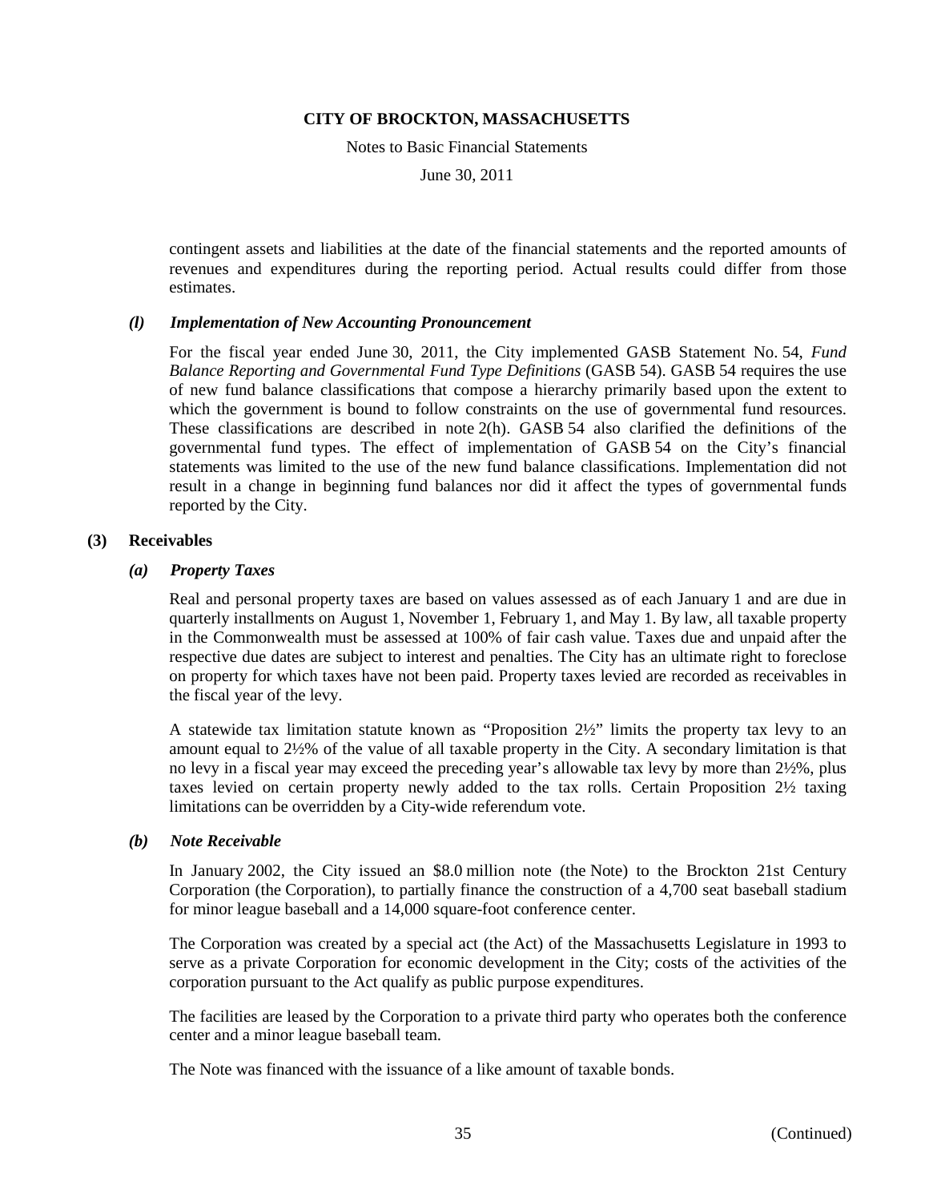contingent assets and liabilities at the date of the financial statements and the reported amounts of revenues and expenditures during the reporting period. Actual results could differ from those estimates.

### *(l) Implementation of New Accounting Pronouncement*

For the fiscal year ended June 30, 2011, the City implemented GASB Statement No. 54, *Fund Balance Reporting and Governmental Fund Type Definitions* (GASB 54). GASB 54 requires the use of new fund balance classifications that compose a hierarchy primarily based upon the extent to which the government is bound to follow constraints on the use of governmental fund resources. These classifications are described in note 2(h). GASB 54 also clarified the definitions of the governmental fund types. The effect of implementation of GASB 54 on the City's financial statements was limited to the use of the new fund balance classifications. Implementation did not result in a change in beginning fund balances nor did it affect the types of governmental funds reported by the City.

## (3) Receivables

### *(a) Property Taxes*

Real and personal property taxes are based on values assessed as of each January 1 and are due in quarterly installments on August 1, November 1, February 1, and May 1. By law, all taxable property in the Commonwealth must be assessed at 100% of fair cash value. Taxes due and unpaid after the respective due dates are subject to interest and penalties. The City has an ultimate right to foreclose on property for which taxes have not been paid. Property taxes levied are recorded as receivables in the fiscal year of the levy.

A statewide tax limitation statute known as "Proposition 2½" limits the property tax levy to an amount equal to 2½% of the value of all taxable property in the City. A secondary limitation is that no levy in a fiscal year may exceed the preceding year's allowable tax levy by more than 2½%, plus taxes levied on certain property newly added to the tax rolls. Certain Proposition 2½ taxing limitations can be overridden by a City-wide referendum vote.

### *(b) Note Receivable*

In January 2002, the City issued an $8.0 million note (the Note) to the Brockton 21st Century Corporation (the Corporation), to partially finance the construction of a 4,700 seat baseball stadium for minor league baseball and a 14,000 square-foot conference center.

The Corporation was created by a special act (the Act) of the Massachusetts Legislature in 1993 to serve as a private Corporation for economic development in the City; costs of the activities of the corporation pursuant to the Act qualify as public purpose expenditures.

The facilities are leased by the Corporation to a private third party who operates both the conference center and a minor league baseball team.

The Note was financed with the issuance of a like amount of taxable bonds.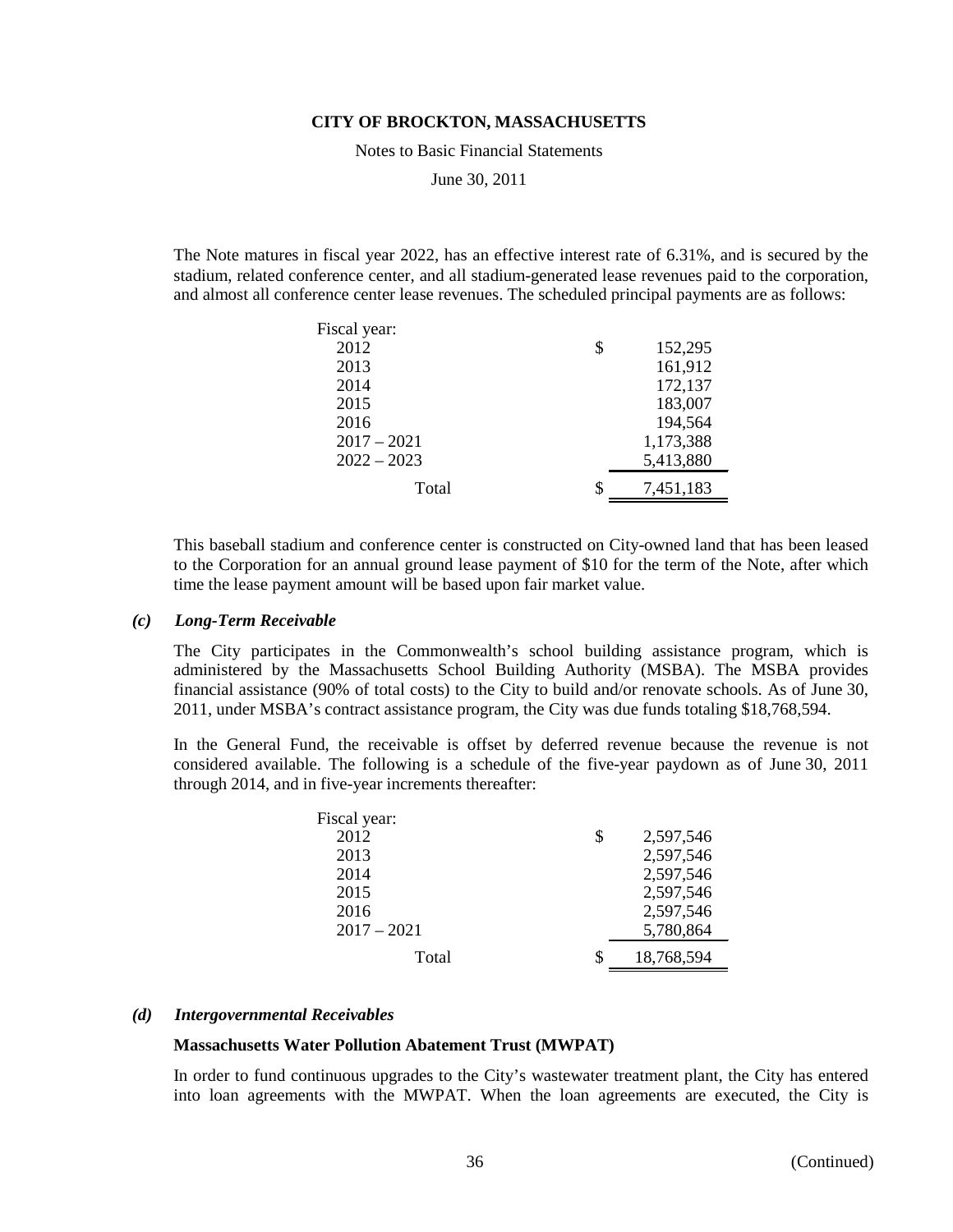The Note matures in fiscal year 2022, has an effective interest rate of 6.31%, and is secured by the stadium, related conference center, and all stadium-generated lease revenues paid to the corporation, and almost all conference center lease revenues. The scheduled principal payments are as follows:

| | |
|---|---|
| Fiscal year: | |
| 2012 | $ 152,295 |
| 2013 | 161,912 |
| 2014 | 172,137 |
| 2015 | 183,007 |
| 2016 | 194,564 |
| 2017 – 2021 | 1,173,388 |
| 2022 – 2023 | 5,413,880 |
| Total | $ 7,451,183 |

This baseball stadium and conference center is constructed on City-owned land that has been leased to the Corporation for an annual ground lease payment of $10 for the term of the Note, after which time the lease payment amount will be based upon fair market value.

### *(c) Long-Term Receivable*

The City participates in the Commonwealth's school building assistance program, which is administered by the Massachusetts School Building Authority (MSBA). The MSBA provides financial assistance (90% of total costs) to the City to build and/or renovate schools. As of June 30, 2011, under MSBA's contract assistance program, the City was due funds totaling $18,768,594.

In the General Fund, the receivable is offset by deferred revenue because the revenue is not considered available. The following is a schedule of the five-year paydown as of June 30, 2011 through 2014, and in five-year increments thereafter:

| | |
|---|---|
| Fiscal year: | |
| 2012 | $ 2,597,546 |
| 2013 | 2,597,546 |
| 2014 | 2,597,546 |
| 2015 | 2,597,546 |
| 2016 | 2,597,546 |
| 2017 – 2021 | 5,780,864 |
| Total | $ 18,768,594 |

### *(d) Intergovernmental Receivables*

**Massachusetts Water Pollution Abatement Trust (MWPAT)**

In order to fund continuous upgrades to the City's wastewater treatment plant, the City has entered into loan agreements with the MWPAT. When the loan agreements are executed, the City is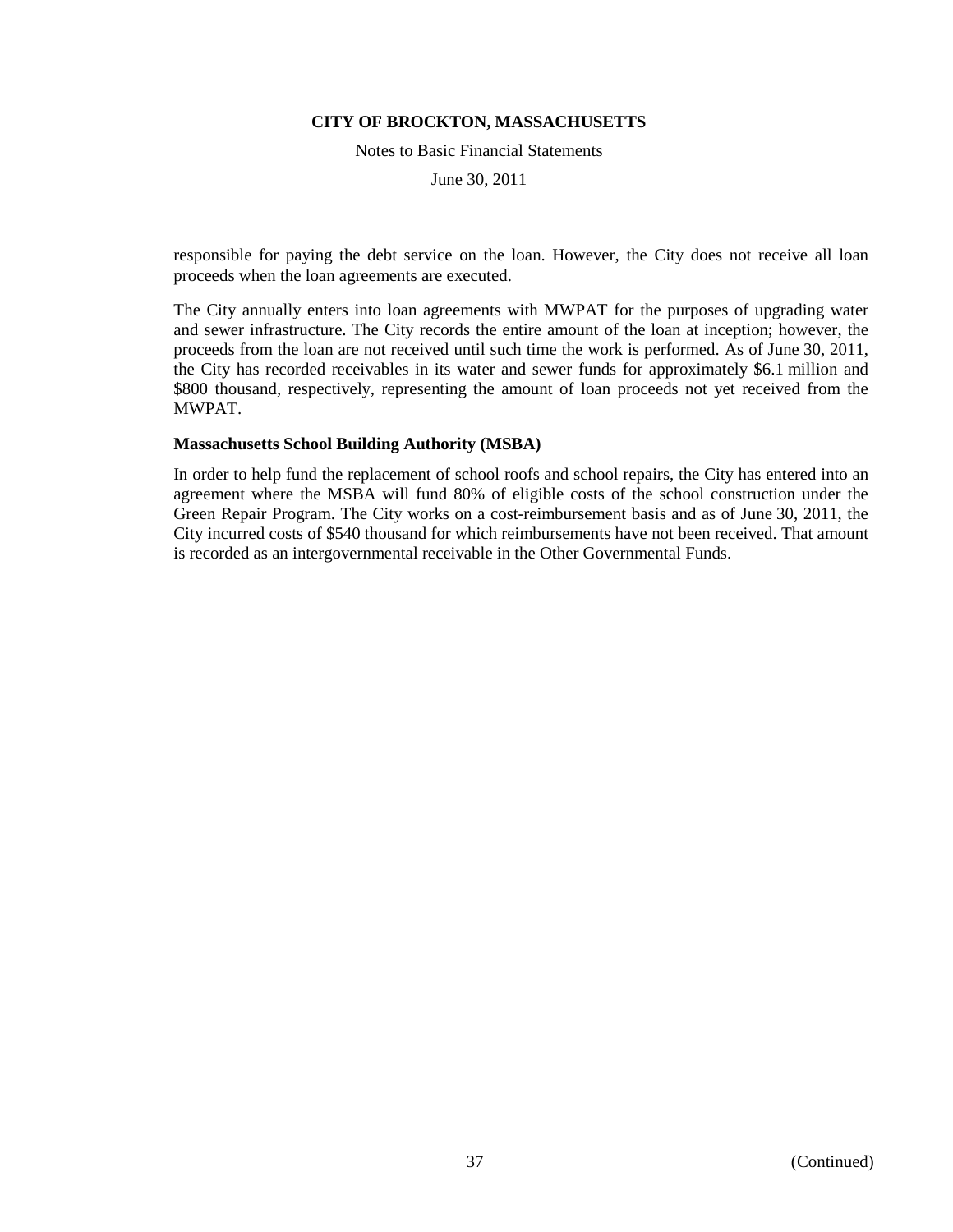responsible for paying the debt service on the loan. However, the City does not receive all loan proceeds when the loan agreements are executed.

The City annually enters into loan agreements with MWPAT for the purposes of upgrading water and sewer infrastructure. The City records the entire amount of the loan at inception; however, the proceeds from the loan are not received until such time the work is performed. As of June 30, 2011, the City has recorded receivables in its water and sewer funds for approximately $6.1 million and $800 thousand, respectively, representing the amount of loan proceeds not yet received from the MWPAT.

**Massachusetts School Building Authority (MSBA)**

In order to help fund the replacement of school roofs and school repairs, the City has entered into an agreement where the MSBA will fund 80% of eligible costs of the school construction under the Green Repair Program. The City works on a cost-reimbursement basis and as of June 30, 2011, the City incurred costs of $540 thousand for which reimbursements have not been received. That amount is recorded as an intergovernmental receivable in the Other Governmental Funds.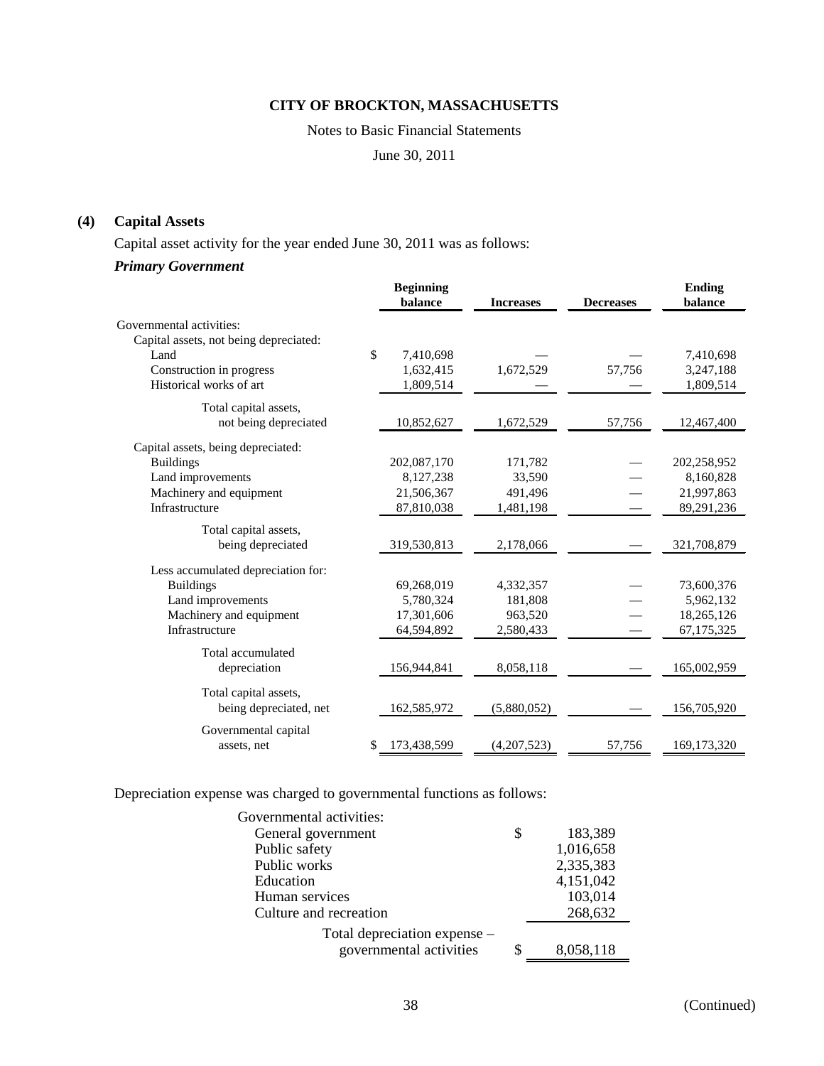**CITY OF BROCKTON, MASSACHUSETTS**

Notes to Basic Financial Statements

June 30, 2011

## (4) Capital Assets

Capital asset activity for the year ended June 30, 2011 was as follows:

***Primary Government***

| | Beginning balance | Increases | Decreases | Ending balance |
|---|---|---|---|---|
| Governmental activities: | | | | |
| Capital assets, not being depreciated: | | | | |
| Land | $ 7,410,698 | — | — | 7,410,698 |
| Construction in progress | 1,632,415 | 1,672,529 | 57,756 | 3,247,188 |
| Historical works of art | 1,809,514 | — | — | 1,809,514 |
| Total capital assets, not being depreciated | 10,852,627 | 1,672,529 | 57,756 | 12,467,400 |
| Capital assets, being depreciated: | | | | |
| Buildings | 202,087,170 | 171,782 | — | 202,258,952 |
| Land improvements | 8,127,238 | 33,590 | — | 8,160,828 |
| Machinery and equipment | 21,506,367 | 491,496 | — | 21,997,863 |
| Infrastructure | 87,810,038 | 1,481,198 | — | 89,291,236 |
| Total capital assets, being depreciated | 319,530,813 | 2,178,066 | — | 321,708,879 |
| Less accumulated depreciation for: | | | | |
| Buildings | 69,268,019 | 4,332,357 | — | 73,600,376 |
| Land improvements | 5,780,324 | 181,808 | — | 5,962,132 |
| Machinery and equipment | 17,301,606 | 963,520 | — | 18,265,126 |
| Infrastructure | 64,594,892 | 2,580,433 | — | 67,175,325 |
| Total accumulated depreciation | 156,944,841 | 8,058,118 | — | 165,002,959 |
| Total capital assets, being depreciated, net | 162,585,972 | (5,880,052) | — | 156,705,920 |
| Governmental capital assets, net | $ 173,438,599 | (4,207,523) | 57,756 | 169,173,320 |

Depreciation expense was charged to governmental functions as follows:

| | |
|---|---|
| Governmental activities: | |
| General government | $ 183,389 |
| Public safety | 1,016,658 |
| Public works | 2,335,383 |
| Education | 4,151,042 |
| Human services | 103,014 |
| Culture and recreation | 268,632 |
| Total depreciation expense – governmental activities | $ 8,058,118 |

(Continued)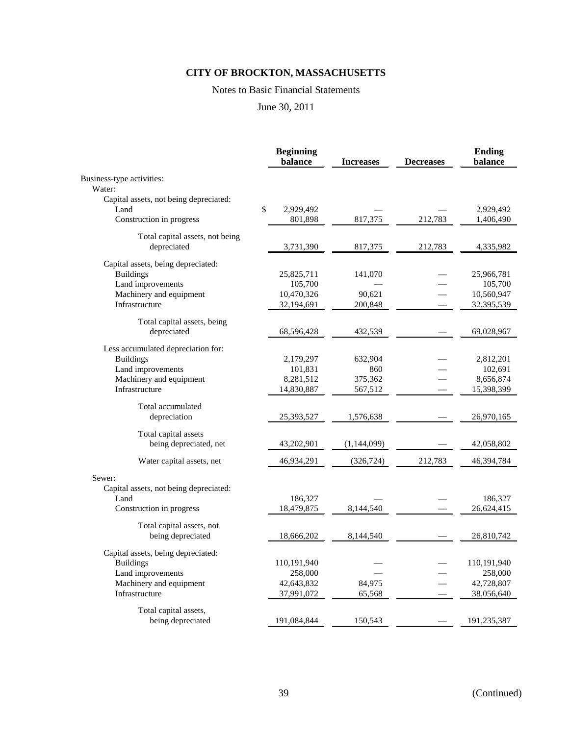# CITY OF BROCKTON, MASSACHUSETTS

Notes to Basic Financial Statements

June 30, 2011

| | Beginning balance | Increases | Decreases | Ending balance |
|---|---|---|---|---|
| Business-type activities: | | | | |
| Water: | | | | |
| Capital assets, not being depreciated: | | | | |
| Land | $ 2,929,492 | — | — | 2,929,492 |
| Construction in progress | 801,898 | 817,375 | 212,783 | 1,406,490 |
| Total capital assets, not being depreciated | 3,731,390 | 817,375 | 212,783 | 4,335,982 |
| Capital assets, being depreciated: | | | | |
| Buildings | 25,825,711 | 141,070 | — | 25,966,781 |
| Land improvements | 105,700 | — | — | 105,700 |
| Machinery and equipment | 10,470,326 | 90,621 | — | 10,560,947 |
| Infrastructure | 32,194,691 | 200,848 | — | 32,395,539 |
| Total capital assets, being depreciated | 68,596,428 | 432,539 | — | 69,028,967 |
| Less accumulated depreciation for: | | | | |
| Buildings | 2,179,297 | 632,904 | — | 2,812,201 |
| Land improvements | 101,831 | 860 | — | 102,691 |
| Machinery and equipment | 8,281,512 | 375,362 | — | 8,656,874 |
| Infrastructure | 14,830,887 | 567,512 | — | 15,398,399 |
| Total accumulated depreciation | 25,393,527 | 1,576,638 | — | 26,970,165 |
| Total capital assets being depreciated, net | 43,202,901 | (1,144,099) | — | 42,058,802 |
| Water capital assets, net | 46,934,291 | (326,724) | 212,783 | 46,394,784 |
| Sewer: | | | | |
| Capital assets, not being depreciated: | | | | |
| Land | 186,327 | — | — | 186,327 |
| Construction in progress | 18,479,875 | 8,144,540 | — | 26,624,415 |
| Total capital assets, not being depreciated | 18,666,202 | 8,144,540 | — | 26,810,742 |
| Capital assets, being depreciated: | | | | |
| Buildings | 110,191,940 | — | — | 110,191,940 |
| Land improvements | 258,000 | — | — | 258,000 |
| Machinery and equipment | 42,643,832 | 84,975 | — | 42,728,807 |
| Infrastructure | 37,991,072 | 65,568 | — | 38,056,640 |
| Total capital assets, being depreciated | 191,084,844 | 150,543 | — | 191,235,387 |

(Continued)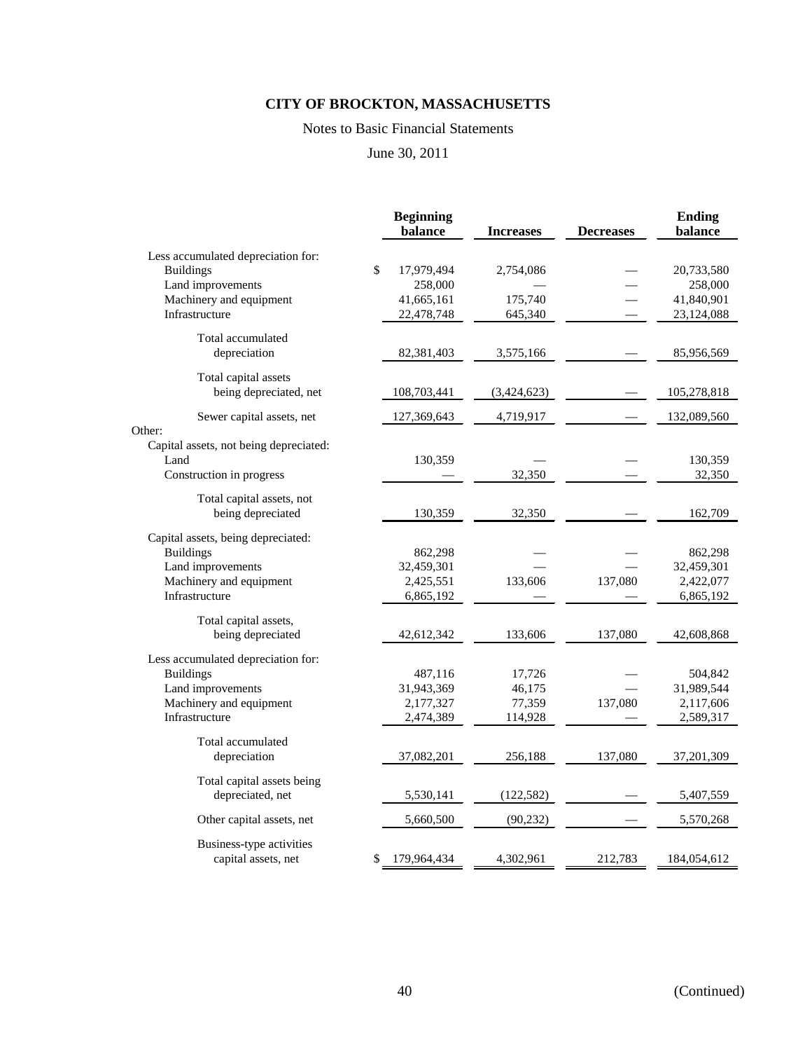# CITY OF BROCKTON, MASSACHUSETTS

Notes to Basic Financial Statements

June 30, 2011

| | Beginning balance | Increases | Decreases | Ending balance |
|---|---|---|---|---|
| Less accumulated depreciation for: | | | | |
| Buildings | $ 17,979,494 | 2,754,086 | — | 20,733,580 |
| Land improvements | 258,000 | — | — | 258,000 |
| Machinery and equipment | 41,665,161 | 175,740 | — | 41,840,901 |
| Infrastructure | 22,478,748 | 645,340 | — | 23,124,088 |
| Total accumulated depreciation | 82,381,403 | 3,575,166 | — | 85,956,569 |
| Total capital assets being depreciated, net | 108,703,441 | (3,424,623) | — | 105,278,818 |
| Sewer capital assets, net | 127,369,643 | 4,719,917 | — | 132,089,560 |
| Other: | | | | |
| Capital assets, not being depreciated: | | | | |
| Land | 130,359 | — | — | 130,359 |
| Construction in progress | — | 32,350 | — | 32,350 |
| Total capital assets, not being depreciated | 130,359 | 32,350 | — | 162,709 |
| Capital assets, being depreciated: | | | | |
| Buildings | 862,298 | — | — | 862,298 |
| Land improvements | 32,459,301 | — | — | 32,459,301 |
| Machinery and equipment | 2,425,551 | 133,606 | 137,080 | 2,422,077 |
| Infrastructure | 6,865,192 | — | — | 6,865,192 |
| Total capital assets, being depreciated | 42,612,342 | 133,606 | 137,080 | 42,608,868 |
| Less accumulated depreciation for: | | | | |
| Buildings | 487,116 | 17,726 | — | 504,842 |
| Land improvements | 31,943,369 | 46,175 | — | 31,989,544 |
| Machinery and equipment | 2,177,327 | 77,359 | 137,080 | 2,117,606 |
| Infrastructure | 2,474,389 | 114,928 | — | 2,589,317 |
| Total accumulated depreciation | 37,082,201 | 256,188 | 137,080 | 37,201,309 |
| Total capital assets being depreciated, net | 5,530,141 | (122,582) | — | 5,407,559 |
| Other capital assets, net | 5,660,500 | (90,232) | — | 5,570,268 |
| Business-type activities capital assets, net | $ 179,964,434 | 4,302,961 | 212,783 | 184,054,612 |

(Continued)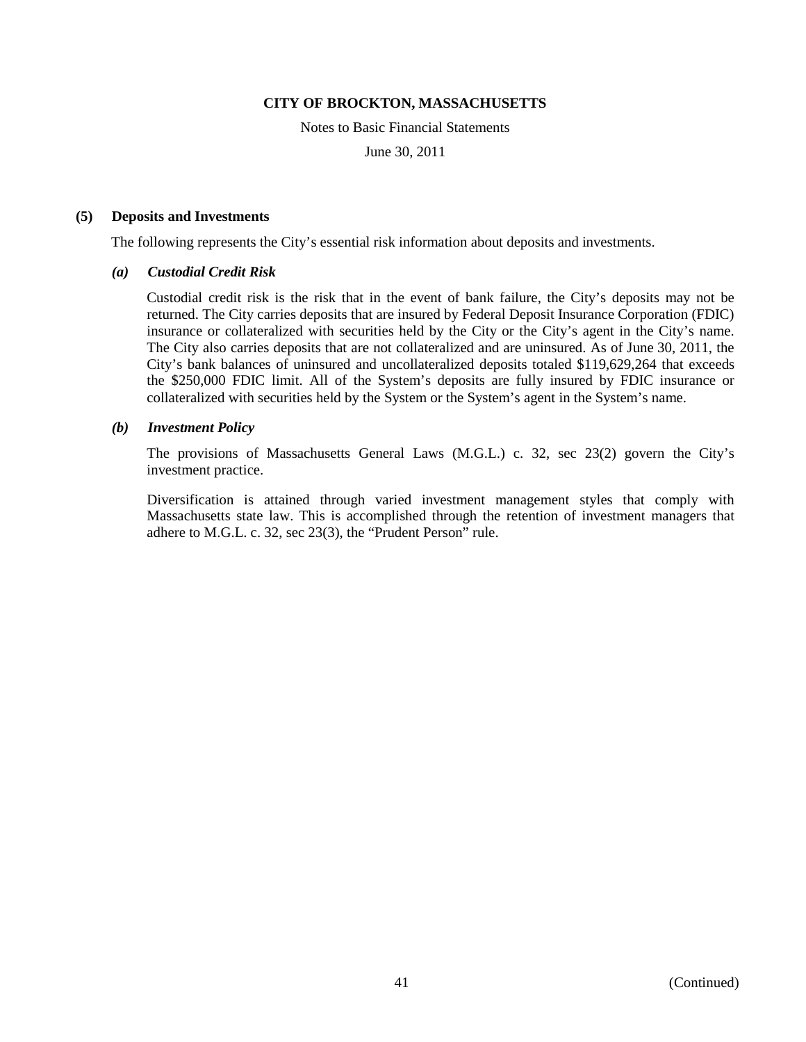# CITY OF BROCKTON, MASSACHUSETTS

Notes to Basic Financial Statements

June 30, 2011

## (5) Deposits and Investments

The following represents the City's essential risk information about deposits and investments.

### *(a) Custodial Credit Risk*

Custodial credit risk is the risk that in the event of bank failure, the City's deposits may not be returned. The City carries deposits that are insured by Federal Deposit Insurance Corporation (FDIC) insurance or collateralized with securities held by the City or the City's agent in the City's name. The City also carries deposits that are not collateralized and are uninsured. As of June 30, 2011, the City's bank balances of uninsured and uncollateralized deposits totaled $119,629,264 that exceeds the $250,000 FDIC limit. All of the System's deposits are fully insured by FDIC insurance or collateralized with securities held by the System or the System's agent in the System's name.

### *(b) Investment Policy*

The provisions of Massachusetts General Laws (M.G.L.) c. 32, sec 23(2) govern the City's investment practice.

Diversification is attained through varied investment management styles that comply with Massachusetts state law. This is accomplished through the retention of investment managers that adhere to M.G.L. c. 32, sec 23(3), the "Prudent Person" rule.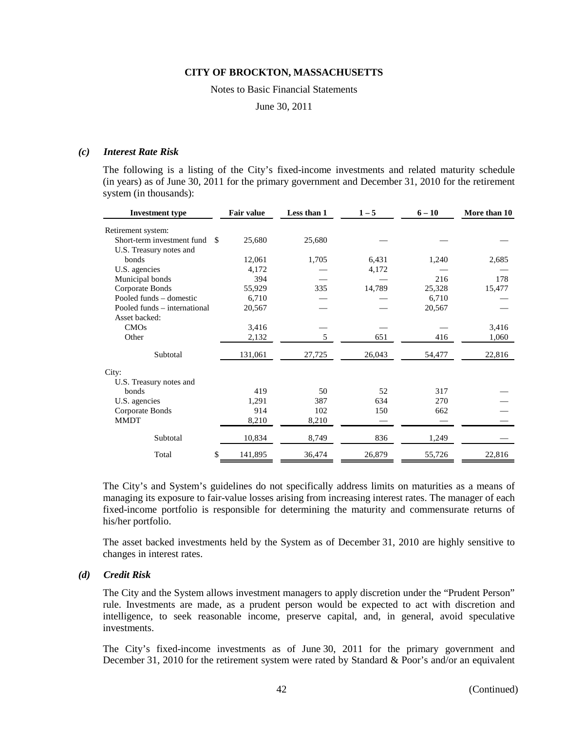**CITY OF BROCKTON, MASSACHUSETTS**

Notes to Basic Financial Statements

June 30, 2011

### *(c) Interest Rate Risk*

The following is a listing of the City's fixed-income investments and related maturity schedule (in years) as of June 30, 2011 for the primary government and December 31, 2010 for the retirement system (in thousands):

| Investment type | Fair value | Less than 1 | 1 – 5 | 6 – 10 | More than 10 |
|---|---|---|---|---|---|
| Retirement system: | | | | | |
| Short-term investment fund | $ 25,680 | 25,680 | — | — | — |
| U.S. Treasury notes and bonds | 12,061 | 1,705 | 6,431 | 1,240 | 2,685 |
| U.S. agencies | 4,172 | — | 4,172 | — | — |
| Municipal bonds | 394 | — | — | 216 | 178 |
| Corporate Bonds | 55,929 | 335 | 14,789 | 25,328 | 15,477 |
| Pooled funds – domestic | 6,710 | — | — | 6,710 | — |
| Pooled funds – international | 20,567 | — | — | 20,567 | — |
| Asset backed: | | | | | |
| CMOs | 3,416 | — | — | — | 3,416 |
| Other | 2,132 | 5 | 651 | 416 | 1,060 |
| Subtotal | 131,061 | 27,725 | 26,043 | 54,477 | 22,816 |
| City: | | | | | |
| U.S. Treasury notes and bonds | 419 | 50 | 52 | 317 | — |
| U.S. agencies | 1,291 | 387 | 634 | 270 | — |
| Corporate Bonds | 914 | 102 | 150 | 662 | — |
| MMDT | 8,210 | 8,210 | — | — | — |
| Subtotal | 10,834 | 8,749 | 836 | 1,249 | — |
| Total | $ 141,895 | 36,474 | 26,879 | 55,726 | 22,816 |

The City's and System's guidelines do not specifically address limits on maturities as a means of managing its exposure to fair-value losses arising from increasing interest rates. The manager of each fixed-income portfolio is responsible for determining the maturity and commensurate returns of his/her portfolio.

The asset backed investments held by the System as of December 31, 2010 are highly sensitive to changes in interest rates.

### *(d) Credit Risk*

The City and the System allows investment managers to apply discretion under the "Prudent Person" rule. Investments are made, as a prudent person would be expected to act with discretion and intelligence, to seek reasonable income, preserve capital, and, in general, avoid speculative investments.

The City's fixed-income investments as of June 30, 2011 for the primary government and December 31, 2010 for the retirement system were rated by Standard & Poor's and/or an equivalent

(Continued)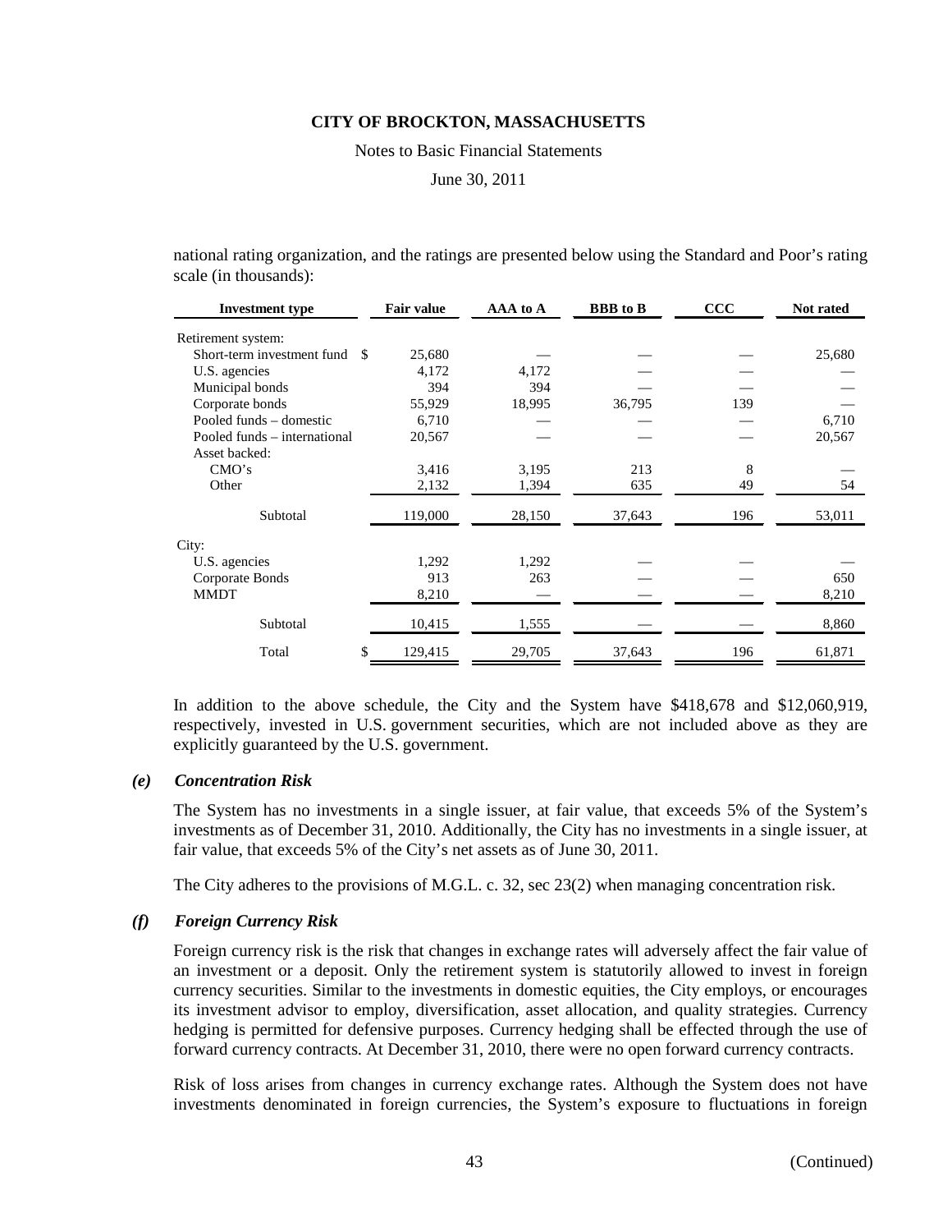national rating organization, and the ratings are presented below using the Standard and Poor's rating scale (in thousands):

| Investment type | Fair value | AAA to A | BBB to B | CCC | Not rated |
|---|---|---|---|---|---|
| Retirement system: | | | | | |
| Short-term investment fund | $ 25,680 | — | — | — | 25,680 |
| U.S. agencies | 4,172 | 4,172 | — | — | — |
| Municipal bonds | 394 | 394 | — | — | — |
| Corporate bonds | 55,929 | 18,995 | 36,795 | 139 | — |
| Pooled funds – domestic | 6,710 | — | — | — | 6,710 |
| Pooled funds – international | 20,567 | — | — | — | 20,567 |
| Asset backed: | | | | | |
| CMO's | 3,416 | 3,195 | 213 | 8 | — |
| Other | 2,132 | 1,394 | 635 | 49 | 54 |
| Subtotal | 119,000 | 28,150 | 37,643 | 196 | 53,011 |
| City: | | | | | |
| U.S. agencies | 1,292 | 1,292 | — | — | — |
| Corporate Bonds | 913 | 263 | — | — | 650 |
| MMDT | 8,210 | — | — | — | 8,210 |
| Subtotal | 10,415 | 1,555 | — | — | 8,860 |
| Total | $ 129,415 | 29,705 | 37,643 | 196 | 61,871 |

In addition to the above schedule, the City and the System have $418,678 and $12,060,919, respectively, invested in U.S. government securities, which are not included above as they are explicitly guaranteed by the U.S. government.

### *(e) Concentration Risk*

The System has no investments in a single issuer, at fair value, that exceeds 5% of the System's investments as of December 31, 2010. Additionally, the City has no investments in a single issuer, at fair value, that exceeds 5% of the City's net assets as of June 30, 2011.

The City adheres to the provisions of M.G.L. c. 32, sec 23(2) when managing concentration risk.

### *(f) Foreign Currency Risk*

Foreign currency risk is the risk that changes in exchange rates will adversely affect the fair value of an investment or a deposit. Only the retirement system is statutorily allowed to invest in foreign currency securities. Similar to the investments in domestic equities, the City employs, or encourages its investment advisor to employ, diversification, asset allocation, and quality strategies. Currency hedging is permitted for defensive purposes. Currency hedging shall be effected through the use of forward currency contracts. At December 31, 2010, there were no open forward currency contracts.

Risk of loss arises from changes in currency exchange rates. Although the System does not have investments denominated in foreign currencies, the System's exposure to fluctuations in foreign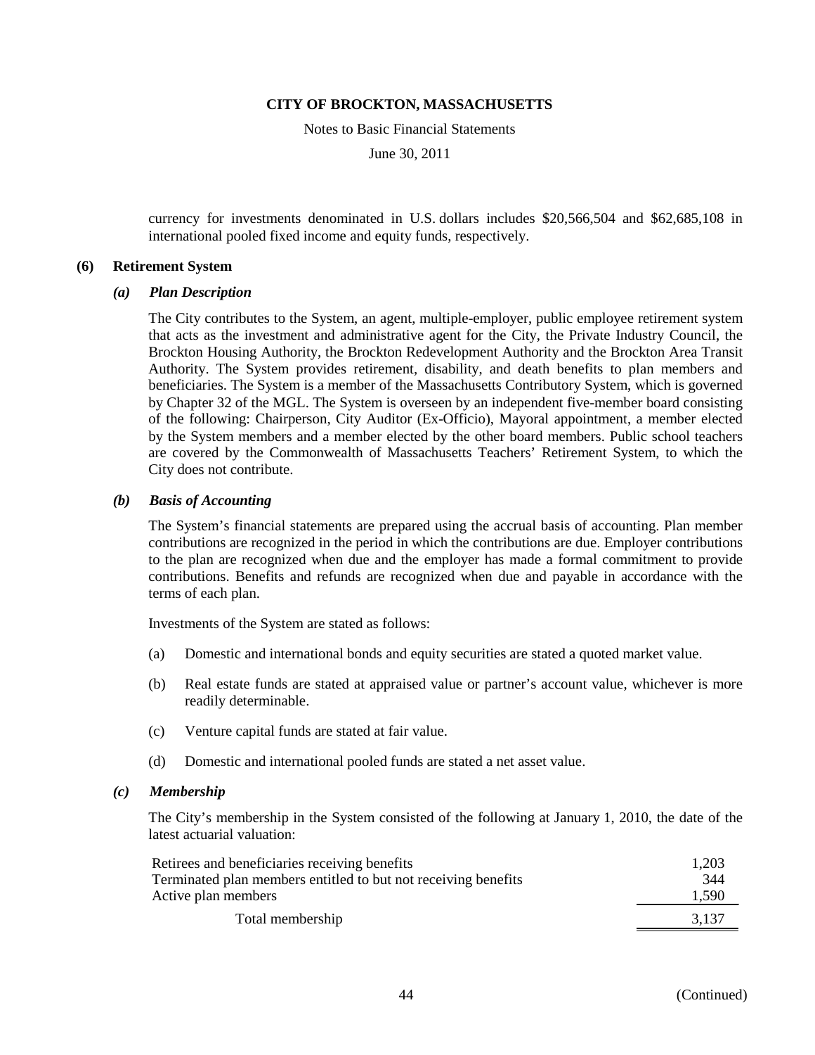currency for investments denominated in U.S. dollars includes $20,566,504 and $62,685,108 in international pooled fixed income and equity funds, respectively.

## (6) Retirement System

### *(a) Plan Description*

The City contributes to the System, an agent, multiple-employer, public employee retirement system that acts as the investment and administrative agent for the City, the Private Industry Council, the Brockton Housing Authority, the Brockton Redevelopment Authority and the Brockton Area Transit Authority. The System provides retirement, disability, and death benefits to plan members and beneficiaries. The System is a member of the Massachusetts Contributory System, which is governed by Chapter 32 of the MGL. The System is overseen by an independent five-member board consisting of the following: Chairperson, City Auditor (Ex-Officio), Mayoral appointment, a member elected by the System members and a member elected by the other board members. Public school teachers are covered by the Commonwealth of Massachusetts Teachers' Retirement System, to which the City does not contribute.

### *(b) Basis of Accounting*

The System's financial statements are prepared using the accrual basis of accounting. Plan member contributions are recognized in the period in which the contributions are due. Employer contributions to the plan are recognized when due and the employer has made a formal commitment to provide contributions. Benefits and refunds are recognized when due and payable in accordance with the terms of each plan.

Investments of the System are stated as follows:

(a) Domestic and international bonds and equity securities are stated a quoted market value.

(b) Real estate funds are stated at appraised value or partner's account value, whichever is more readily determinable.

(c) Venture capital funds are stated at fair value.

(d) Domestic and international pooled funds are stated a net asset value.

### *(c) Membership*

The City's membership in the System consisted of the following at January 1, 2010, the date of the latest actuarial valuation:

| | |
|---|---|
| Retirees and beneficiaries receiving benefits | 1,203 |
| Terminated plan members entitled to but not receiving benefits | 344 |
| Active plan members | 1,590 |
| Total membership | 3,137 |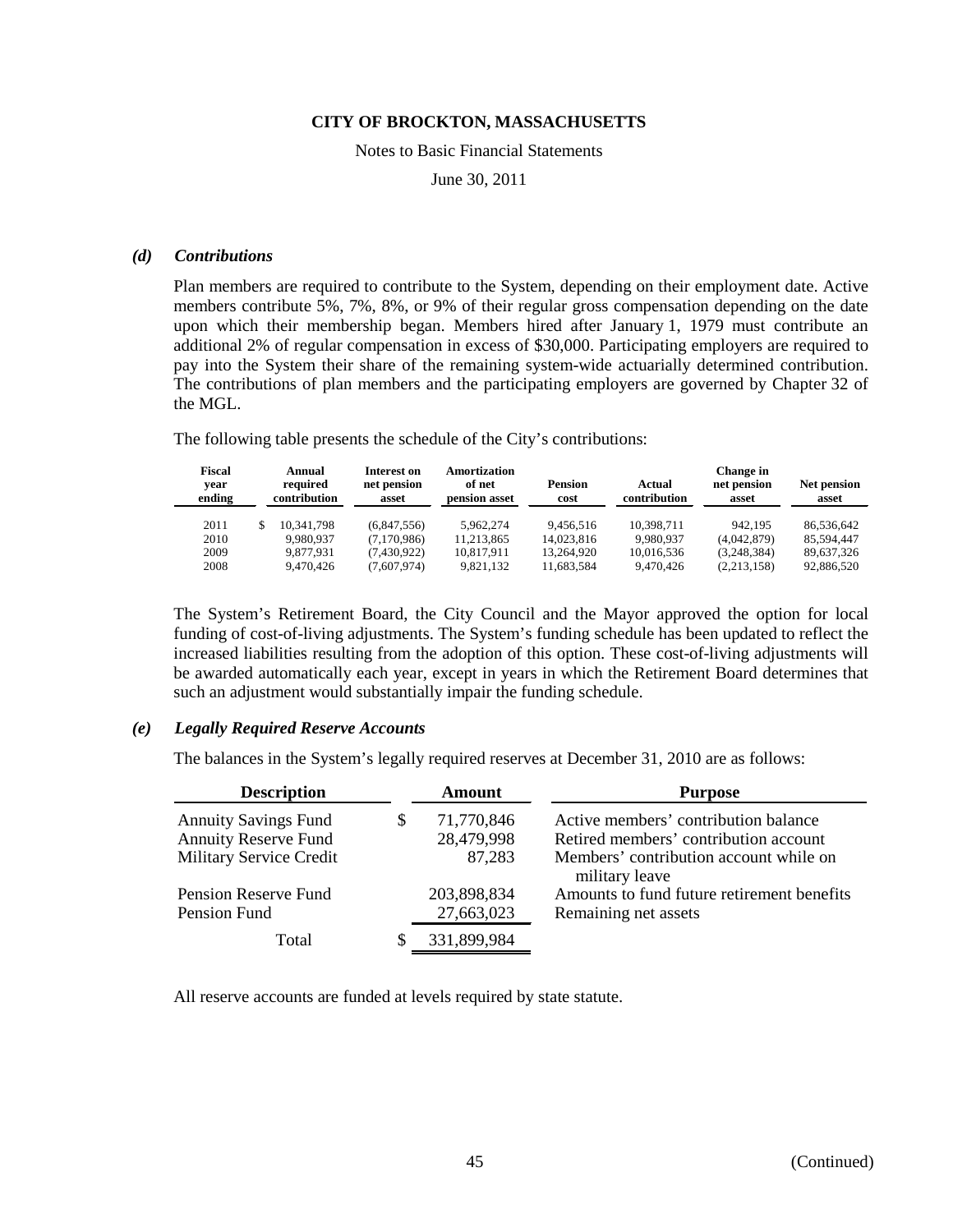# CITY OF BROCKTON, MASSACHUSETTS

Notes to Basic Financial Statements

June 30, 2011

### *(d) Contributions*

Plan members are required to contribute to the System, depending on their employment date. Active members contribute 5%, 7%, 8%, or 9% of their regular gross compensation depending on the date upon which their membership began. Members hired after January 1, 1979 must contribute an additional 2% of regular compensation in excess of $30,000. Participating employers are required to pay into the System their share of the remaining system-wide actuarially determined contribution. The contributions of plan members and the participating employers are governed by Chapter 32 of the MGL.

The following table presents the schedule of the City's contributions:

| Fiscal year ending | Annual required contribution | Interest on net pension asset | Amortization of net pension asset | Pension cost | Actual contribution | Change in net pension asset | Net pension asset |
|---|---|---|---|---|---|---|---|
| 2011 | $ 10,341,798 | (6,847,556) | 5,962,274 | 9,456,516 | 10,398,711 | 942,195 | 86,536,642 |
| 2010 | 9,980,937 | (7,170,986) | 11,213,865 | 14,023,816 | 9,980,937 | (4,042,879) | 85,594,447 |
| 2009 | 9,877,931 | (7,430,922) | 10,817,911 | 13,264,920 | 10,016,536 | (3,248,384) | 89,637,326 |
| 2008 | 9,470,426 | (7,607,974) | 9,821,132 | 11,683,584 | 9,470,426 | (2,213,158) | 92,886,520 |

The System's Retirement Board, the City Council and the Mayor approved the option for local funding of cost-of-living adjustments. The System's funding schedule has been updated to reflect the increased liabilities resulting from the adoption of this option. These cost-of-living adjustments will be awarded automatically each year, except in years in which the Retirement Board determines that such an adjustment would substantially impair the funding schedule.

### *(e) Legally Required Reserve Accounts*

The balances in the System's legally required reserves at December 31, 2010 are as follows:

| Description | Amount | Purpose |
|---|---|---|
| Annuity Savings Fund | $ 71,770,846 | Active members' contribution balance |
| Annuity Reserve Fund | 28,479,998 | Retired members' contribution account |
| Military Service Credit | 87,283 | Members' contribution account while on military leave |
| Pension Reserve Fund | 203,898,834 | Amounts to fund future retirement benefits |
| Pension Fund | 27,663,023 | Remaining net assets |
| Total | $ 331,899,984 | |

All reserve accounts are funded at levels required by state statute.

(Continued)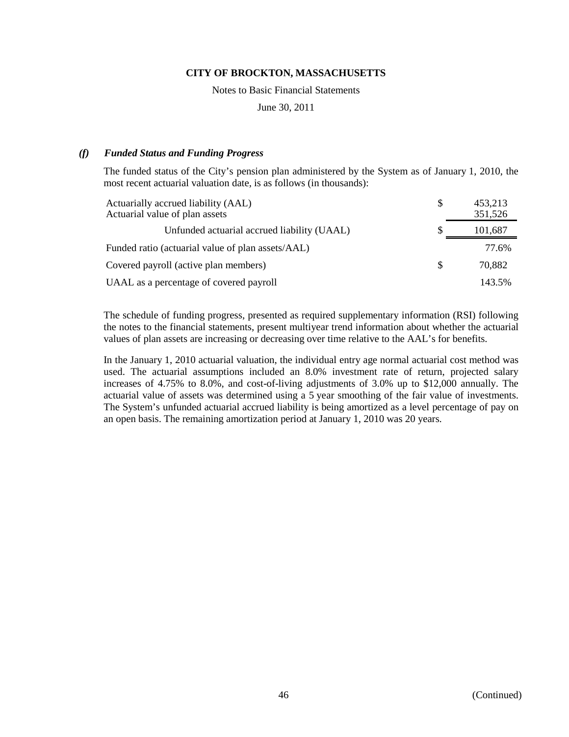### *(f) Funded Status and Funding Progress*

The funded status of the City's pension plan administered by the System as of January 1, 2010, the most recent actuarial valuation date, is as follows (in thousands):

| | | |
|---|---|---|
| Actuarially accrued liability (AAL) | $ | 453,213 |
| Actuarial value of plan assets | | 351,526 |
| Unfunded actuarial accrued liability (UAAL) | $ | 101,687 |
| Funded ratio (actuarial value of plan assets/AAL) | | 77.6% |
| Covered payroll (active plan members) | $ | 70,882 |
| UAAL as a percentage of covered payroll | | 143.5% |

The schedule of funding progress, presented as required supplementary information (RSI) following the notes to the financial statements, present multiyear trend information about whether the actuarial values of plan assets are increasing or decreasing over time relative to the AAL's for benefits.

In the January 1, 2010 actuarial valuation, the individual entry age normal actuarial cost method was used. The actuarial assumptions included an 8.0% investment rate of return, projected salary increases of 4.75% to 8.0%, and cost-of-living adjustments of 3.0% up to $12,000 annually. The actuarial value of assets was determined using a 5 year smoothing of the fair value of investments. The System's unfunded actuarial accrued liability is being amortized as a level percentage of pay on an open basis. The remaining amortization period at January 1, 2010 was 20 years.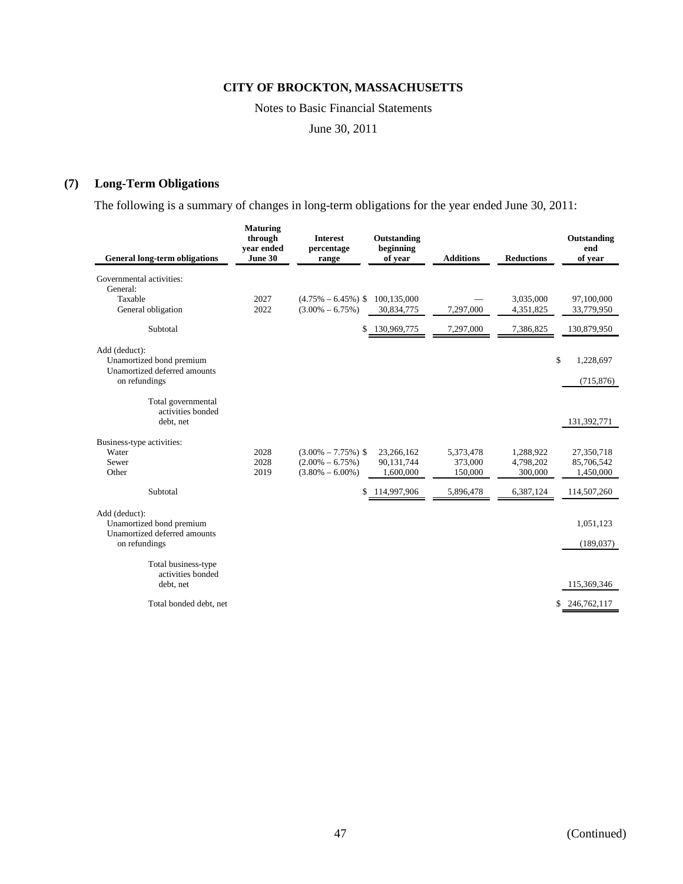## CITY OF BROCKTON, MASSACHUSETTS

Notes to Basic Financial Statements

June 30, 2011

### (7) Long-Term Obligations

The following is a summary of changes in long-term obligations for the year ended June 30, 2011:

| General long-term obligations | Maturing through year ended June 30 | Interest percentage range | Outstanding beginning of year | Additions | Reductions | Outstanding end of year |
|---|---|---|---|---|---|---|
| Governmental activities: | | | | | | |
| General: | | | | | | |
| Taxable | 2027 | (4.75% – 6.45%) $ | 100,135,000 | — | 3,035,000 | 97,100,000 |
| General obligation | 2022 | (3.00% – 6.75%) | 30,834,775 | 7,297,000 | 4,351,825 | 33,779,950 |
| Subtotal | | | $ 130,969,775 | 7,297,000 | 7,386,825 | 130,879,950 |
| Add (deduct): | | | | | | |
| Unamortized bond premium | | | | | | $ 1,228,697 |
| Unamortized deferred amounts on refundings | | | | | | (715,876) |
| Total governmental activities bonded debt, net | | | | | | 131,392,771 |
| Business-type activities: | | | | | | |
| Water | 2028 | (3.00% – 7.75%) $ | 23,266,162 | 5,373,478 | 1,288,922 | 27,350,718 |
| Sewer | 2028 | (2.00% – 6.75%) | 90,131,744 | 373,000 | 4,798,202 | 85,706,542 |
| Other | 2019 | (3.80% – 6.00%) | 1,600,000 | 150,000 | 300,000 | 1,450,000 |
| Subtotal | | | $ 114,997,906 | 5,896,478 | 6,387,124 | 114,507,260 |
| Add (deduct): | | | | | | |
| Unamortized bond premium | | | | | | 1,051,123 |
| Unamortized deferred amounts on refundings | | | | | | (189,037) |
| Total business-type activities bonded debt, net | | | | | | 115,369,346 |
| Total bonded debt, net | | | | | | $ 246,762,117 |

(Continued)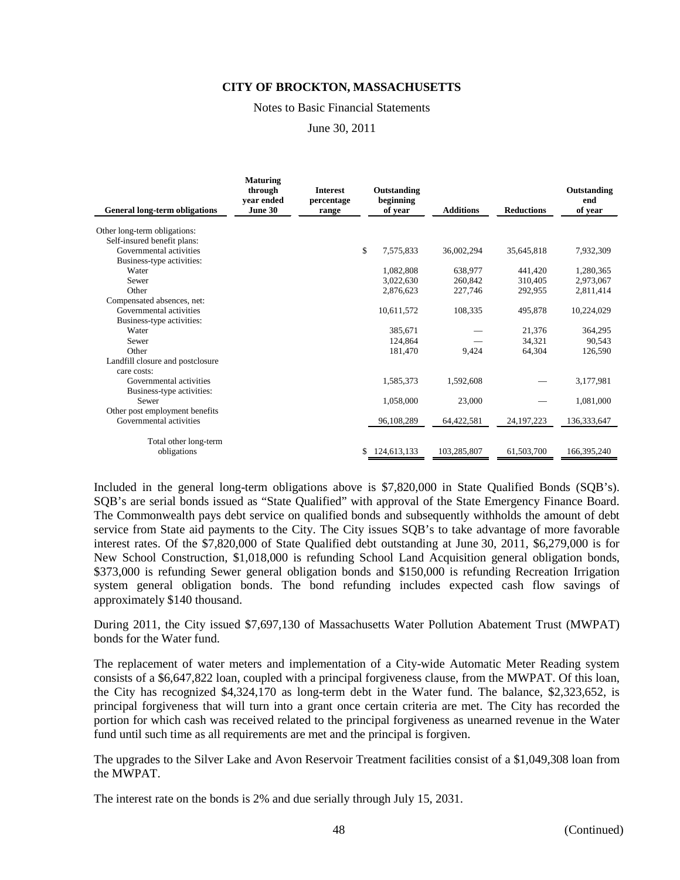**CITY OF BROCKTON, MASSACHUSETTS**

Notes to Basic Financial Statements

June 30, 2011

| General long-term obligations | Maturing through year ended June 30 | Interest percentage range | Outstanding beginning of year | Additions | Reductions | Outstanding end of year |
|---|---|---|---|---|---|---|
| Other long-term obligations: | | | | | | |
| Self-insured benefit plans: | | | | | | |
| Governmental activities | | | $ 7,575,833 | 36,002,294 | 35,645,818 | 7,932,309 |
| Business-type activities: | | | | | | |
| Water | | | 1,082,808 | 638,977 | 441,420 | 1,280,365 |
| Sewer | | | 3,022,630 | 260,842 | 310,405 | 2,973,067 |
| Other | | | 2,876,623 | 227,746 | 292,955 | 2,811,414 |
| Compensated absences, net: | | | | | | |
| Governmental activities | | | 10,611,572 | 108,335 | 495,878 | 10,224,029 |
| Business-type activities: | | | | | | |
| Water | | | 385,671 | — | 21,376 | 364,295 |
| Sewer | | | 124,864 | — | 34,321 | 90,543 |
| Other | | | 181,470 | 9,424 | 64,304 | 126,590 |
| Landfill closure and postclosure care costs: | | | | | | |
| Governmental activities | | | 1,585,373 | 1,592,608 | — | 3,177,981 |
| Business-type activities: | | | | | | |
| Sewer | | | 1,058,000 | 23,000 | — | 1,081,000 |
| Other post employment benefits | | | | | | |
| Governmental activities | | | 96,108,289 | 64,422,581 | 24,197,223 | 136,333,647 |
| Total other long-term obligations | | | $ 124,613,133 | 103,285,807 | 61,503,700 | 166,395,240 |

Included in the general long-term obligations above is $7,820,000 in State Qualified Bonds (SQB's). SQB's are serial bonds issued as "State Qualified" with approval of the State Emergency Finance Board. The Commonwealth pays debt service on qualified bonds and subsequently withholds the amount of debt service from State aid payments to the City. The City issues SQB's to take advantage of more favorable interest rates. Of the $7,820,000 of State Qualified debt outstanding at June 30, 2011, $6,279,000 is for New School Construction, $1,018,000 is refunding School Land Acquisition general obligation bonds, $373,000 is refunding Sewer general obligation bonds and $150,000 is refunding Recreation Irrigation system general obligation bonds. The bond refunding includes expected cash flow savings of approximately $140 thousand.

During 2011, the City issued $7,697,130 of Massachusetts Water Pollution Abatement Trust (MWPAT) bonds for the Water fund.

The replacement of water meters and implementation of a City-wide Automatic Meter Reading system consists of a $6,647,822 loan, coupled with a principal forgiveness clause, from the MWPAT. Of this loan, the City has recognized $4,324,170 as long-term debt in the Water fund. The balance, $2,323,652, is principal forgiveness that will turn into a grant once certain criteria are met. The City has recorded the portion for which cash was received related to the principal forgiveness as unearned revenue in the Water fund until such time as all requirements are met and the principal is forgiven.

The upgrades to the Silver Lake and Avon Reservoir Treatment facilities consist of a $1,049,308 loan from the MWPAT.

The interest rate on the bonds is 2% and due serially through July 15, 2031.

(Continued)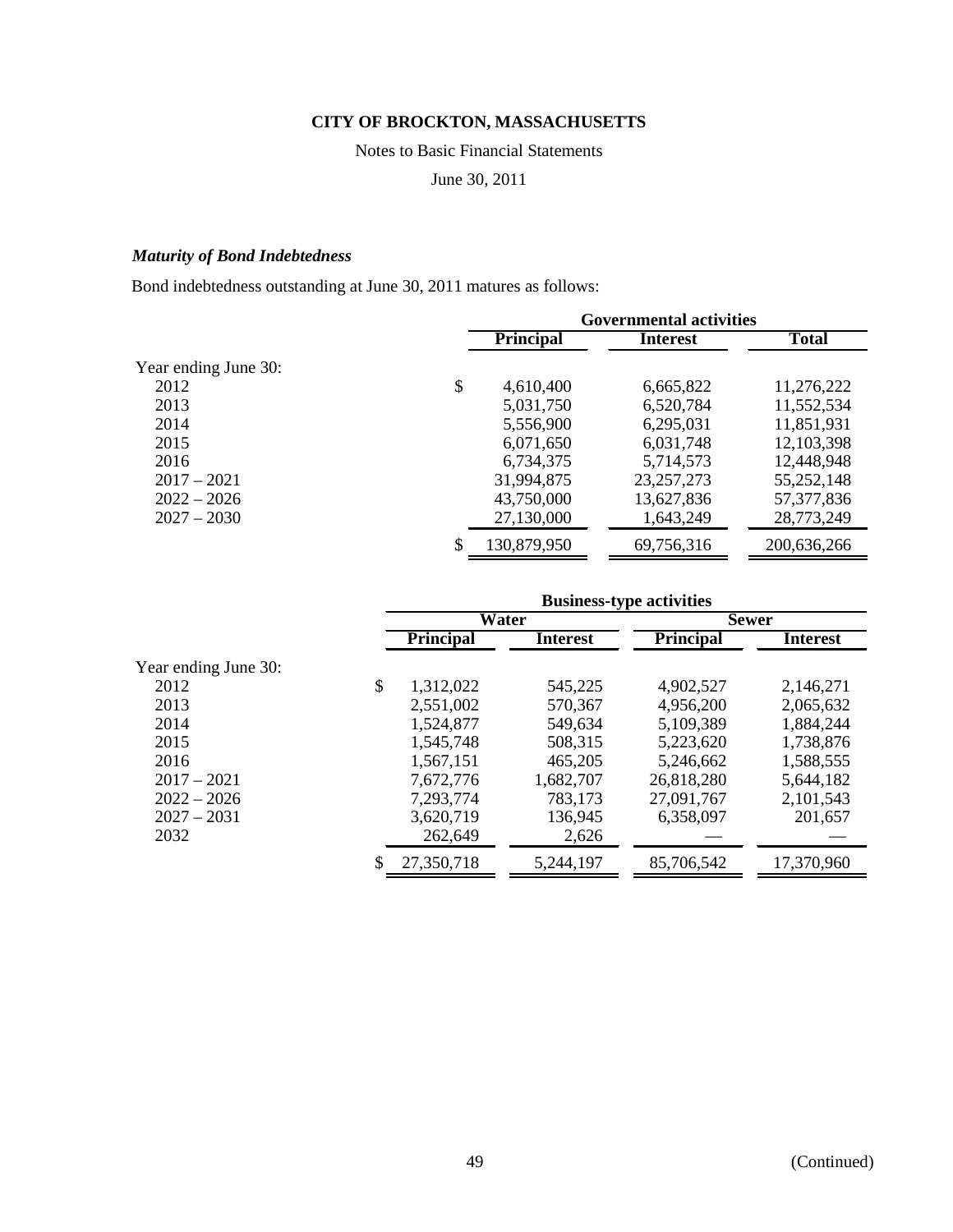**CITY OF BROCKTON, MASSACHUSETTS**

Notes to Basic Financial Statements

June 30, 2011

### *Maturity of Bond Indebtedness*

Bond indebtedness outstanding at June 30, 2011 matures as follows:

| | Governmental activities | | |
|---|---|---|---|
| | **Principal** | **Interest** | **Total** |
| Year ending June 30: | | | |
| 2012 | $ 4,610,400 | 6,665,822 | 11,276,222 |
| 2013 | 5,031,750 | 6,520,784 | 11,552,534 |
| 2014 | 5,556,900 | 6,295,031 | 11,851,931 |
| 2015 | 6,071,650 | 6,031,748 | 12,103,398 |
| 2016 | 6,734,375 | 5,714,573 | 12,448,948 |
| 2017 – 2021 | 31,994,875 | 23,257,273 | 55,252,148 |
| 2022 – 2026 | 43,750,000 | 13,627,836 | 57,377,836 |
| 2027 – 2030 | 27,130,000 | 1,643,249 | 28,773,249 |
| | $ 130,879,950 | 69,756,316 | 200,636,266 |

| | Business-type activities | | | |
|---|---|---|---|---|
| | Water | | Sewer | |
| | **Principal** | **Interest** | **Principal** | **Interest** |
| Year ending June 30: | | | | |
| 2012 | $ 1,312,022 | 545,225 | 4,902,527 | 2,146,271 |
| 2013 | 2,551,002 | 570,367 | 4,956,200 | 2,065,632 |
| 2014 | 1,524,877 | 549,634 | 5,109,389 | 1,884,244 |
| 2015 | 1,545,748 | 508,315 | 5,223,620 | 1,738,876 |
| 2016 | 1,567,151 | 465,205 | 5,246,662 | 1,588,555 |
| 2017 – 2021 | 7,672,776 | 1,682,707 | 26,818,280 | 5,644,182 |
| 2022 – 2026 | 7,293,774 | 783,173 | 27,091,767 | 2,101,543 |
| 2027 – 2031 | 3,620,719 | 136,945 | 6,358,097 | 201,657 |
| 2032 | 262,649 | 2,626 | — | — |
| | $ 27,350,718 | 5,244,197 | 85,706,542 | 17,370,960 |

(Continued)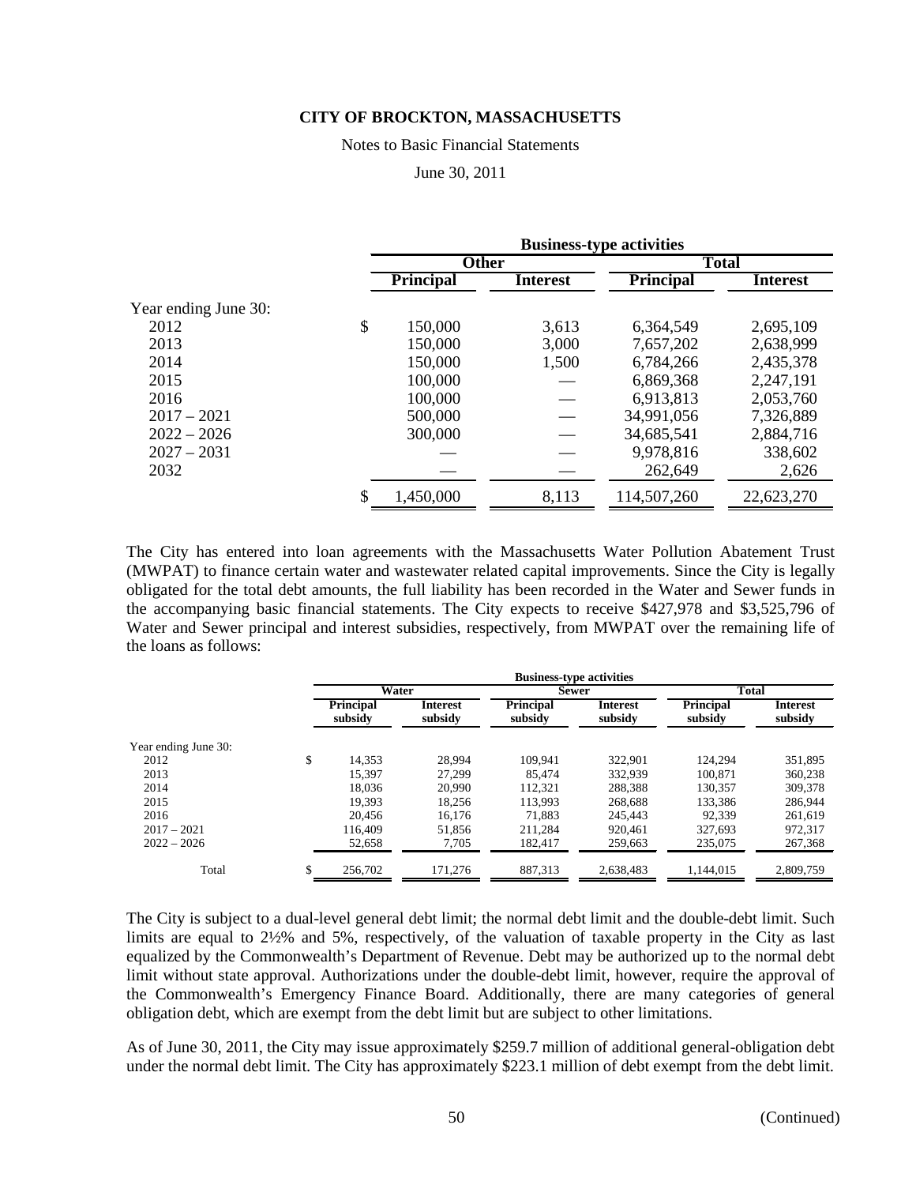**CITY OF BROCKTON, MASSACHUSETTS**

Notes to Basic Financial Statements

June 30, 2011

| | Business-type activities | | | |
|---|---|---|---|---|
| | Other | | Total | |
| | Principal | Interest | Principal | Interest |
| Year ending June 30: | | | | |
| 2012 | $ 150,000 | 3,613 | 6,364,549 | 2,695,109 |
| 2013 | 150,000 | 3,000 | 7,657,202 | 2,638,999 |
| 2014 | 150,000 | 1,500 | 6,784,266 | 2,435,378 |
| 2015 | 100,000 | — | 6,869,368 | 2,247,191 |
| 2016 | 100,000 | — | 6,913,813 | 2,053,760 |
| 2017 – 2021 | 500,000 | — | 34,991,056 | 7,326,889 |
| 2022 – 2026 | 300,000 | — | 34,685,541 | 2,884,716 |
| 2027 – 2031 | — | — | 9,978,816 | 338,602 |
| 2032 | — | — | 262,649 | 2,626 |
| | $ 1,450,000 | 8,113 | 114,507,260 | 22,623,270 |

The City has entered into loan agreements with the Massachusetts Water Pollution Abatement Trust (MWPAT) to finance certain water and wastewater related capital improvements. Since the City is legally obligated for the total debt amounts, the full liability has been recorded in the Water and Sewer funds in the accompanying basic financial statements. The City expects to receive $427,978 and $3,525,796 of Water and Sewer principal and interest subsidies, respectively, from MWPAT over the remaining life of the loans as follows:

| | Business-type activities | | | | | |
|---|---|---|---|---|---|---|
| | Water | | Sewer | | Total | |
| | Principal subsidy | Interest subsidy | Principal subsidy | Interest subsidy | Principal subsidy | Interest subsidy |
| Year ending June 30: | | | | | | |
| 2012 | $ 14,353 | 28,994 | 109,941 | 322,901 | 124,294 | 351,895 |
| 2013 | 15,397 | 27,299 | 85,474 | 332,939 | 100,871 | 360,238 |
| 2014 | 18,036 | 20,990 | 112,321 | 288,388 | 130,357 | 309,378 |
| 2015 | 19,393 | 18,256 | 113,993 | 268,688 | 133,386 | 286,944 |
| 2016 | 20,456 | 16,176 | 71,883 | 245,443 | 92,339 | 261,619 |
| 2017 – 2021 | 116,409 | 51,856 | 211,284 | 920,461 | 327,693 | 972,317 |
| 2022 – 2026 | 52,658 | 7,705 | 182,417 | 259,663 | 235,075 | 267,368 |
| Total | $ 256,702 | 171,276 | 887,313 | 2,638,483 | 1,144,015 | 2,809,759 |

The City is subject to a dual-level general debt limit; the normal debt limit and the double-debt limit. Such limits are equal to 2½% and 5%, respectively, of the valuation of taxable property in the City as last equalized by the Commonwealth's Department of Revenue. Debt may be authorized up to the normal debt limit without state approval. Authorizations under the double-debt limit, however, require the approval of the Commonwealth's Emergency Finance Board. Additionally, there are many categories of general obligation debt, which are exempt from the debt limit but are subject to other limitations.

As of June 30, 2011, the City may issue approximately $259.7 million of additional general-obligation debt under the normal debt limit. The City has approximately $223.1 million of debt exempt from the debt limit.

(Continued)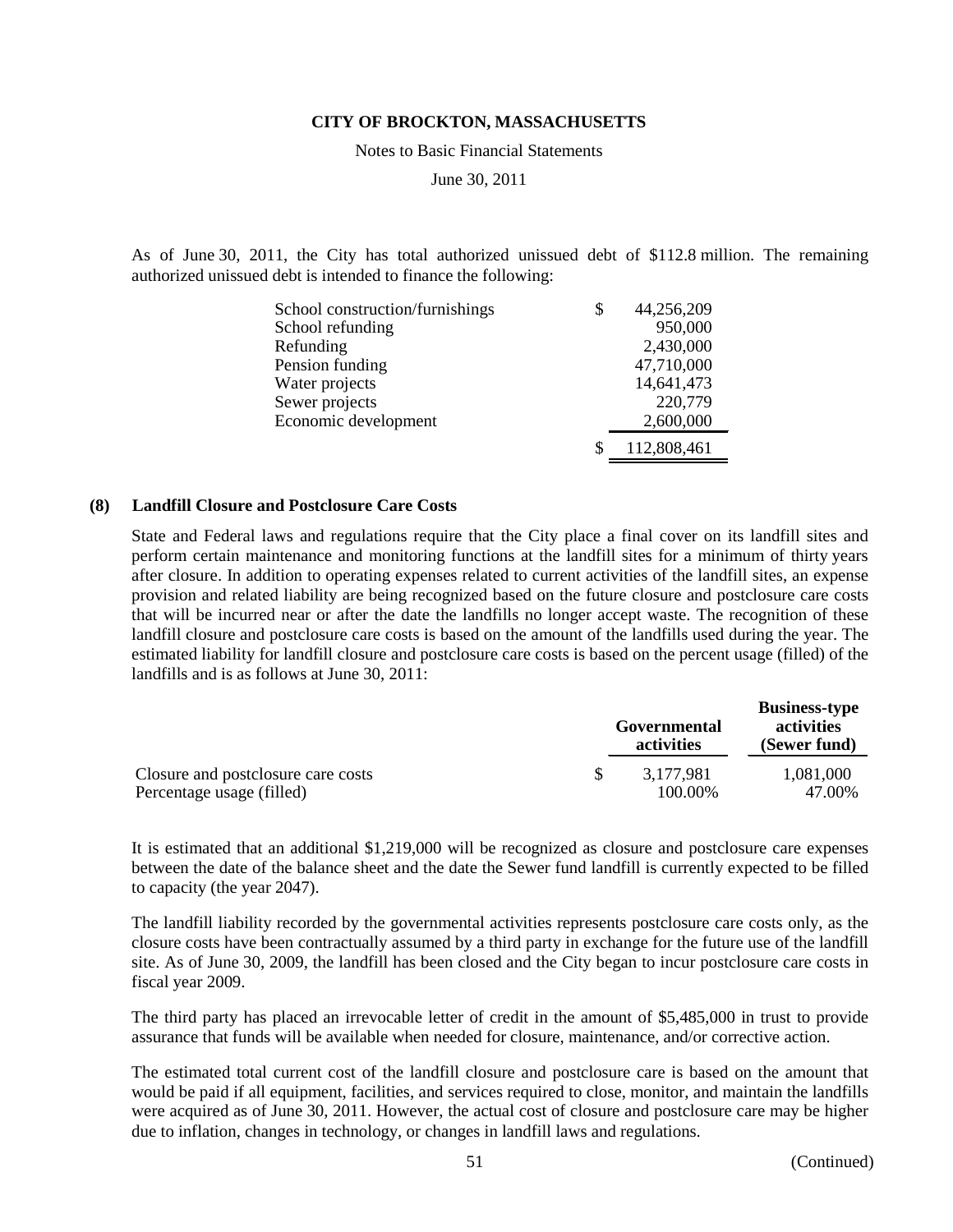As of June 30, 2011, the City has total authorized unissued debt of \$112.8 million. The remaining authorized unissued debt is intended to finance the following:

| | | |
|---|---|---|
| School construction/furnishings | $ | 44,256,209 |
| School refunding | | 950,000 |
| Refunding | | 2,430,000 |
| Pension funding | | 47,710,000 |
| Water projects | | 14,641,473 |
| Sewer projects | | 220,779 |
| Economic development | | 2,600,000 |
| | $ | 112,808,461 |

## (8) Landfill Closure and Postclosure Care Costs

State and Federal laws and regulations require that the City place a final cover on its landfill sites and perform certain maintenance and monitoring functions at the landfill sites for a minimum of thirty years after closure. In addition to operating expenses related to current activities of the landfill sites, an expense provision and related liability are being recognized based on the future closure and postclosure care costs that will be incurred near or after the date the landfills no longer accept waste. The recognition of these landfill closure and postclosure care costs is based on the amount of the landfills used during the year. The estimated liability for landfill closure and postclosure care costs is based on the percent usage (filled) of the landfills and is as follows at June 30, 2011:

| | | Governmental activities | Business-type activities (Sewer fund) |
|---|---|---|---|
| Closure and postclosure care costs | $ | 3,177,981 | 1,081,000 |
| Percentage usage (filled) | | 100.00% | 47.00% |

It is estimated that an additional \$1,219,000 will be recognized as closure and postclosure care expenses between the date of the balance sheet and the date the Sewer fund landfill is currently expected to be filled to capacity (the year 2047).

The landfill liability recorded by the governmental activities represents postclosure care costs only, as the closure costs have been contractually assumed by a third party in exchange for the future use of the landfill site. As of June 30, 2009, the landfill has been closed and the City began to incur postclosure care costs in fiscal year 2009.

The third party has placed an irrevocable letter of credit in the amount of \$5,485,000 in trust to provide assurance that funds will be available when needed for closure, maintenance, and/or corrective action.

The estimated total current cost of the landfill closure and postclosure care is based on the amount that would be paid if all equipment, facilities, and services required to close, monitor, and maintain the landfills were acquired as of June 30, 2011. However, the actual cost of closure and postclosure care may be higher due to inflation, changes in technology, or changes in landfill laws and regulations.

(Continued)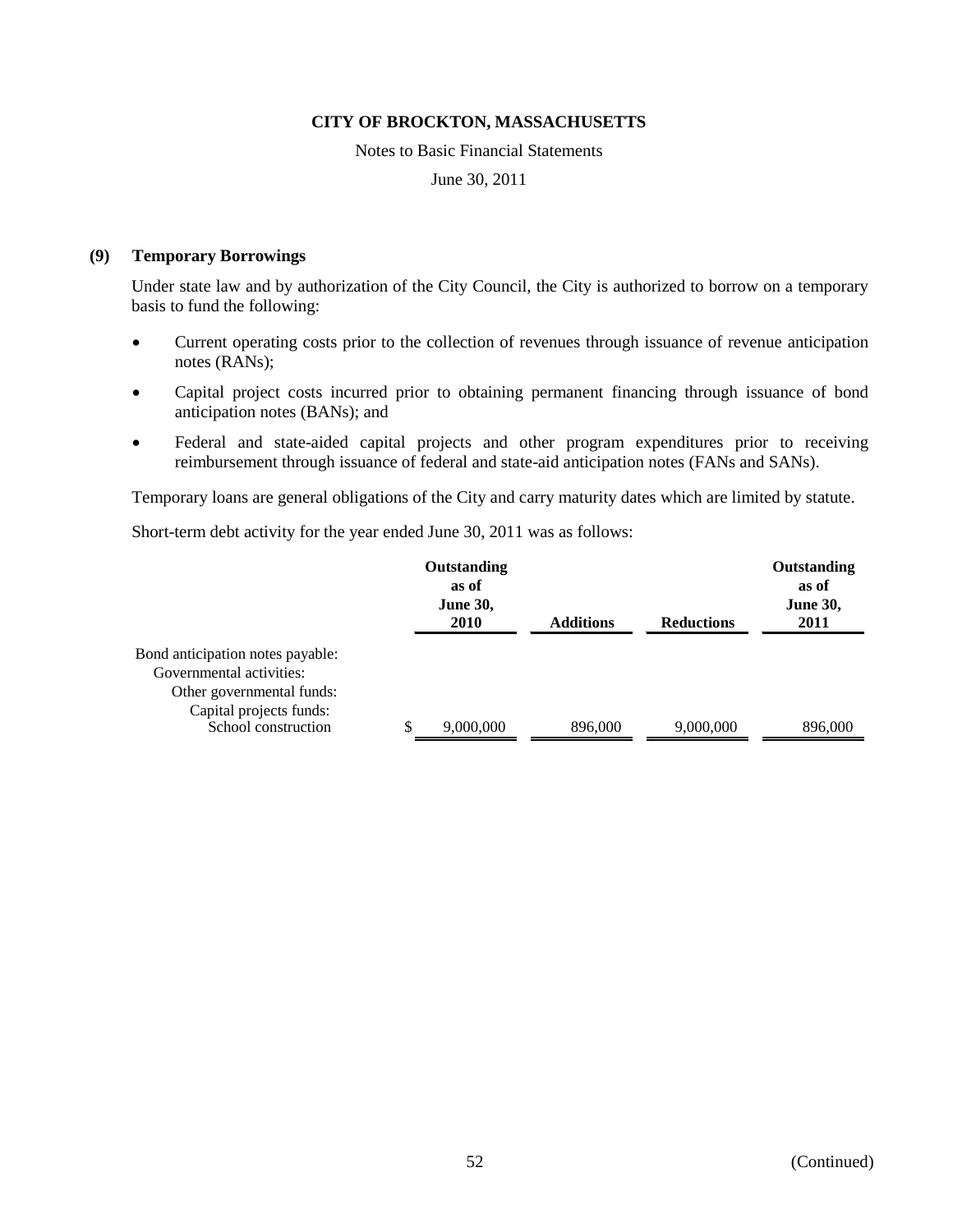**CITY OF BROCKTON, MASSACHUSETTS**

Notes to Basic Financial Statements

June 30, 2011

## (9) Temporary Borrowings

Under state law and by authorization of the City Council, the City is authorized to borrow on a temporary basis to fund the following:

- Current operating costs prior to the collection of revenues through issuance of revenue anticipation notes (RANs);
- Capital project costs incurred prior to obtaining permanent financing through issuance of bond anticipation notes (BANs); and
- Federal and state-aided capital projects and other program expenditures prior to receiving reimbursement through issuance of federal and state-aid anticipation notes (FANs and SANs).

Temporary loans are general obligations of the City and carry maturity dates which are limited by statute.

Short-term debt activity for the year ended June 30, 2011 was as follows:

| | Outstanding as of June 30, 2010 | Additions | Reductions | Outstanding as of June 30, 2011 |
|---|---|---|---|---|
| Bond anticipation notes payable: | | | | |
| Governmental activities: | | | | |
| Other governmental funds: | | | | |
| Capital projects funds: | | | | |
| School construction | $ 9,000,000 | 896,000 | 9,000,000 | 896,000 |

(Continued)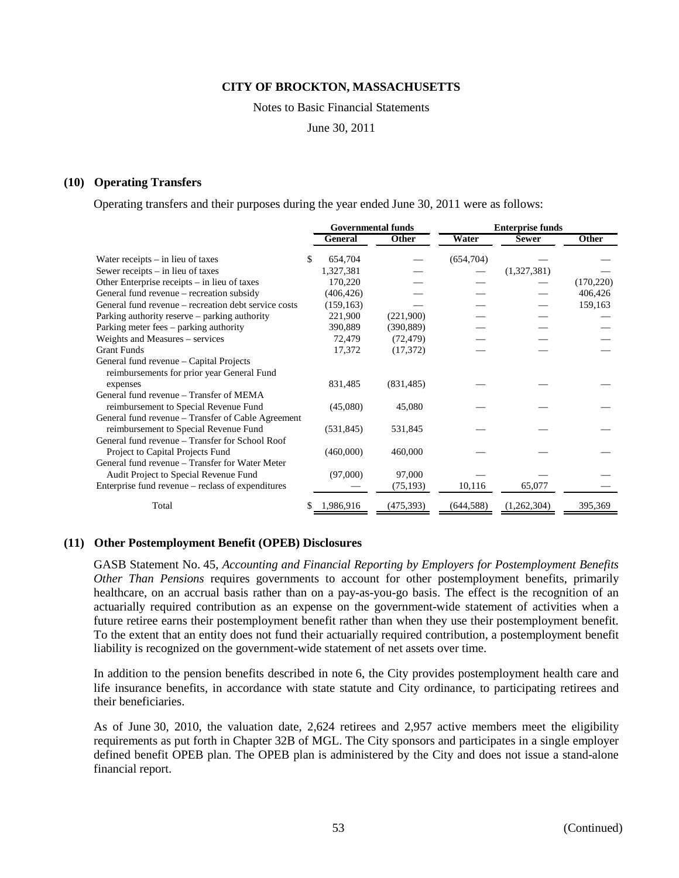**CITY OF BROCKTON, MASSACHUSETTS**

Notes to Basic Financial Statements

June 30, 2011

## (10) Operating Transfers

Operating transfers and their purposes during the year ended June 30, 2011 were as follows:

| | Governmental funds | | Enterprise funds | | |
|---|---|---|---|---|---|
| | General | Other | Water | Sewer | Other |
| Water receipts – in lieu of taxes | $ 654,704 | — | (654,704) | — | — |
| Sewer receipts – in lieu of taxes | 1,327,381 | — | — | (1,327,381) | — |
| Other Enterprise receipts – in lieu of taxes | 170,220 | — | — | — | (170,220) |
| General fund revenue – recreation subsidy | (406,426) | — | — | — | 406,426 |
| General fund revenue – recreation debt service costs | (159,163) | — | — | — | 159,163 |
| Parking authority reserve – parking authority | 221,900 | (221,900) | — | — | — |
| Parking meter fees – parking authority | 390,889 | (390,889) | — | — | — |
| Weights and Measures – services | 72,479 | (72,479) | — | — | — |
| Grant Funds | 17,372 | (17,372) | — | — | — |
| General fund revenue – Capital Projects reimbursements for prior year General Fund expenses | 831,485 | (831,485) | — | — | — |
| General fund revenue – Transfer of MEMA reimbursement to Special Revenue Fund | (45,080) | 45,080 | — | — | — |
| General fund revenue – Transfer of Cable Agreement reimbursement to Special Revenue Fund | (531,845) | 531,845 | — | — | — |
| General fund revenue – Transfer for School Roof Project to Capital Projects Fund | (460,000) | 460,000 | — | — | — |
| General fund revenue – Transfer for Water Meter Audit Project to Special Revenue Fund | (97,000) | 97,000 | — | — | — |
| Enterprise fund revenue – reclass of expenditures | — | (75,193) | 10,116 | 65,077 | — |
| Total | $ 1,986,916 | (475,393) | (644,588) | (1,262,304) | 395,369 |

## (11) Other Postemployment Benefit (OPEB) Disclosures

GASB Statement No. 45, *Accounting and Financial Reporting by Employers for Postemployment Benefits Other Than Pensions* requires governments to account for other postemployment benefits, primarily healthcare, on an accrual basis rather than on a pay-as-you-go basis. The effect is the recognition of an actuarially required contribution as an expense on the government-wide statement of activities when a future retiree earns their postemployment benefit rather than when they use their postemployment benefit. To the extent that an entity does not fund their actuarially required contribution, a postemployment benefit liability is recognized on the government-wide statement of net assets over time.

In addition to the pension benefits described in note 6, the City provides postemployment health care and life insurance benefits, in accordance with state statute and City ordinance, to participating retirees and their beneficiaries.

As of June 30, 2010, the valuation date, 2,624 retirees and 2,957 active members meet the eligibility requirements as put forth in Chapter 32B of MGL. The City sponsors and participates in a single employer defined benefit OPEB plan. The OPEB plan is administered by the City and does not issue a stand-alone financial report.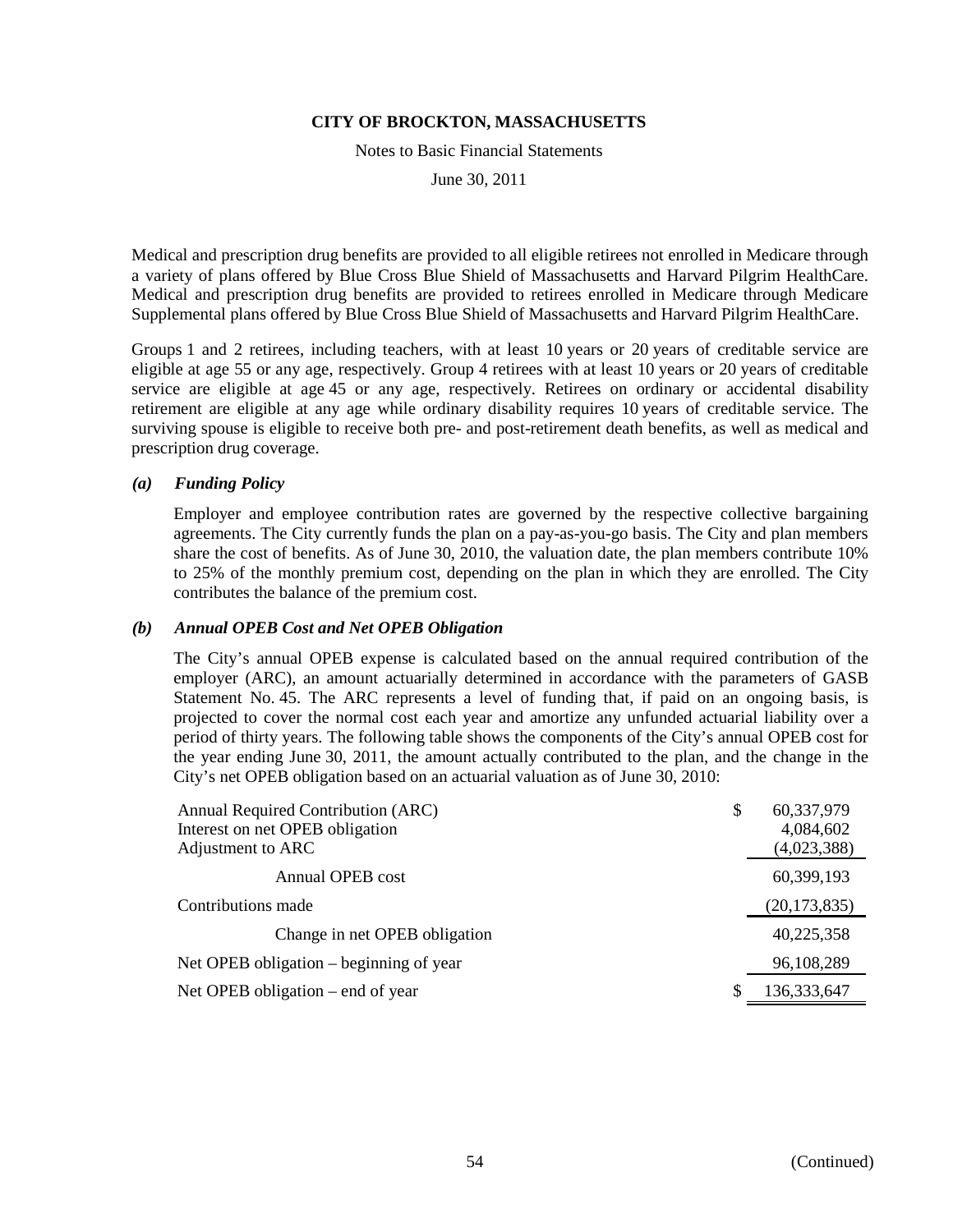Medical and prescription drug benefits are provided to all eligible retirees not enrolled in Medicare through a variety of plans offered by Blue Cross Blue Shield of Massachusetts and Harvard Pilgrim HealthCare. Medical and prescription drug benefits are provided to retirees enrolled in Medicare through Medicare Supplemental plans offered by Blue Cross Blue Shield of Massachusetts and Harvard Pilgrim HealthCare.

Groups 1 and 2 retirees, including teachers, with at least 10 years or 20 years of creditable service are eligible at age 55 or any age, respectively. Group 4 retirees with at least 10 years or 20 years of creditable service are eligible at age 45 or any age, respectively. Retirees on ordinary or accidental disability retirement are eligible at any age while ordinary disability requires 10 years of creditable service. The surviving spouse is eligible to receive both pre- and post-retirement death benefits, as well as medical and prescription drug coverage.

### *(a) Funding Policy*

Employer and employee contribution rates are governed by the respective collective bargaining agreements. The City currently funds the plan on a pay-as-you-go basis. The City and plan members share the cost of benefits. As of June 30, 2010, the valuation date, the plan members contribute 10% to 25% of the monthly premium cost, depending on the plan in which they are enrolled. The City contributes the balance of the premium cost.

### *(b) Annual OPEB Cost and Net OPEB Obligation*

The City's annual OPEB expense is calculated based on the annual required contribution of the employer (ARC), an amount actuarially determined in accordance with the parameters of GASB Statement No. 45. The ARC represents a level of funding that, if paid on an ongoing basis, is projected to cover the normal cost each year and amortize any unfunded actuarial liability over a period of thirty years. The following table shows the components of the City's annual OPEB cost for the year ending June 30, 2011, the amount actually contributed to the plan, and the change in the City's net OPEB obligation based on an actuarial valuation as of June 30, 2010:

| | |
|---|---|
| Annual Required Contribution (ARC) | $ 60,337,979 |
| Interest on net OPEB obligation | 4,084,602 |
| Adjustment to ARC | (4,023,388) |
| Annual OPEB cost | 60,399,193 |
| Contributions made | (20,173,835) |
| Change in net OPEB obligation | 40,225,358 |
| Net OPEB obligation – beginning of year | 96,108,289 |
| Net OPEB obligation – end of year | $ 136,333,647 |

(Continued)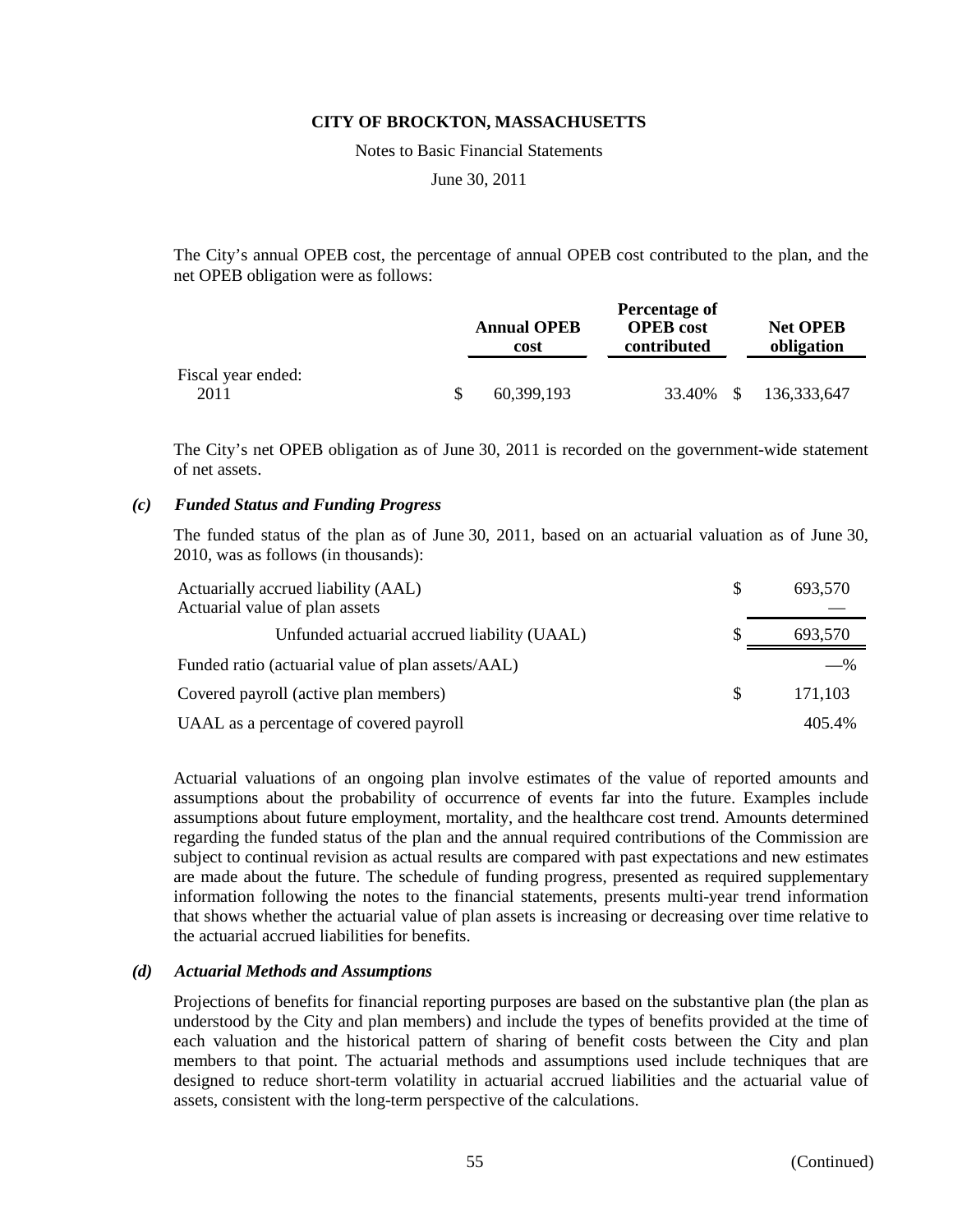The City's annual OPEB cost, the percentage of annual OPEB cost contributed to the plan, and the net OPEB obligation were as follows:

| | Annual OPEB cost | Percentage of OPEB cost contributed | Net OPEB obligation |
|---|---|---|---|
| Fiscal year ended: | | | |
| 2011 | $ 60,399,193 | 33.40% | $ 136,333,647 |

The City's net OPEB obligation as of June 30, 2011 is recorded on the government-wide statement of net assets.

### *(c) Funded Status and Funding Progress*

The funded status of the plan as of June 30, 2011, based on an actuarial valuation as of June 30, 2010, was as follows (in thousands):

| | |
|---|---|
| Actuarially accrued liability (AAL) | $ 693,570 |
| Actuarial value of plan assets | — |
| Unfunded actuarial accrued liability (UAAL) | $ 693,570 |
| Funded ratio (actuarial value of plan assets/AAL) | —% |
| Covered payroll (active plan members) | $ 171,103 |
| UAAL as a percentage of covered payroll | 405.4% |

Actuarial valuations of an ongoing plan involve estimates of the value of reported amounts and assumptions about the probability of occurrence of events far into the future. Examples include assumptions about future employment, mortality, and the healthcare cost trend. Amounts determined regarding the funded status of the plan and the annual required contributions of the Commission are subject to continual revision as actual results are compared with past expectations and new estimates are made about the future. The schedule of funding progress, presented as required supplementary information following the notes to the financial statements, presents multi-year trend information that shows whether the actuarial value of plan assets is increasing or decreasing over time relative to the actuarial accrued liabilities for benefits.

### *(d) Actuarial Methods and Assumptions*

Projections of benefits for financial reporting purposes are based on the substantive plan (the plan as understood by the City and plan members) and include the types of benefits provided at the time of each valuation and the historical pattern of sharing of benefit costs between the City and plan members to that point. The actuarial methods and assumptions used include techniques that are designed to reduce short-term volatility in actuarial accrued liabilities and the actuarial value of assets, consistent with the long-term perspective of the calculations.

(Continued)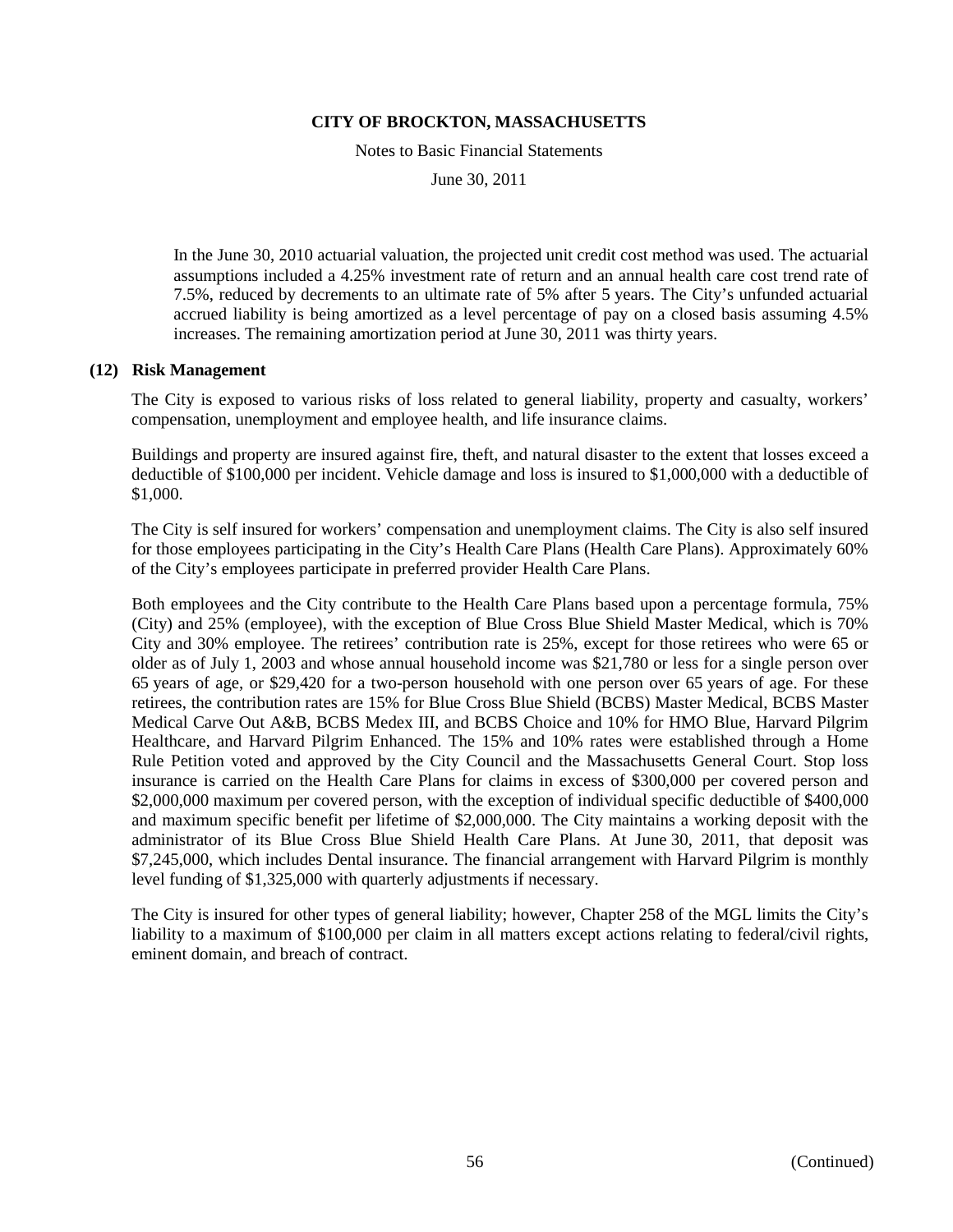In the June 30, 2010 actuarial valuation, the projected unit credit cost method was used. The actuarial assumptions included a 4.25% investment rate of return and an annual health care cost trend rate of 7.5%, reduced by decrements to an ultimate rate of 5% after 5 years. The City's unfunded actuarial accrued liability is being amortized as a level percentage of pay on a closed basis assuming 4.5% increases. The remaining amortization period at June 30, 2011 was thirty years.

## (12) Risk Management

The City is exposed to various risks of loss related to general liability, property and casualty, workers' compensation, unemployment and employee health, and life insurance claims.

Buildings and property are insured against fire, theft, and natural disaster to the extent that losses exceed a deductible of $100,000 per incident. Vehicle damage and loss is insured to $1,000,000 with a deductible of $1,000.

The City is self insured for workers' compensation and unemployment claims. The City is also self insured for those employees participating in the City's Health Care Plans (Health Care Plans). Approximately 60% of the City's employees participate in preferred provider Health Care Plans.

Both employees and the City contribute to the Health Care Plans based upon a percentage formula, 75% (City) and 25% (employee), with the exception of Blue Cross Blue Shield Master Medical, which is 70% City and 30% employee. The retirees' contribution rate is 25%, except for those retirees who were 65 or older as of July 1, 2003 and whose annual household income was $21,780 or less for a single person over 65 years of age, or $29,420 for a two-person household with one person over 65 years of age. For these retirees, the contribution rates are 15% for Blue Cross Blue Shield (BCBS) Master Medical, BCBS Master Medical Carve Out A&B, BCBS Medex III, and BCBS Choice and 10% for HMO Blue, Harvard Pilgrim Healthcare, and Harvard Pilgrim Enhanced. The 15% and 10% rates were established through a Home Rule Petition voted and approved by the City Council and the Massachusetts General Court. Stop loss insurance is carried on the Health Care Plans for claims in excess of $300,000 per covered person and $2,000,000 maximum per covered person, with the exception of individual specific deductible of $400,000 and maximum specific benefit per lifetime of $2,000,000. The City maintains a working deposit with the administrator of its Blue Cross Blue Shield Health Care Plans. At June 30, 2011, that deposit was $7,245,000, which includes Dental insurance. The financial arrangement with Harvard Pilgrim is monthly level funding of $1,325,000 with quarterly adjustments if necessary.

The City is insured for other types of general liability; however, Chapter 258 of the MGL limits the City's liability to a maximum of $100,000 per claim in all matters except actions relating to federal/civil rights, eminent domain, and breach of contract.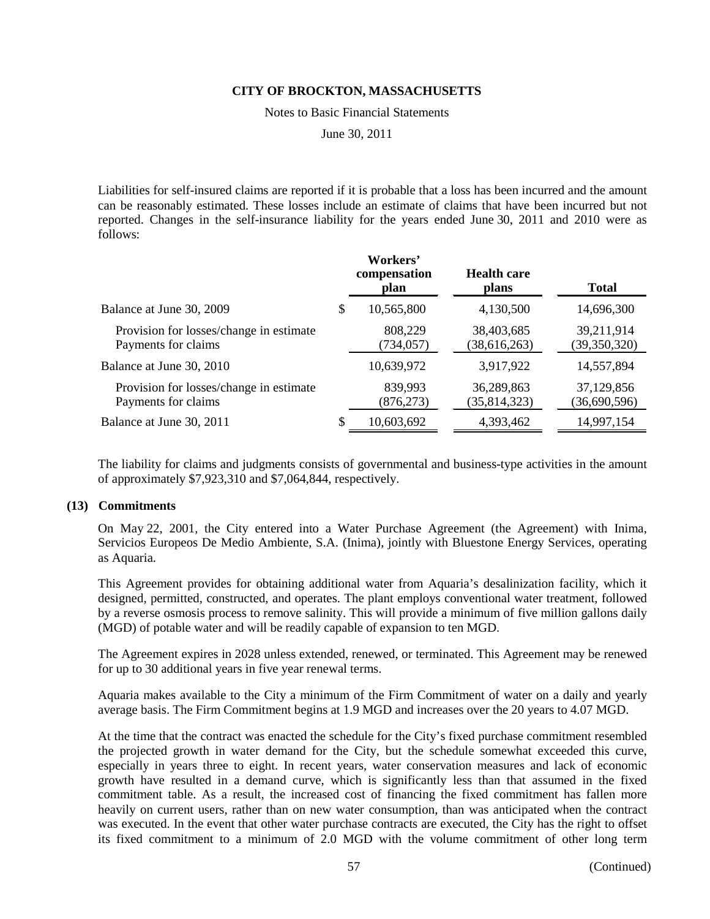Liabilities for self-insured claims are reported if it is probable that a loss has been incurred and the amount can be reasonably estimated. These losses include an estimate of claims that have been incurred but not reported. Changes in the self-insurance liability for the years ended June 30, 2011 and 2010 were as follows:

| | Workers' compensation plan | Health care plans | Total |
|---|---|---|---|
| Balance at June 30, 2009 | $ 10,565,800 | 4,130,500 | 14,696,300 |
| Provision for losses/change in estimate | 808,229 | 38,403,685 | 39,211,914 |
| Payments for claims | (734,057) | (38,616,263) | (39,350,320) |
| Balance at June 30, 2010 | 10,639,972 | 3,917,922 | 14,557,894 |
| Provision for losses/change in estimate | 839,993 | 36,289,863 | 37,129,856 |
| Payments for claims | (876,273) | (35,814,323) | (36,690,596) |
| Balance at June 30, 2011 | $ 10,603,692 | 4,393,462 | 14,997,154 |

The liability for claims and judgments consists of governmental and business-type activities in the amount of approximately $7,923,310 and $7,064,844, respectively.

## (13) Commitments

On May 22, 2001, the City entered into a Water Purchase Agreement (the Agreement) with Inima, Servicios Europeos De Medio Ambiente, S.A. (Inima), jointly with Bluestone Energy Services, operating as Aquaria.

This Agreement provides for obtaining additional water from Aquaria's desalinization facility, which it designed, permitted, constructed, and operates. The plant employs conventional water treatment, followed by a reverse osmosis process to remove salinity. This will provide a minimum of five million gallons daily (MGD) of potable water and will be readily capable of expansion to ten MGD.

The Agreement expires in 2028 unless extended, renewed, or terminated. This Agreement may be renewed for up to 30 additional years in five year renewal terms.

Aquaria makes available to the City a minimum of the Firm Commitment of water on a daily and yearly average basis. The Firm Commitment begins at 1.9 MGD and increases over the 20 years to 4.07 MGD.

At the time that the contract was enacted the schedule for the City's fixed purchase commitment resembled the projected growth in water demand for the City, but the schedule somewhat exceeded this curve, especially in years three to eight. In recent years, water conservation measures and lack of economic growth have resulted in a demand curve, which is significantly less than that assumed in the fixed commitment table. As a result, the increased cost of financing the fixed commitment has fallen more heavily on current users, rather than on new water consumption, than was anticipated when the contract was executed. In the event that other water purchase contracts are executed, the City has the right to offset its fixed commitment to a minimum of 2.0 MGD with the volume commitment of other long term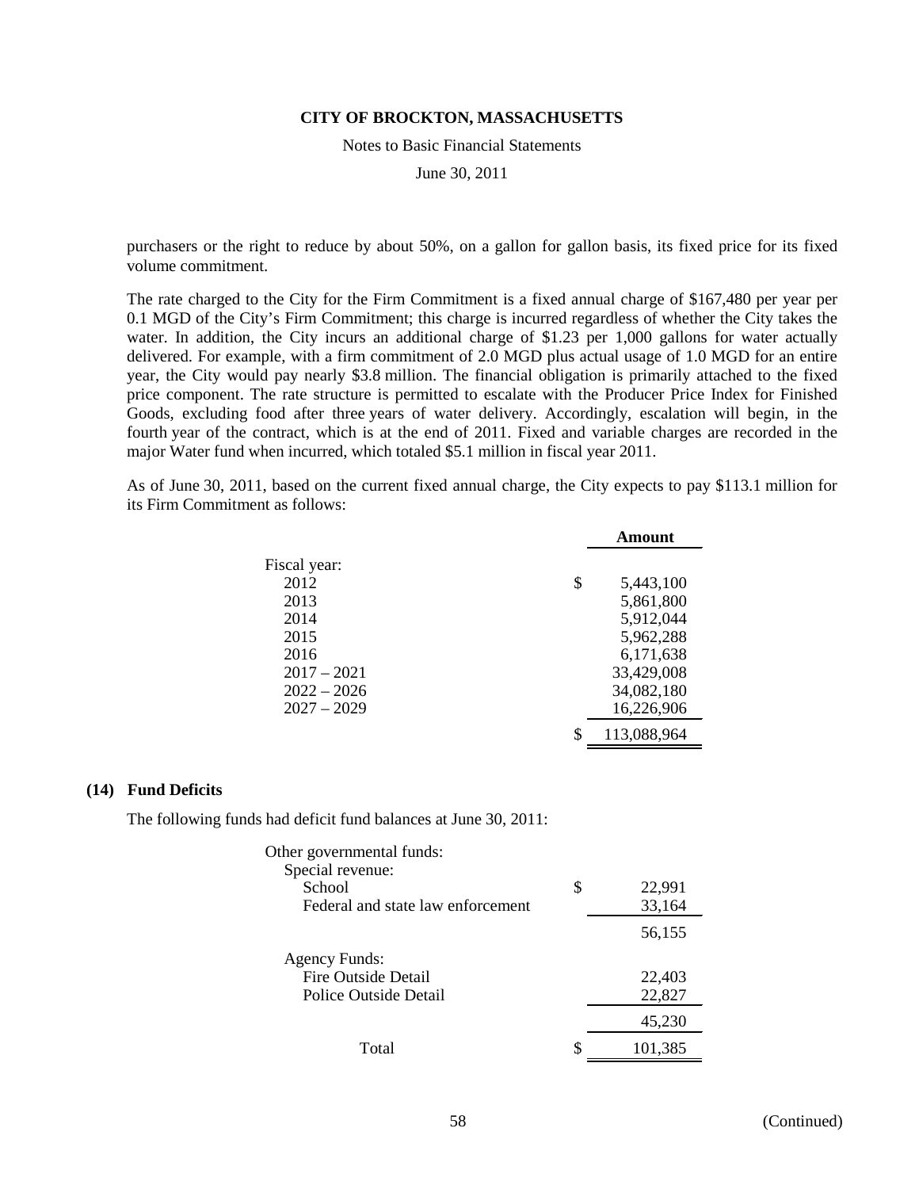purchasers or the right to reduce by about 50%, on a gallon for gallon basis, its fixed price for its fixed volume commitment.

The rate charged to the City for the Firm Commitment is a fixed annual charge of $167,480 per year per 0.1 MGD of the City's Firm Commitment; this charge is incurred regardless of whether the City takes the water. In addition, the City incurs an additional charge of $1.23 per 1,000 gallons for water actually delivered. For example, with a firm commitment of 2.0 MGD plus actual usage of 1.0 MGD for an entire year, the City would pay nearly $3.8 million. The financial obligation is primarily attached to the fixed price component. The rate structure is permitted to escalate with the Producer Price Index for Finished Goods, excluding food after three years of water delivery. Accordingly, escalation will begin, in the fourth year of the contract, which is at the end of 2011. Fixed and variable charges are recorded in the major Water fund when incurred, which totaled $5.1 million in fiscal year 2011.

As of June 30, 2011, based on the current fixed annual charge, the City expects to pay $113.1 million for its Firm Commitment as follows:

| | **Amount** |
|---|---|
| Fiscal year: | |
| 2012 | $ 5,443,100 |
| 2013 | 5,861,800 |
| 2014 | 5,912,044 |
| 2015 | 5,962,288 |
| 2016 | 6,171,638 |
| 2017 – 2021 | 33,429,008 |
| 2022 – 2026 | 34,082,180 |
| 2027 – 2029 | 16,226,906 |
| | $ 113,088,964 |

## (14) Fund Deficits

The following funds had deficit fund balances at June 30, 2011:

| | |
|---|---|
| Other governmental funds: | |
| Special revenue: | |
| School | $ 22,991 |
| Federal and state law enforcement | 33,164 |
| | 56,155 |
| Agency Funds: | |
| Fire Outside Detail | 22,403 |
| Police Outside Detail | 22,827 |
| | 45,230 |
| Total | $ 101,385 |

(Continued)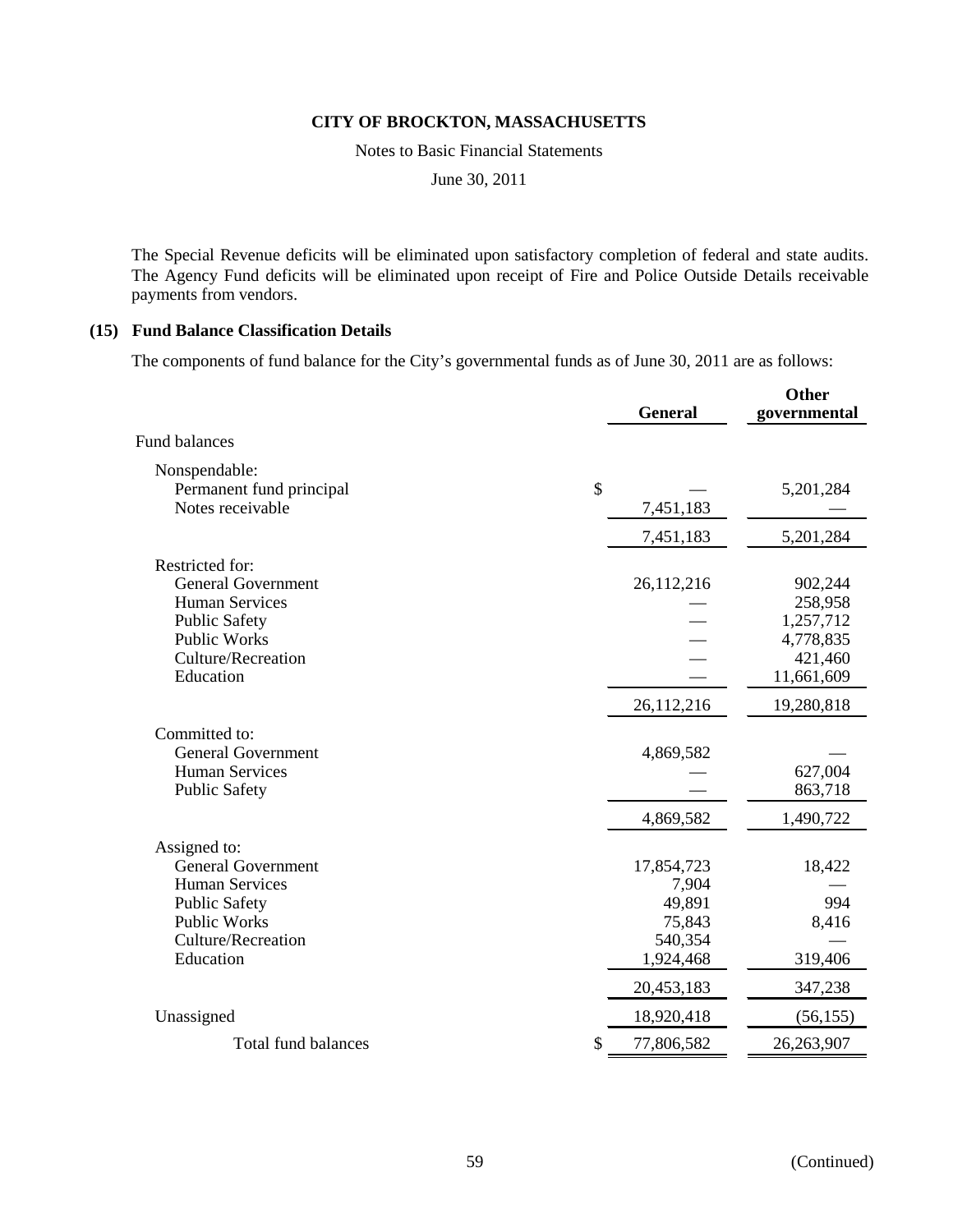The Special Revenue deficits will be eliminated upon satisfactory completion of federal and state audits. The Agency Fund deficits will be eliminated upon receipt of Fire and Police Outside Details receivable payments from vendors.

## (15) Fund Balance Classification Details

The components of fund balance for the City's governmental funds as of June 30, 2011 are as follows:

| | General | Other governmental |
|---|---|---|
| Fund balances | | |
| Nonspendable: | | |
| Permanent fund principal | $ — | 5,201,284 |
| Notes receivable | 7,451,183 | — |
| | 7,451,183 | 5,201,284 |
| Restricted for: | | |
| General Government | 26,112,216 | 902,244 |
| Human Services | — | 258,958 |
| Public Safety | — | 1,257,712 |
| Public Works | — | 4,778,835 |
| Culture/Recreation | — | 421,460 |
| Education | — | 11,661,609 |
| | 26,112,216 | 19,280,818 |
| Committed to: | | |
| General Government | 4,869,582 | — |
| Human Services | — | 627,004 |
| Public Safety | — | 863,718 |
| | 4,869,582 | 1,490,722 |
| Assigned to: | | |
| General Government | 17,854,723 | 18,422 |
| Human Services | 7,904 | — |
| Public Safety | 49,891 | 994 |
| Public Works | 75,843 | 8,416 |
| Culture/Recreation | 540,354 | — |
| Education | 1,924,468 | 319,406 |
| | 20,453,183 | 347,238 |
| Unassigned | 18,920,418 | (56,155) |
| Total fund balances | $ 77,806,582 | 26,263,907 |

(Continued)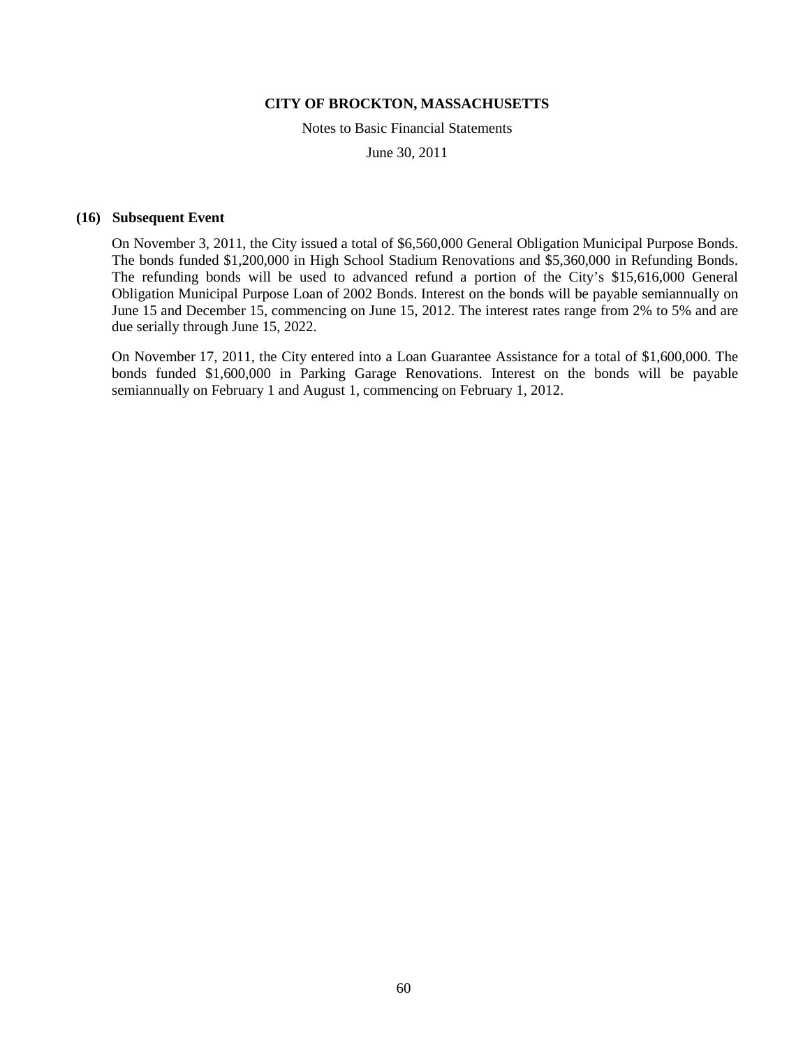**CITY OF BROCKTON, MASSACHUSETTS**

Notes to Basic Financial Statements

June 30, 2011

## (16) Subsequent Event

On November 3, 2011, the City issued a total of $6,560,000 General Obligation Municipal Purpose Bonds. The bonds funded $1,200,000 in High School Stadium Renovations and $5,360,000 in Refunding Bonds. The refunding bonds will be used to advanced refund a portion of the City's $15,616,000 General Obligation Municipal Purpose Loan of 2002 Bonds. Interest on the bonds will be payable semiannually on June 15 and December 15, commencing on June 15, 2012. The interest rates range from 2% to 5% and are due serially through June 15, 2022.

On November 17, 2011, the City entered into a Loan Guarantee Assistance for a total of $1,600,000. The bonds funded $1,600,000 in Parking Garage Renovations. Interest on the bonds will be payable semiannually on February 1 and August 1, commencing on February 1, 2012.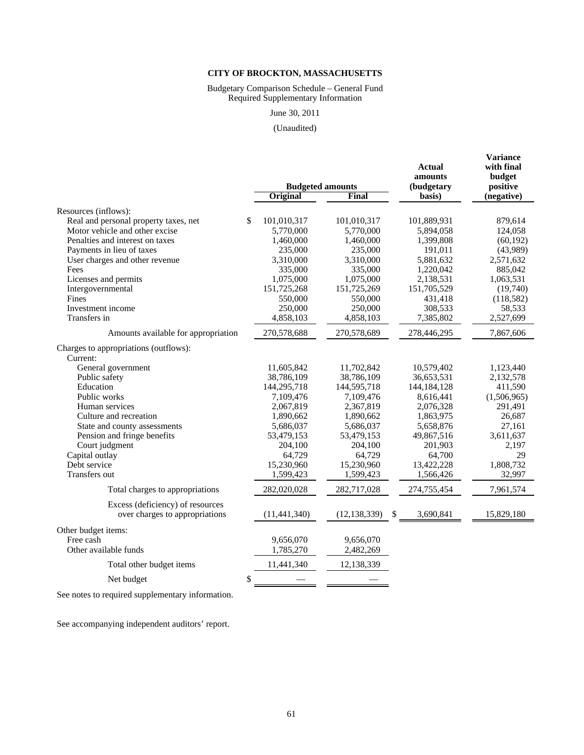**CITY OF BROCKTON, MASSACHUSETTS**

Budgetary Comparison Schedule – General Fund
Required Supplementary Information

June 30, 2011

(Unaudited)

| | Budgeted amounts Original | Final | Actual amounts (budgetary basis) | Variance with final budget positive (negative) |
|---|---|---|---|---|
| Resources (inflows): | | | | |
| Real and personal property taxes, net | $ 101,010,317 | 101,010,317 | 101,889,931 | 879,614 |
| Motor vehicle and other excise | 5,770,000 | 5,770,000 | 5,894,058 | 124,058 |
| Penalties and interest on taxes | 1,460,000 | 1,460,000 | 1,399,808 | (60,192) |
| Payments in lieu of taxes | 235,000 | 235,000 | 191,011 | (43,989) |
| User charges and other revenue | 3,310,000 | 3,310,000 | 5,881,632 | 2,571,632 |
| Fees | 335,000 | 335,000 | 1,220,042 | 885,042 |
| Licenses and permits | 1,075,000 | 1,075,000 | 2,138,531 | 1,063,531 |
| Intergovernmental | 151,725,268 | 151,725,269 | 151,705,529 | (19,740) |
| Fines | 550,000 | 550,000 | 431,418 | (118,582) |
| Investment income | 250,000 | 250,000 | 308,533 | 58,533 |
| Transfers in | 4,858,103 | 4,858,103 | 7,385,802 | 2,527,699 |
| Amounts available for appropriation | 270,578,688 | 270,578,689 | 278,446,295 | 7,867,606 |
| Charges to appropriations (outflows): | | | | |
| Current: | | | | |
| General government | 11,605,842 | 11,702,842 | 10,579,402 | 1,123,440 |
| Public safety | 38,786,109 | 38,786,109 | 36,653,531 | 2,132,578 |
| Education | 144,295,718 | 144,595,718 | 144,184,128 | 411,590 |
| Public works | 7,109,476 | 7,109,476 | 8,616,441 | (1,506,965) |
| Human services | 2,067,819 | 2,367,819 | 2,076,328 | 291,491 |
| Culture and recreation | 1,890,662 | 1,890,662 | 1,863,975 | 26,687 |
| State and county assessments | 5,686,037 | 5,686,037 | 5,658,876 | 27,161 |
| Pension and fringe benefits | 53,479,153 | 53,479,153 | 49,867,516 | 3,611,637 |
| Court judgment | 204,100 | 204,100 | 201,903 | 2,197 |
| Capital outlay | 64,729 | 64,729 | 64,700 | 29 |
| Debt service | 15,230,960 | 15,230,960 | 13,422,228 | 1,808,732 |
| Transfers out | 1,599,423 | 1,599,423 | 1,566,426 | 32,997 |
| Total charges to appropriations | 282,020,028 | 282,717,028 | 274,755,454 | 7,961,574 |
| Excess (deficiency) of resources over charges to appropriations | (11,441,340) | (12,138,339) | $ 3,690,841 | 15,829,180 |
| Other budget items: | | | | |
| Free cash | 9,656,070 | 9,656,070 | | |
| Other available funds | 1,785,270 | 2,482,269 | | |
| Total other budget items | 11,441,340 | 12,138,339 | | |
| Net budget | $ — | — | | |

See notes to required supplementary information.

See accompanying independent auditors' report.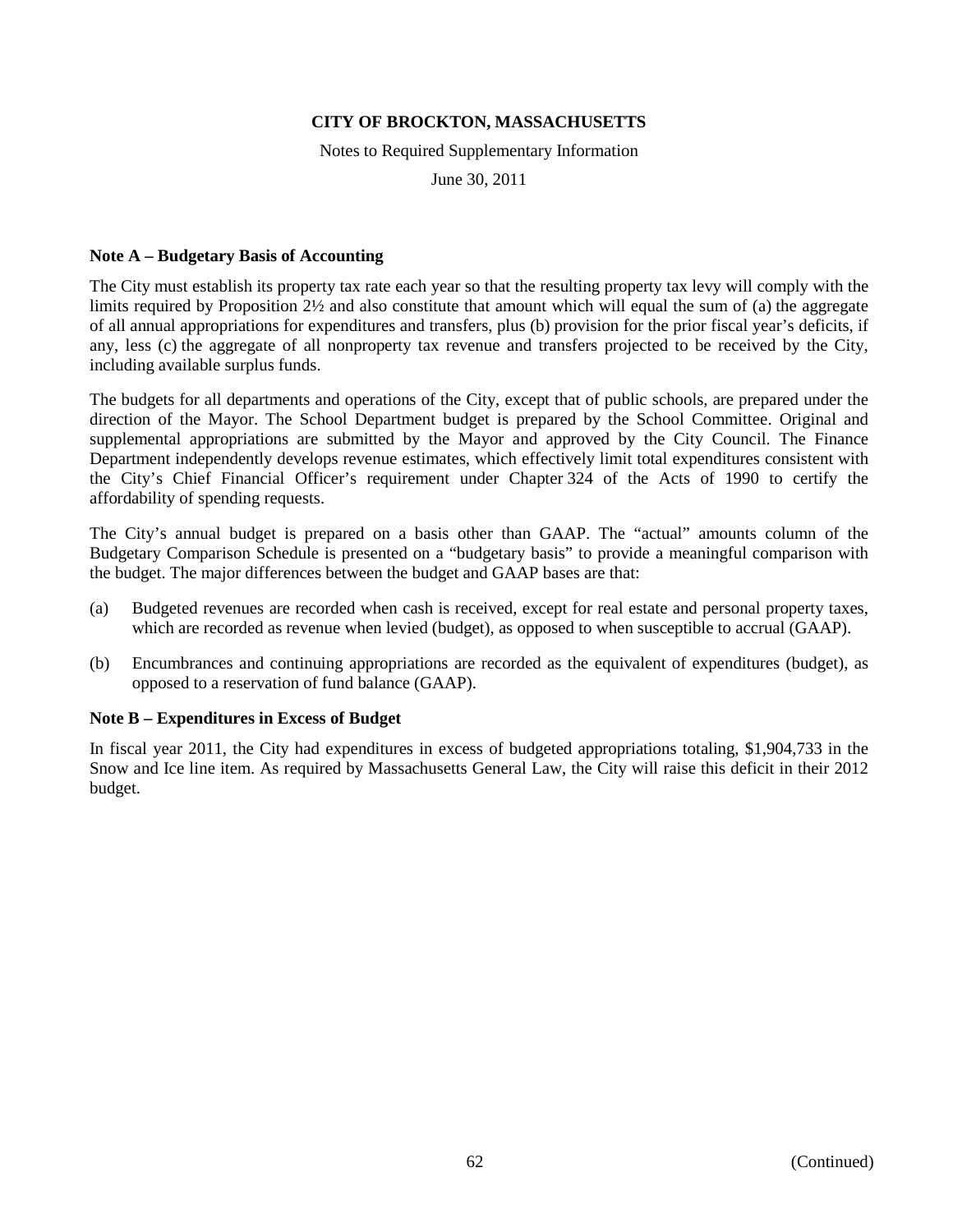**CITY OF BROCKTON, MASSACHUSETTS**

Notes to Required Supplementary Information

June 30, 2011

**Note A – Budgetary Basis of Accounting**

The City must establish its property tax rate each year so that the resulting property tax levy will comply with the limits required by Proposition 2½ and also constitute that amount which will equal the sum of (a) the aggregate of all annual appropriations for expenditures and transfers, plus (b) provision for the prior fiscal year's deficits, if any, less (c) the aggregate of all nonproperty tax revenue and transfers projected to be received by the City, including available surplus funds.

The budgets for all departments and operations of the City, except that of public schools, are prepared under the direction of the Mayor. The School Department budget is prepared by the School Committee. Original and supplemental appropriations are submitted by the Mayor and approved by the City Council. The Finance Department independently develops revenue estimates, which effectively limit total expenditures consistent with the City's Chief Financial Officer's requirement under Chapter 324 of the Acts of 1990 to certify the affordability of spending requests.

The City's annual budget is prepared on a basis other than GAAP. The "actual" amounts column of the Budgetary Comparison Schedule is presented on a "budgetary basis" to provide a meaningful comparison with the budget. The major differences between the budget and GAAP bases are that:

(a) Budgeted revenues are recorded when cash is received, except for real estate and personal property taxes, which are recorded as revenue when levied (budget), as opposed to when susceptible to accrual (GAAP).

(b) Encumbrances and continuing appropriations are recorded as the equivalent of expenditures (budget), as opposed to a reservation of fund balance (GAAP).

**Note B – Expenditures in Excess of Budget**

In fiscal year 2011, the City had expenditures in excess of budgeted appropriations totaling, $1,904,733 in the Snow and Ice line item. As required by Massachusetts General Law, the City will raise this deficit in their 2012 budget.

(Continued)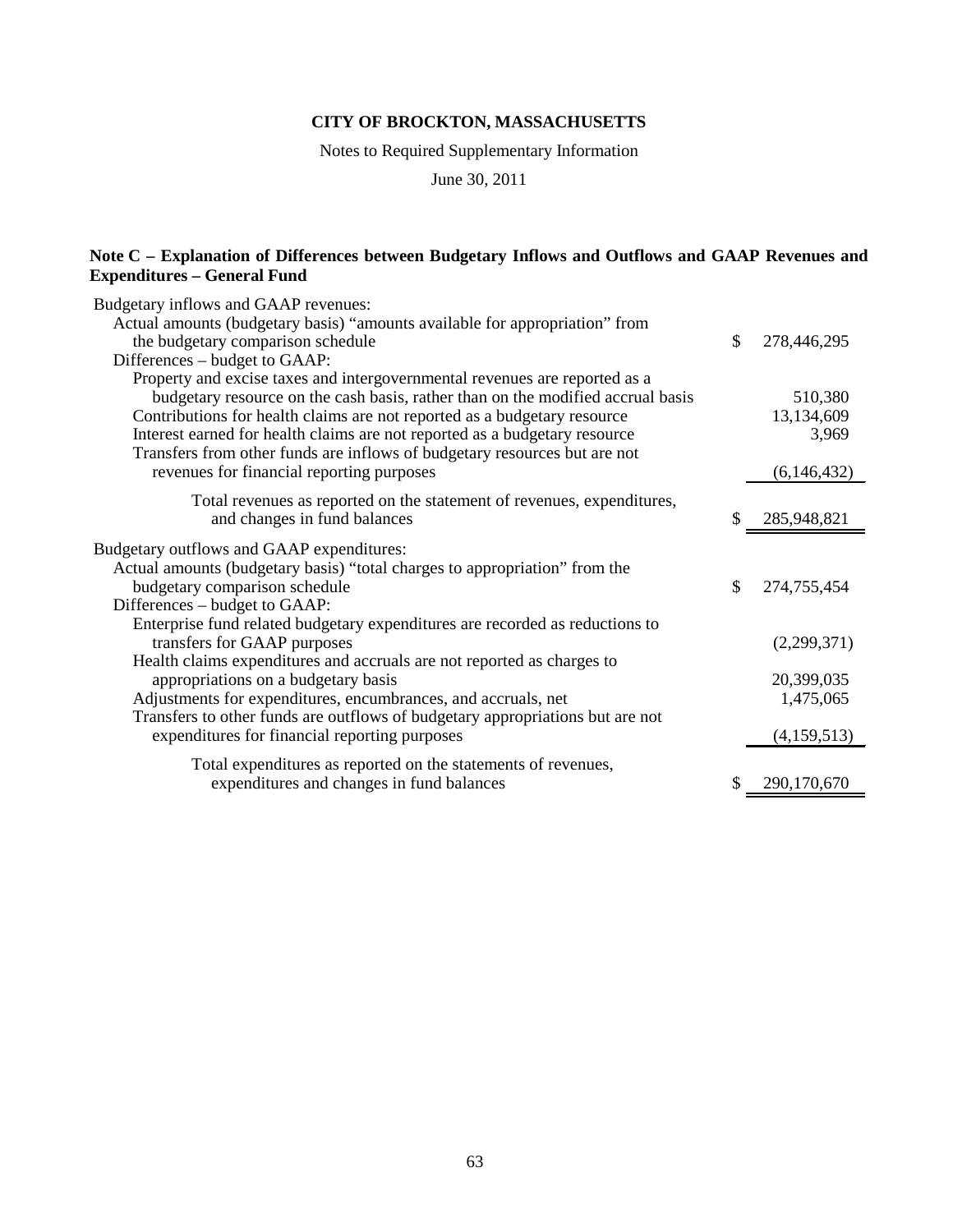**CITY OF BROCKTON, MASSACHUSETTS**

Notes to Required Supplementary Information

June 30, 2011

### Note C – Explanation of Differences between Budgetary Inflows and Outflows and GAAP Revenues and Expenditures – General Fund

| | | |
|---|---|---|
| Budgetary inflows and GAAP revenues: | | |
| Actual amounts (budgetary basis) "amounts available for appropriation" from the budgetary comparison schedule | $ | 278,446,295 |
| Differences – budget to GAAP: | | |
| Property and excise taxes and intergovernmental revenues are reported as a budgetary resource on the cash basis, rather than on the modified accrual basis | | 510,380 |
| Contributions for health claims are not reported as a budgetary resource | | 13,134,609 |
| Interest earned for health claims are not reported as a budgetary resource | | 3,969 |
| Transfers from other funds are inflows of budgetary resources but are not revenues for financial reporting purposes | | (6,146,432) |
| Total revenues as reported on the statement of revenues, expenditures, and changes in fund balances | $ | 285,948,821 |
| Budgetary outflows and GAAP expenditures: | | |
| Actual amounts (budgetary basis) "total charges to appropriation" from the budgetary comparison schedule | $ | 274,755,454 |
| Differences – budget to GAAP: | | |
| Enterprise fund related budgetary expenditures are recorded as reductions to transfers for GAAP purposes | | (2,299,371) |
| Health claims expenditures and accruals are not reported as charges to appropriations on a budgetary basis | | 20,399,035 |
| Adjustments for expenditures, encumbrances, and accruals, net | | 1,475,065 |
| Transfers to other funds are outflows of budgetary appropriations but are not expenditures for financial reporting purposes | | (4,159,513) |
| Total expenditures as reported on the statements of revenues, expenditures and changes in fund balances | $ | 290,170,670 |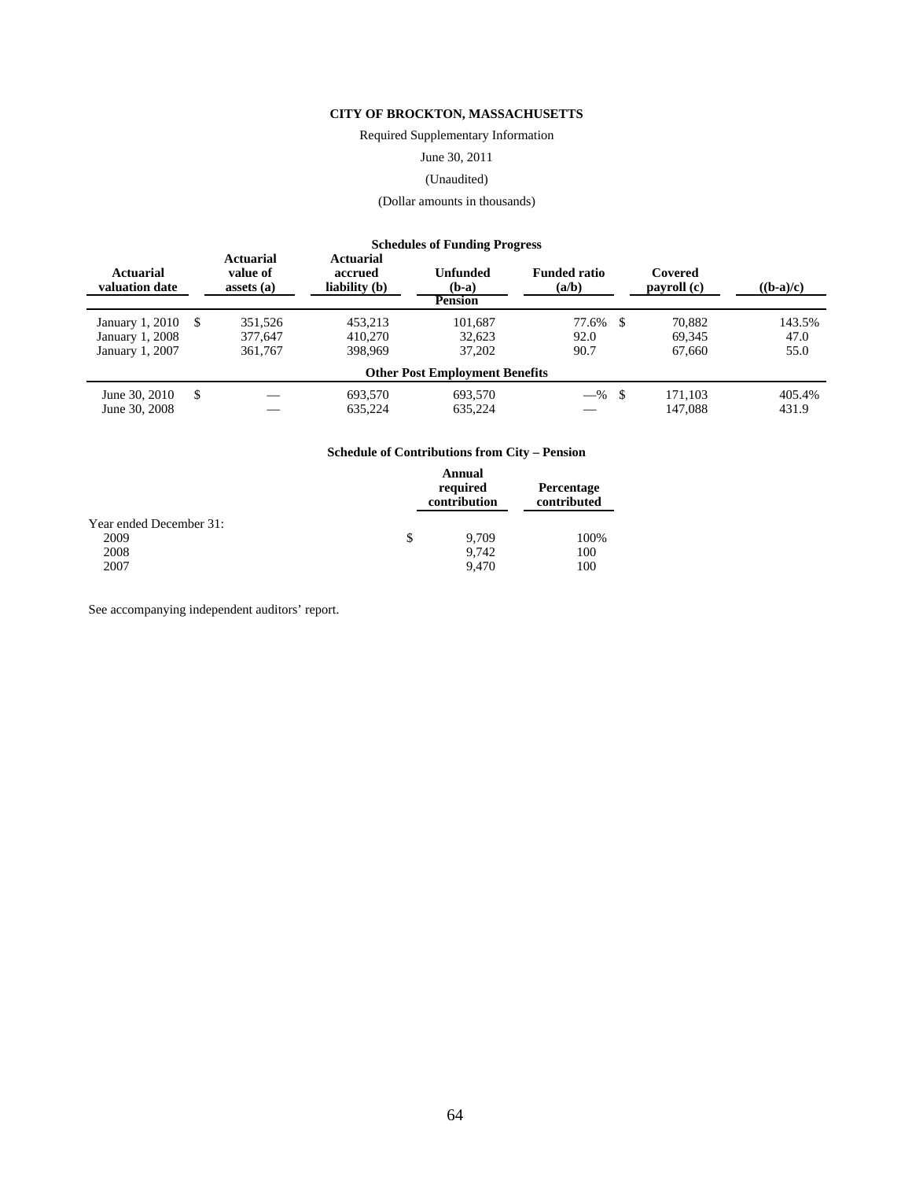**CITY OF BROCKTON, MASSACHUSETTS**

Required Supplementary Information

June 30, 2011

(Unaudited)

(Dollar amounts in thousands)

**Schedules of Funding Progress**

| Actuarial valuation date | | Actuarial value of assets (a) | Actuarial accrued liability (b) | Unfunded (b-a) | Funded ratio (a/b) | | Covered payroll (c) | ((b-a)/c) |
|---|---|---|---|---|---|---|---|---|
| | | | | **Pension** | | | | |
| January 1, 2010 | $ | 351,526 | 453,213 | 101,687 | 77.6% | $ | 70,882 | 143.5% |
| January 1, 2008 | | 377,647 | 410,270 | 32,623 | 92.0 | | 69,345 | 47.0 |
| January 1, 2007 | | 361,767 | 398,969 | 37,202 | 90.7 | | 67,660 | 55.0 |
| | | | | **Other Post Employment Benefits** | | | | |
| June 30, 2010 | $ | — | 693,570 | 693,570 | —% | $ | 171,103 | 405.4% |
| June 30, 2008 | | — | 635,224 | 635,224 | — | | 147,088 | 431.9 |

**Schedule of Contributions from City – Pension**

| | | Annual required contribution | Percentage contributed |
|---|---|---|---|
| Year ended December 31: | | | |
| 2009 | $ | 9,709 | 100% |
| 2008 | | 9,742 | 100 |
| 2007 | | 9,470 | 100 |

See accompanying independent auditors' report.